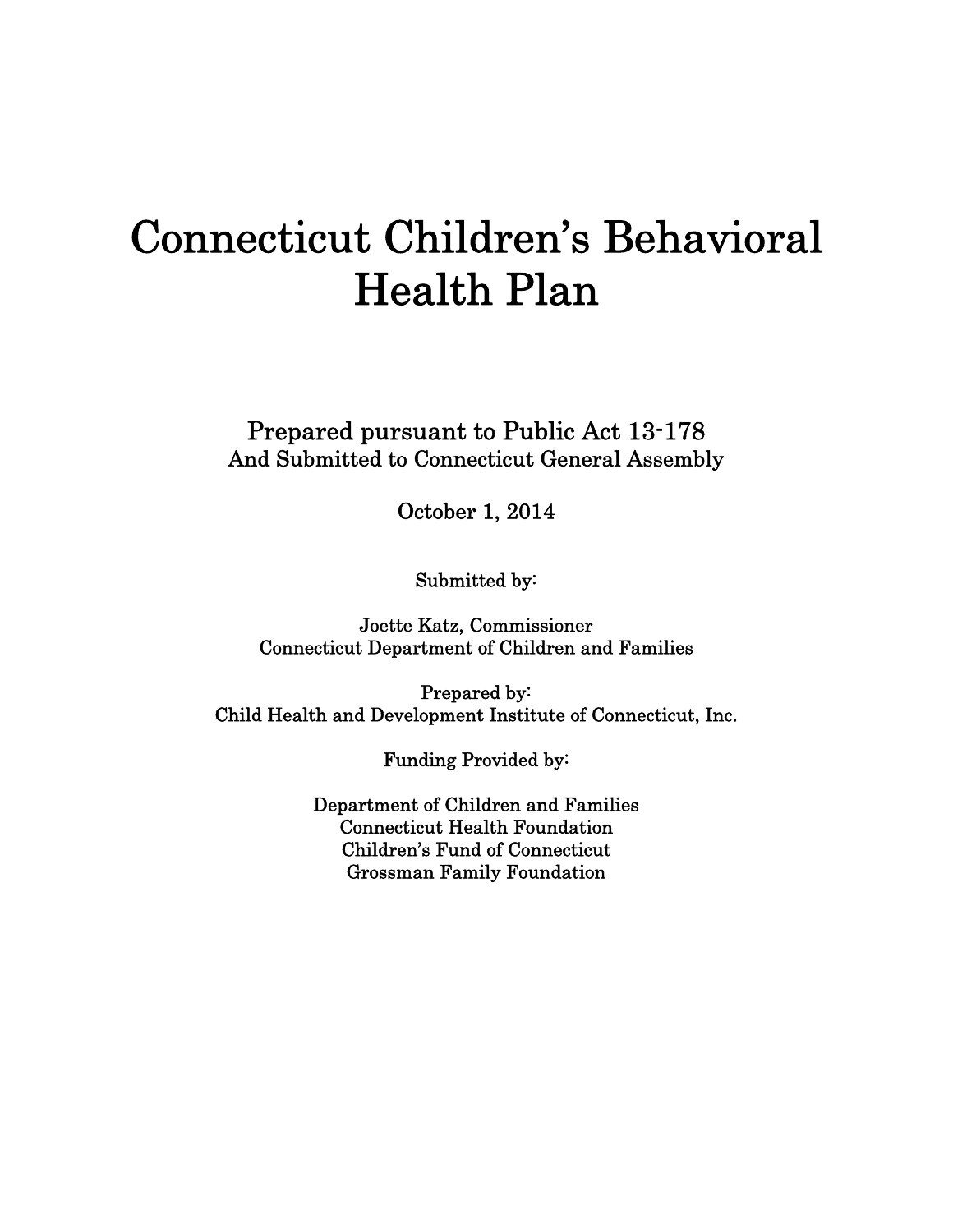# Connecticut Children's Behavioral Health Plan

Prepared pursuant to Public Act 13-178
And Submitted to Connecticut General Assembly

October 1, 2014

Submitted by:

Joette Katz, Commissioner
Connecticut Department of Children and Families

Prepared by:
Child Health and Development Institute of Connecticut, Inc.

Funding Provided by:

Department of Children and Families
Connecticut Health Foundation
Children's Fund of Connecticut
Grossman Family Foundation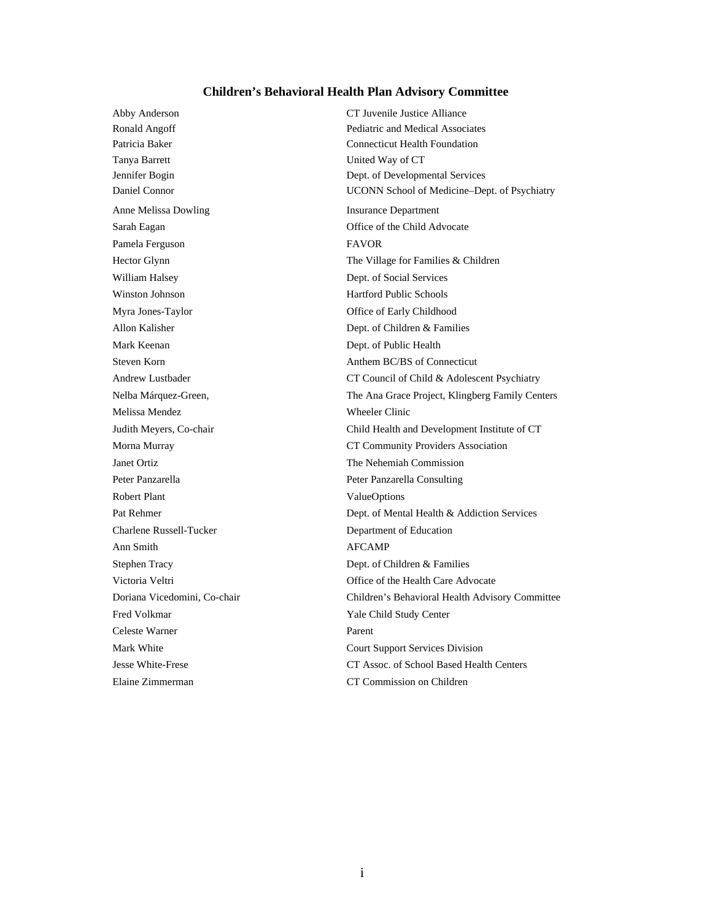## Children's Behavioral Health Plan Advisory Committee

| | |
|---|---|
| Abby Anderson | CT Juvenile Justice Alliance |
| Ronald Angoff | Pediatric and Medical Associates |
| Patricia Baker | Connecticut Health Foundation |
| Tanya Barrett | United Way of CT |
| Jennifer Bogin | Dept. of Developmental Services |
| Daniel Connor | UCONN School of Medicine–Dept. of Psychiatry |
| Anne Melissa Dowling | Insurance Department |
| Sarah Eagan | Office of the Child Advocate |
| Pamela Ferguson | FAVOR |
| Hector Glynn | The Village for Families & Children |
| William Halsey | Dept. of Social Services |
| Winston Johnson | Hartford Public Schools |
| Myra Jones-Taylor | Office of Early Childhood |
| Allon Kalisher | Dept. of Children & Families |
| Mark Keenan | Dept. of Public Health |
| Steven Korn | Anthem BC/BS of Connecticut |
| Andrew Lustbader | CT Council of Child & Adolescent Psychiatry |
| Nelba Márquez-Green, | The Ana Grace Project, Klingberg Family Centers |
| Melissa Mendez | Wheeler Clinic |
| Judith Meyers, Co-chair | Child Health and Development Institute of CT |
| Morna Murray | CT Community Providers Association |
| Janet Ortiz | The Nehemiah Commission |
| Peter Panzarella | Peter Panzarella Consulting |
| Robert Plant | ValueOptions |
| Pat Rehmer | Dept. of Mental Health & Addiction Services |
| Charlene Russell-Tucker | Department of Education |
| Ann Smith | AFCAMP |
| Stephen Tracy | Dept. of Children & Families |
| Victoria Veltri | Office of the Health Care Advocate |
| Doriana Vicedomini, Co-chair | Children's Behavioral Health Advisory Committee |
| Fred Volkmar | Yale Child Study Center |
| Celeste Warner | Parent |
| Mark White | Court Support Services Division |
| Jesse White-Frese | CT Assoc. of School Based Health Centers |
| Elaine Zimmerman | CT Commission on Children |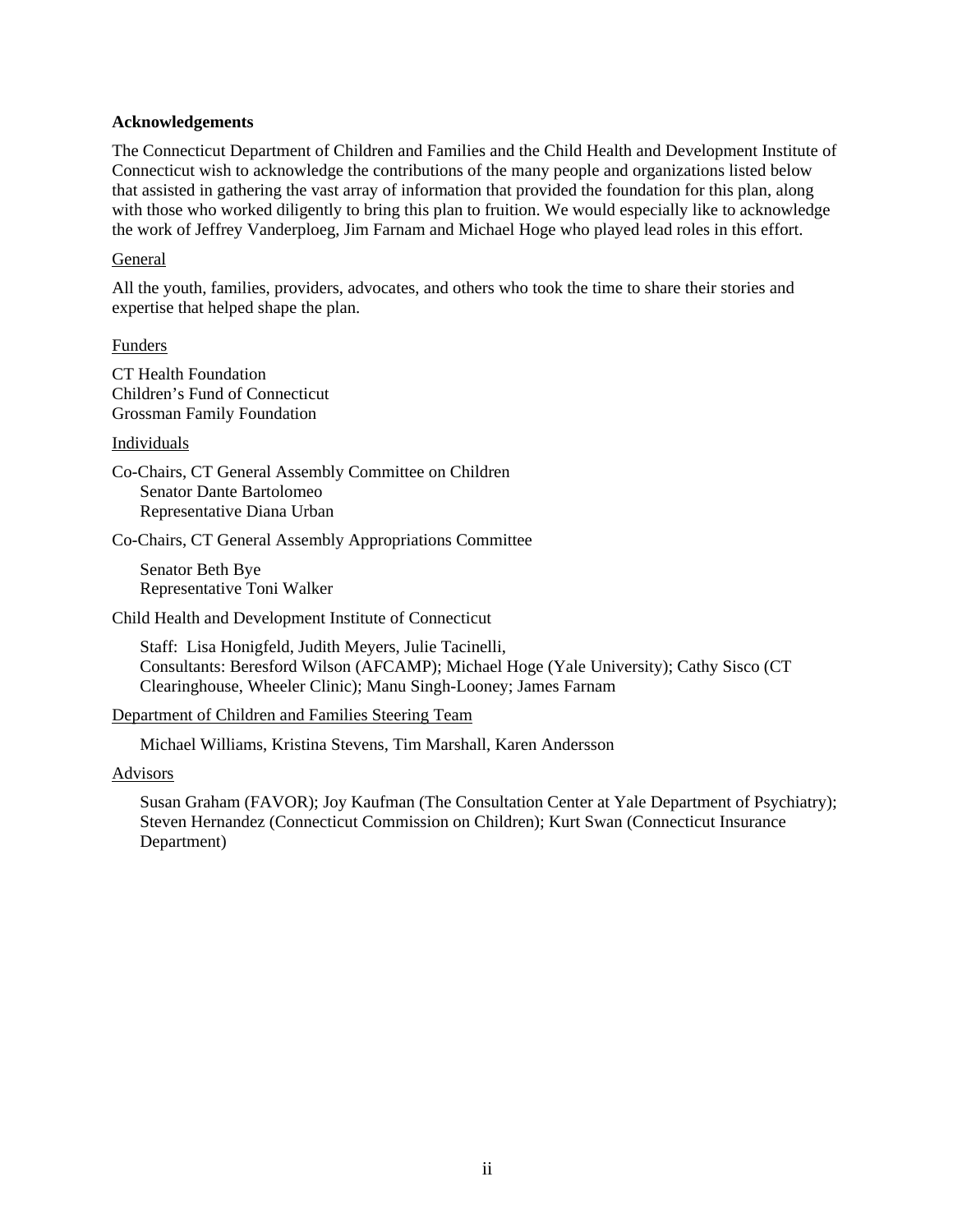**Acknowledgements**

The Connecticut Department of Children and Families and the Child Health and Development Institute of Connecticut wish to acknowledge the contributions of the many people and organizations listed below that assisted in gathering the vast array of information that provided the foundation for this plan, along with those who worked diligently to bring this plan to fruition. We would especially like to acknowledge the work of Jeffrey Vanderploeg, Jim Farnam and Michael Hoge who played lead roles in this effort.

General

All the youth, families, providers, advocates, and others who took the time to share their stories and expertise that helped shape the plan.

Funders

CT Health Foundation
Children's Fund of Connecticut
Grossman Family Foundation

Individuals

Co-Chairs, CT General Assembly Committee on Children
 Senator Dante Bartolomeo
 Representative Diana Urban

Co-Chairs, CT General Assembly Appropriations Committee

 Senator Beth Bye
 Representative Toni Walker

Child Health and Development Institute of Connecticut

 Staff: Lisa Honigfeld, Judith Meyers, Julie Tacinelli,
 Consultants: Beresford Wilson (AFCAMP); Michael Hoge (Yale University); Cathy Sisco (CT Clearinghouse, Wheeler Clinic); Manu Singh-Looney; James Farnam

Department of Children and Families Steering Team

 Michael Williams, Kristina Stevens, Tim Marshall, Karen Andersson

Advisors

 Susan Graham (FAVOR); Joy Kaufman (The Consultation Center at Yale Department of Psychiatry); Steven Hernandez (Connecticut Commission on Children); Kurt Swan (Connecticut Insurance Department)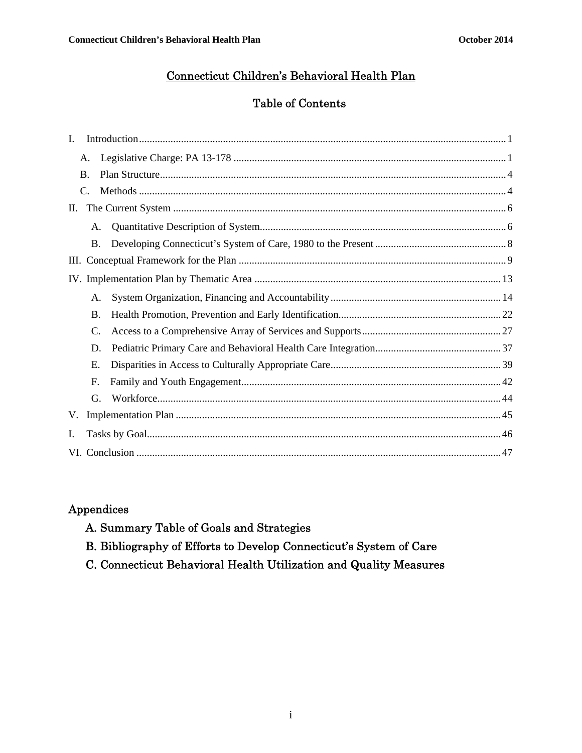# Connecticut Children's Behavioral Health Plan

## Table of Contents

I. Introduction .......... 1

- A. Legislative Charge: PA 13-178 .......... 1
- B. Plan Structure .......... 4
- C. Methods .......... 4

II. The Current System .......... 6

- A. Quantitative Description of System .......... 6
- B. Developing Connecticut's System of Care, 1980 to the Present .......... 8

III. Conceptual Framework for the Plan .......... 9

IV. Implementation Plan by Thematic Area .......... 13

- A. System Organization, Financing and Accountability .......... 14
- B. Health Promotion, Prevention and Early Identification .......... 22
- C. Access to a Comprehensive Array of Services and Supports .......... 27
- D. Pediatric Primary Care and Behavioral Health Care Integration .......... 37
- E. Disparities in Access to Culturally Appropriate Care .......... 39
- F. Family and Youth Engagement .......... 42
- G. Workforce .......... 44

V. Implementation Plan .......... 45

I. Tasks by Goal .......... 46

VI. Conclusion .......... 47

## Appendices

A. Summary Table of Goals and Strategies

B. Bibliography of Efforts to Develop Connecticut's System of Care

C. Connecticut Behavioral Health Utilization and Quality Measures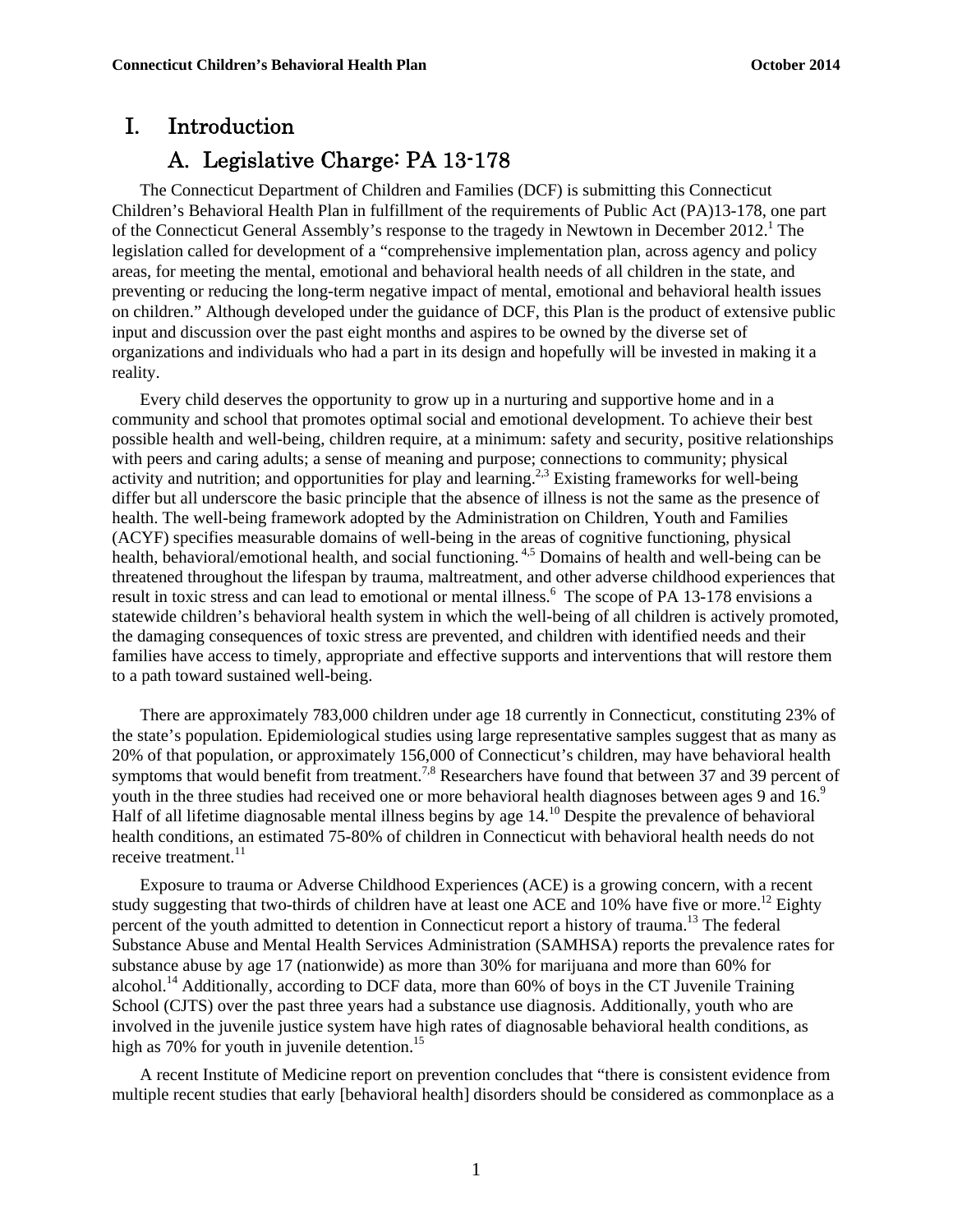# I. Introduction

## A. Legislative Charge: PA 13-178

The Connecticut Department of Children and Families (DCF) is submitting this Connecticut Children's Behavioral Health Plan in fulfillment of the requirements of Public Act (PA)13-178, one part of the Connecticut General Assembly's response to the tragedy in Newtown in December 2012.[1] The legislation called for development of a "comprehensive implementation plan, across agency and policy areas, for meeting the mental, emotional and behavioral health needs of all children in the state, and preventing or reducing the long-term negative impact of mental, emotional and behavioral health issues on children." Although developed under the guidance of DCF, this Plan is the product of extensive public input and discussion over the past eight months and aspires to be owned by the diverse set of organizations and individuals who had a part in its design and hopefully will be invested in making it a reality.

Every child deserves the opportunity to grow up in a nurturing and supportive home and in a community and school that promotes optimal social and emotional development. To achieve their best possible health and well-being, children require, at a minimum: safety and security, positive relationships with peers and caring adults; a sense of meaning and purpose; connections to community; physical activity and nutrition; and opportunities for play and learning.[2,3] Existing frameworks for well-being differ but all underscore the basic principle that the absence of illness is not the same as the presence of health. The well-being framework adopted by the Administration on Children, Youth and Families (ACYF) specifies measurable domains of well-being in the areas of cognitive functioning, physical health, behavioral/emotional health, and social functioning.[4,5] Domains of health and well-being can be threatened throughout the lifespan by trauma, maltreatment, and other adverse childhood experiences that result in toxic stress and can lead to emotional or mental illness.[6] The scope of PA 13-178 envisions a statewide children's behavioral health system in which the well-being of all children is actively promoted, the damaging consequences of toxic stress are prevented, and children with identified needs and their families have access to timely, appropriate and effective supports and interventions that will restore them to a path toward sustained well-being.

There are approximately 783,000 children under age 18 currently in Connecticut, constituting 23% of the state's population. Epidemiological studies using large representative samples suggest that as many as 20% of that population, or approximately 156,000 of Connecticut's children, may have behavioral health symptoms that would benefit from treatment.[7,8] Researchers have found that between 37 and 39 percent of youth in the three studies had received one or more behavioral health diagnoses between ages 9 and 16.[9] Half of all lifetime diagnosable mental illness begins by age 14.[10] Despite the prevalence of behavioral health conditions, an estimated 75-80% of children in Connecticut with behavioral health needs do not receive treatment.[11]

Exposure to trauma or Adverse Childhood Experiences (ACE) is a growing concern, with a recent study suggesting that two-thirds of children have at least one ACE and 10% have five or more.[12] Eighty percent of the youth admitted to detention in Connecticut report a history of trauma.[13] The federal Substance Abuse and Mental Health Services Administration (SAMHSA) reports the prevalence rates for substance abuse by age 17 (nationwide) as more than 30% for marijuana and more than 60% for alcohol.[14] Additionally, according to DCF data, more than 60% of boys in the CT Juvenile Training School (CJTS) over the past three years had a substance use diagnosis. Additionally, youth who are involved in the juvenile justice system have high rates of diagnosable behavioral health conditions, as high as 70% for youth in juvenile detention.[15]

A recent Institute of Medicine report on prevention concludes that "there is consistent evidence from multiple recent studies that early [behavioral health] disorders should be considered as commonplace as a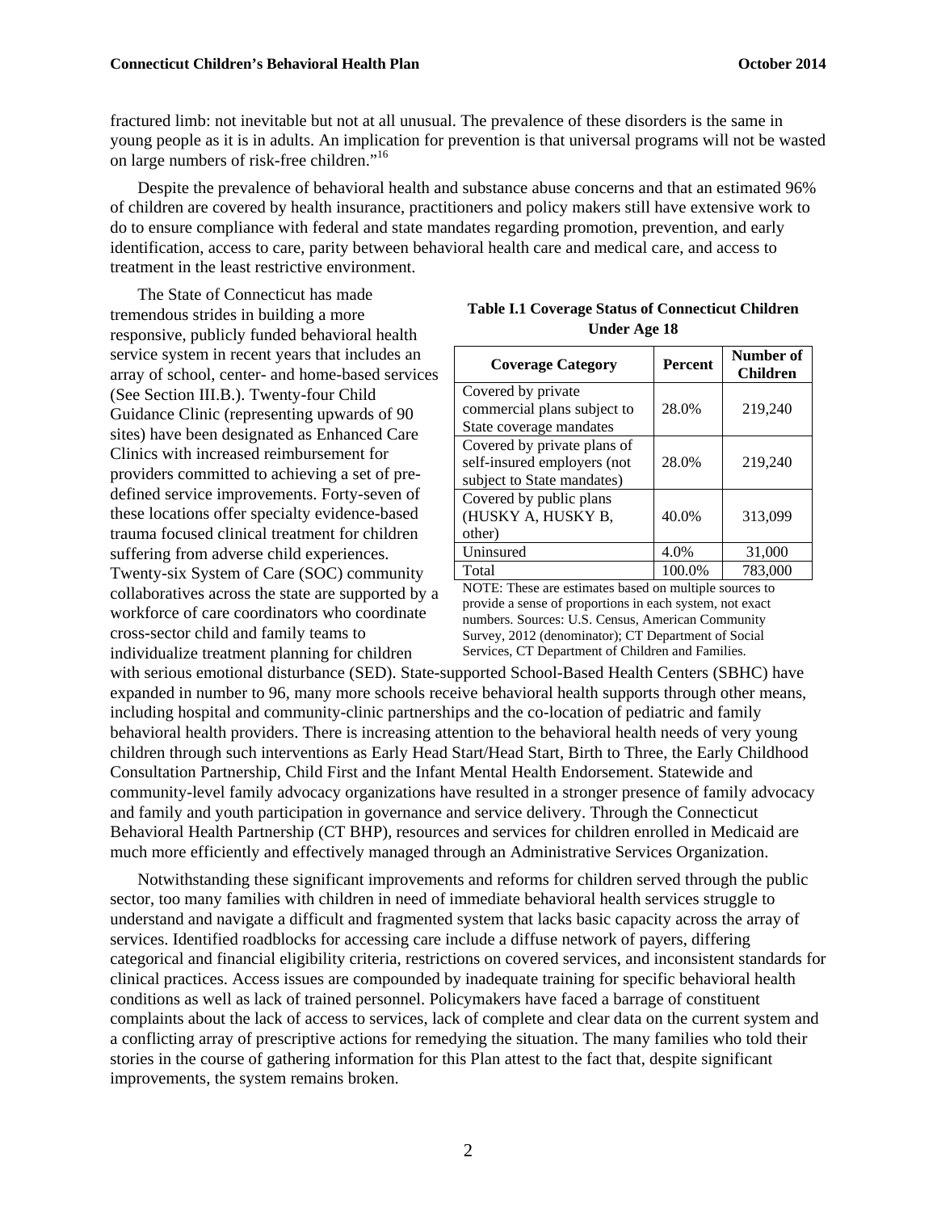fractured limb: not inevitable but not at all unusual. The prevalence of these disorders is the same in young people as it is in adults. An implication for prevention is that universal programs will not be wasted on large numbers of risk-free children."[16]

Despite the prevalence of behavioral health and substance abuse concerns and that an estimated 96% of children are covered by health insurance, practitioners and policy makers still have extensive work to do to ensure compliance with federal and state mandates regarding promotion, prevention, and early identification, access to care, parity between behavioral health care and medical care, and access to treatment in the least restrictive environment.

The State of Connecticut has made tremendous strides in building a more responsive, publicly funded behavioral health service system in recent years that includes an array of school, center- and home-based services (See Section III.B.). Twenty-four Child Guidance Clinic (representing upwards of 90 sites) have been designated as Enhanced Care Clinics with increased reimbursement for providers committed to achieving a set of pre-defined service improvements. Forty-seven of these locations offer specialty evidence-based trauma focused clinical treatment for children suffering from adverse child experiences. Twenty-six System of Care (SOC) community collaboratives across the state are supported by a workforce of care coordinators who coordinate cross-sector child and family teams to individualize treatment planning for children with serious emotional disturbance (SED). State-supported School-Based Health Centers (SBHC) have expanded in number to 96, many more schools receive behavioral health supports through other means, including hospital and community-clinic partnerships and the co-location of pediatric and family behavioral health providers. There is increasing attention to the behavioral health needs of very young children through such interventions as Early Head Start/Head Start, Birth to Three, the Early Childhood Consultation Partnership, Child First and the Infant Mental Health Endorsement. Statewide and community-level family advocacy organizations have resulted in a stronger presence of family advocacy and family and youth participation in governance and service delivery. Through the Connecticut Behavioral Health Partnership (CT BHP), resources and services for children enrolled in Medicaid are much more efficiently and effectively managed through an Administrative Services Organization.

**Table I.1 Coverage Status of Connecticut Children Under Age 18**

| Coverage Category | Percent | Number of Children |
|---|---|---|
| Covered by private commercial plans subject to State coverage mandates | 28.0% | 219,240 |
| Covered by private plans of self-insured employers (not subject to State mandates) | 28.0% | 219,240 |
| Covered by public plans (HUSKY A, HUSKY B, other) | 40.0% | 313,099 |
| Uninsured | 4.0% | 31,000 |
| Total | 100.0% | 783,000 |

NOTE: These are estimates based on multiple sources to provide a sense of proportions in each system, not exact numbers. Sources: U.S. Census, American Community Survey, 2012 (denominator); CT Department of Social Services, CT Department of Children and Families.

Notwithstanding these significant improvements and reforms for children served through the public sector, too many families with children in need of immediate behavioral health services struggle to understand and navigate a difficult and fragmented system that lacks basic capacity across the array of services. Identified roadblocks for accessing care include a diffuse network of payers, differing categorical and financial eligibility criteria, restrictions on covered services, and inconsistent standards for clinical practices. Access issues are compounded by inadequate training for specific behavioral health conditions as well as lack of trained personnel. Policymakers have faced a barrage of constituent complaints about the lack of access to services, lack of complete and clear data on the current system and a conflicting array of prescriptive actions for remedying the situation. The many families who told their stories in the course of gathering information for this Plan attest to the fact that, despite significant improvements, the system remains broken.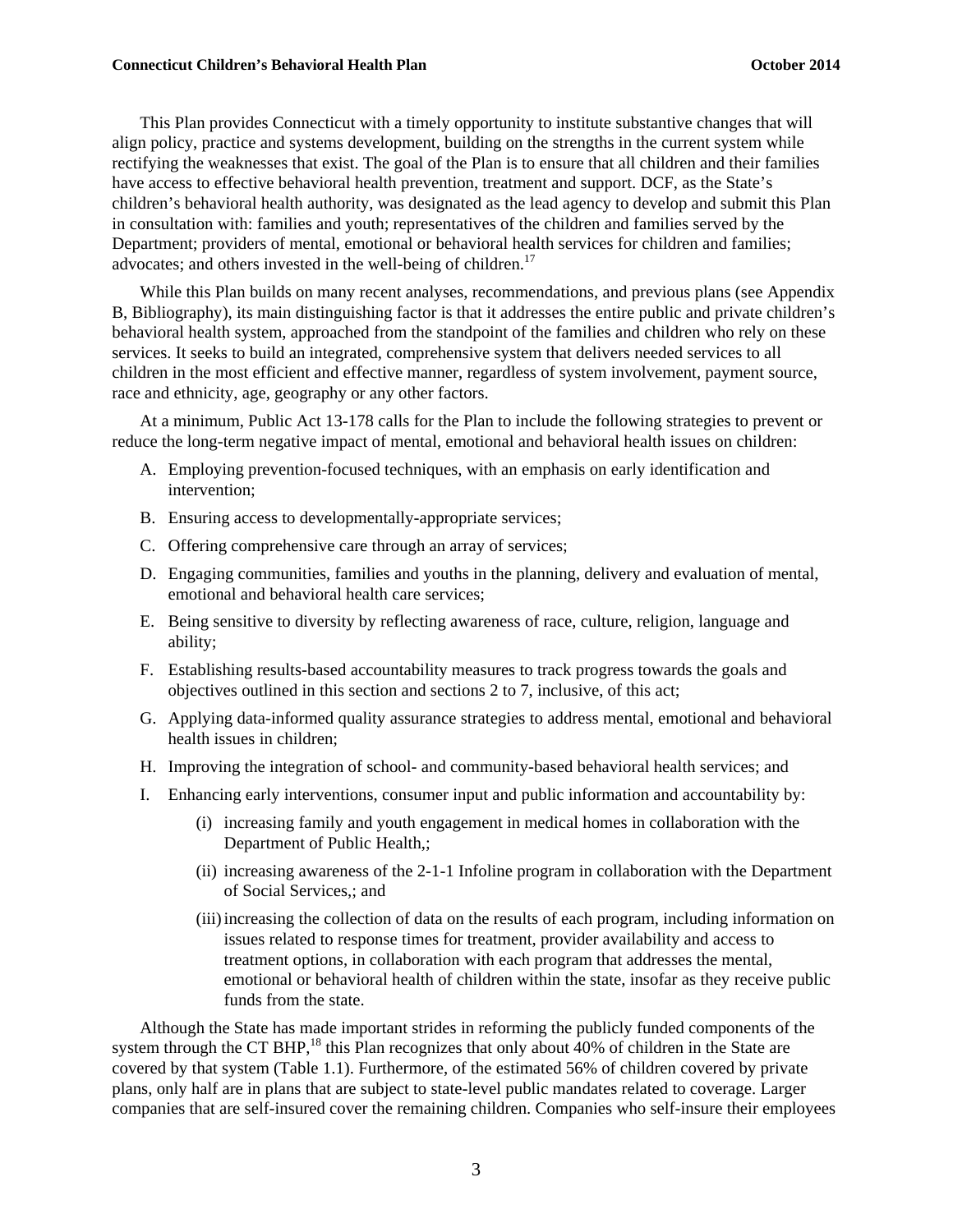This Plan provides Connecticut with a timely opportunity to institute substantive changes that will align policy, practice and systems development, building on the strengths in the current system while rectifying the weaknesses that exist. The goal of the Plan is to ensure that all children and their families have access to effective behavioral health prevention, treatment and support. DCF, as the State's children's behavioral health authority, was designated as the lead agency to develop and submit this Plan in consultation with: families and youth; representatives of the children and families served by the Department; providers of mental, emotional or behavioral health services for children and families; advocates; and others invested in the well-being of children.[17]

While this Plan builds on many recent analyses, recommendations, and previous plans (see Appendix B, Bibliography), its main distinguishing factor is that it addresses the entire public and private children's behavioral health system, approached from the standpoint of the families and children who rely on these services. It seeks to build an integrated, comprehensive system that delivers needed services to all children in the most efficient and effective manner, regardless of system involvement, payment source, race and ethnicity, age, geography or any other factors.

At a minimum, Public Act 13-178 calls for the Plan to include the following strategies to prevent or reduce the long-term negative impact of mental, emotional and behavioral health issues on children:

A. Employing prevention-focused techniques, with an emphasis on early identification and intervention;

B. Ensuring access to developmentally-appropriate services;

C. Offering comprehensive care through an array of services;

D. Engaging communities, families and youths in the planning, delivery and evaluation of mental, emotional and behavioral health care services;

E. Being sensitive to diversity by reflecting awareness of race, culture, religion, language and ability;

F. Establishing results-based accountability measures to track progress towards the goals and objectives outlined in this section and sections 2 to 7, inclusive, of this act;

G. Applying data-informed quality assurance strategies to address mental, emotional and behavioral health issues in children;

H. Improving the integration of school- and community-based behavioral health services; and

I. Enhancing early interventions, consumer input and public information and accountability by:

   (i) increasing family and youth engagement in medical homes in collaboration with the Department of Public Health,;

   (ii) increasing awareness of the 2-1-1 Infoline program in collaboration with the Department of Social Services,; and

   (iii) increasing the collection of data on the results of each program, including information on issues related to response times for treatment, provider availability and access to treatment options, in collaboration with each program that addresses the mental, emotional or behavioral health of children within the state, insofar as they receive public funds from the state.

Although the State has made important strides in reforming the publicly funded components of the system through the CT BHP,[18] this Plan recognizes that only about 40% of children in the State are covered by that system (Table 1.1). Furthermore, of the estimated 56% of children covered by private plans, only half are in plans that are subject to state-level public mandates related to coverage. Larger companies that are self-insured cover the remaining children. Companies who self-insure their employees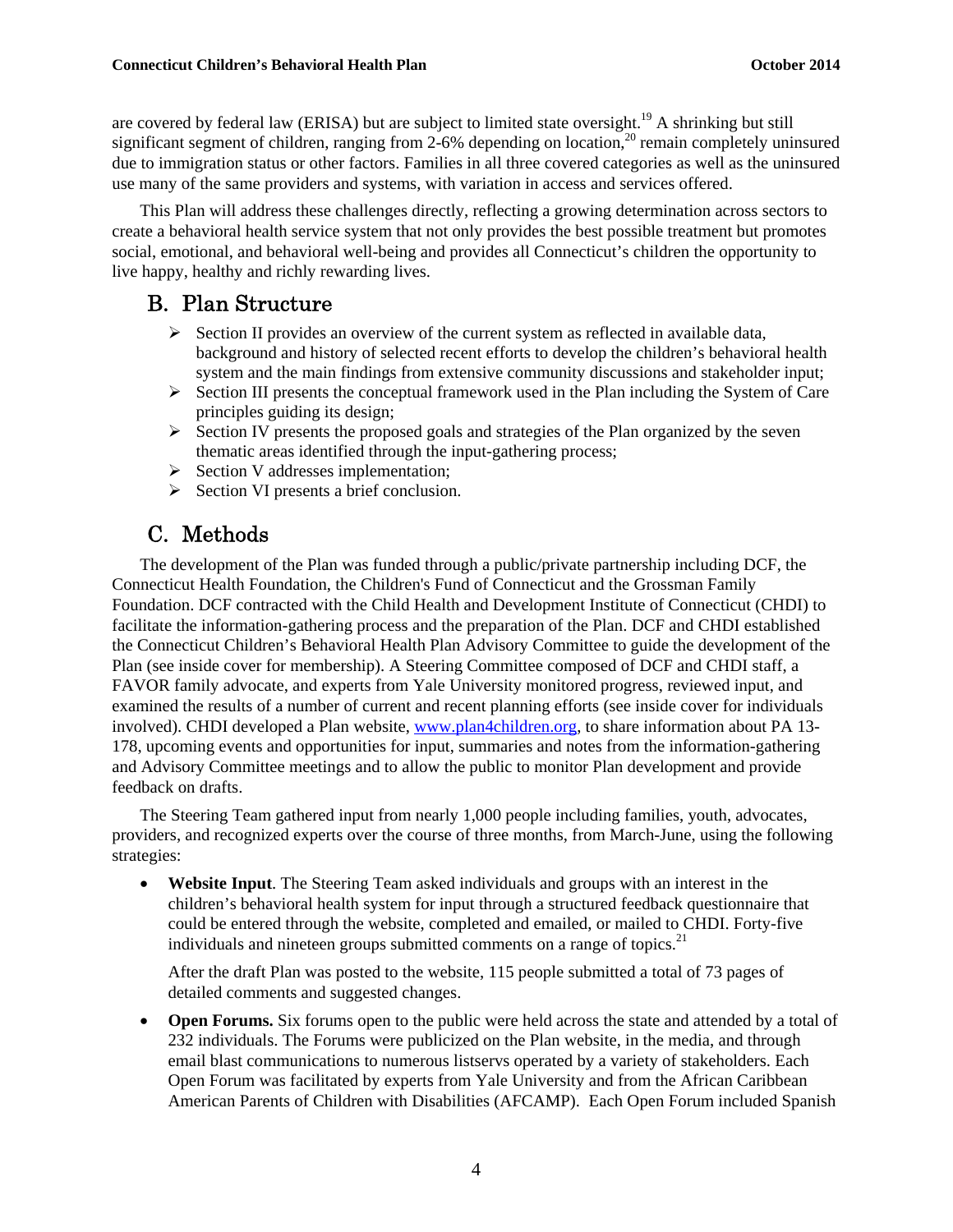are covered by federal law (ERISA) but are subject to limited state oversight.[19] A shrinking but still significant segment of children, ranging from 2-6% depending on location,[20] remain completely uninsured due to immigration status or other factors. Families in all three covered categories as well as the uninsured use many of the same providers and systems, with variation in access and services offered.

This Plan will address these challenges directly, reflecting a growing determination across sectors to create a behavioral health service system that not only provides the best possible treatment but promotes social, emotional, and behavioral well-being and provides all Connecticut's children the opportunity to live happy, healthy and richly rewarding lives.

## B. Plan Structure

- Section II provides an overview of the current system as reflected in available data, background and history of selected recent efforts to develop the children's behavioral health system and the main findings from extensive community discussions and stakeholder input;
- Section III presents the conceptual framework used in the Plan including the System of Care principles guiding its design;
- Section IV presents the proposed goals and strategies of the Plan organized by the seven thematic areas identified through the input-gathering process;
- Section V addresses implementation;
- Section VI presents a brief conclusion.

## C. Methods

The development of the Plan was funded through a public/private partnership including DCF, the Connecticut Health Foundation, the Children's Fund of Connecticut and the Grossman Family Foundation. DCF contracted with the Child Health and Development Institute of Connecticut (CHDI) to facilitate the information-gathering process and the preparation of the Plan. DCF and CHDI established the Connecticut Children's Behavioral Health Plan Advisory Committee to guide the development of the Plan (see inside cover for membership). A Steering Committee composed of DCF and CHDI staff, a FAVOR family advocate, and experts from Yale University monitored progress, reviewed input, and examined the results of a number of current and recent planning efforts (see inside cover for individuals involved). CHDI developed a Plan website, www.plan4children.org, to share information about PA 13-178, upcoming events and opportunities for input, summaries and notes from the information-gathering and Advisory Committee meetings and to allow the public to monitor Plan development and provide feedback on drafts.

The Steering Team gathered input from nearly 1,000 people including families, youth, advocates, providers, and recognized experts over the course of three months, from March-June, using the following strategies:

- **Website Input**. The Steering Team asked individuals and groups with an interest in the children's behavioral health system for input through a structured feedback questionnaire that could be entered through the website, completed and emailed, or mailed to CHDI. Forty-five individuals and nineteen groups submitted comments on a range of topics.[21]

  After the draft Plan was posted to the website, 115 people submitted a total of 73 pages of detailed comments and suggested changes.

- **Open Forums.** Six forums open to the public were held across the state and attended by a total of 232 individuals. The Forums were publicized on the Plan website, in the media, and through email blast communications to numerous listservs operated by a variety of stakeholders. Each Open Forum was facilitated by experts from Yale University and from the African Caribbean American Parents of Children with Disabilities (AFCAMP). Each Open Forum included Spanish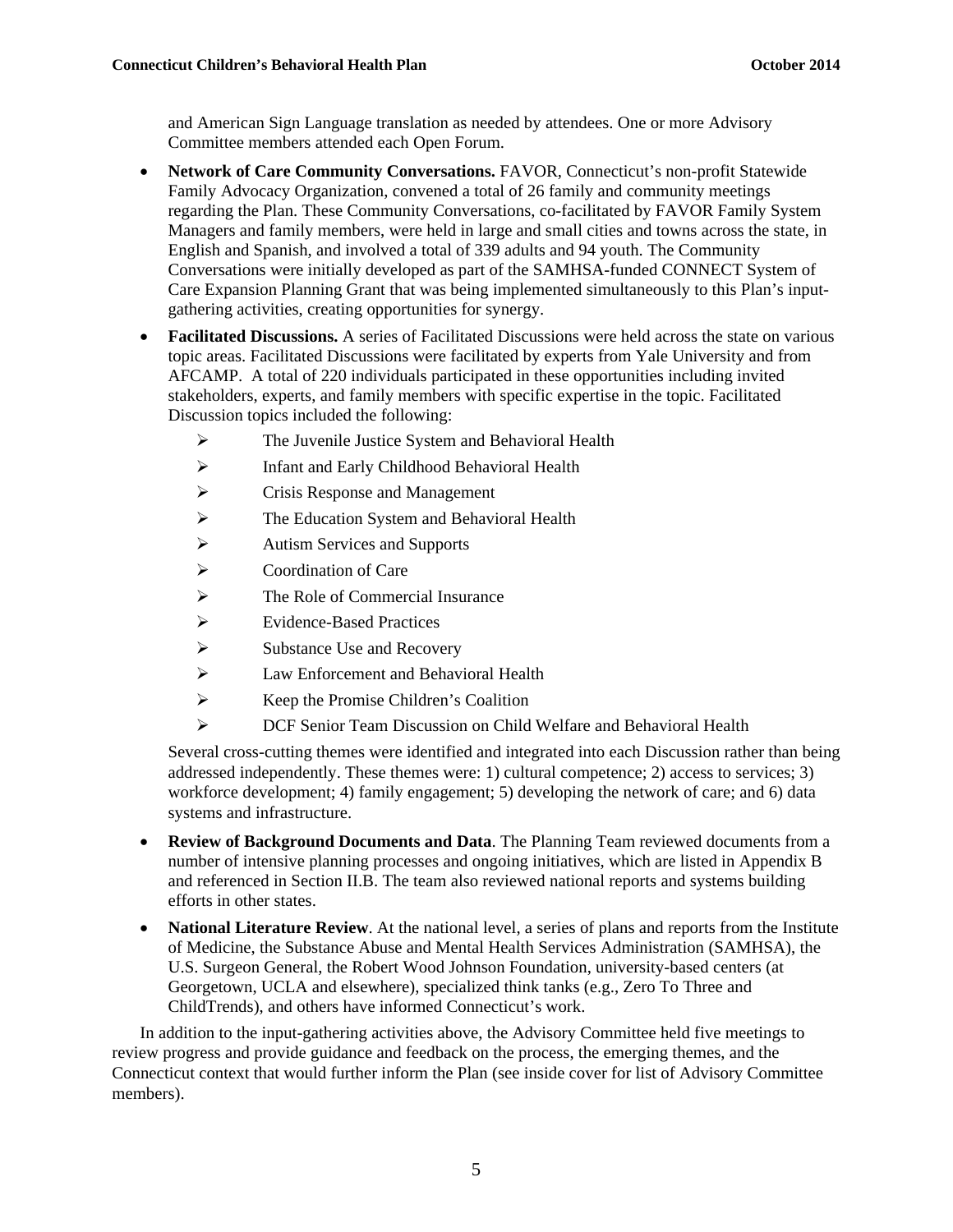and American Sign Language translation as needed by attendees. One or more Advisory Committee members attended each Open Forum.

- **Network of Care Community Conversations.** FAVOR, Connecticut's non-profit Statewide Family Advocacy Organization, convened a total of 26 family and community meetings regarding the Plan. These Community Conversations, co-facilitated by FAVOR Family System Managers and family members, were held in large and small cities and towns across the state, in English and Spanish, and involved a total of 339 adults and 94 youth. The Community Conversations were initially developed as part of the SAMHSA-funded CONNECT System of Care Expansion Planning Grant that was being implemented simultaneously to this Plan's input-gathering activities, creating opportunities for synergy.
- **Facilitated Discussions.** A series of Facilitated Discussions were held across the state on various topic areas. Facilitated Discussions were facilitated by experts from Yale University and from AFCAMP. A total of 220 individuals participated in these opportunities including invited stakeholders, experts, and family members with specific expertise in the topic. Facilitated Discussion topics included the following:
  - The Juvenile Justice System and Behavioral Health
  - Infant and Early Childhood Behavioral Health
  - Crisis Response and Management
  - The Education System and Behavioral Health
  - Autism Services and Supports
  - Coordination of Care
  - The Role of Commercial Insurance
  - Evidence-Based Practices
  - Substance Use and Recovery
  - Law Enforcement and Behavioral Health
  - Keep the Promise Children's Coalition
  - DCF Senior Team Discussion on Child Welfare and Behavioral Health

  Several cross-cutting themes were identified and integrated into each Discussion rather than being addressed independently. These themes were: 1) cultural competence; 2) access to services; 3) workforce development; 4) family engagement; 5) developing the network of care; and 6) data systems and infrastructure.
- **Review of Background Documents and Data**. The Planning Team reviewed documents from a number of intensive planning processes and ongoing initiatives, which are listed in Appendix B and referenced in Section II.B. The team also reviewed national reports and systems building efforts in other states.
- **National Literature Review**. At the national level, a series of plans and reports from the Institute of Medicine, the Substance Abuse and Mental Health Services Administration (SAMHSA), the U.S. Surgeon General, the Robert Wood Johnson Foundation, university-based centers (at Georgetown, UCLA and elsewhere), specialized think tanks (e.g., Zero To Three and ChildTrends), and others have informed Connecticut's work.

In addition to the input-gathering activities above, the Advisory Committee held five meetings to review progress and provide guidance and feedback on the process, the emerging themes, and the Connecticut context that would further inform the Plan (see inside cover for list of Advisory Committee members).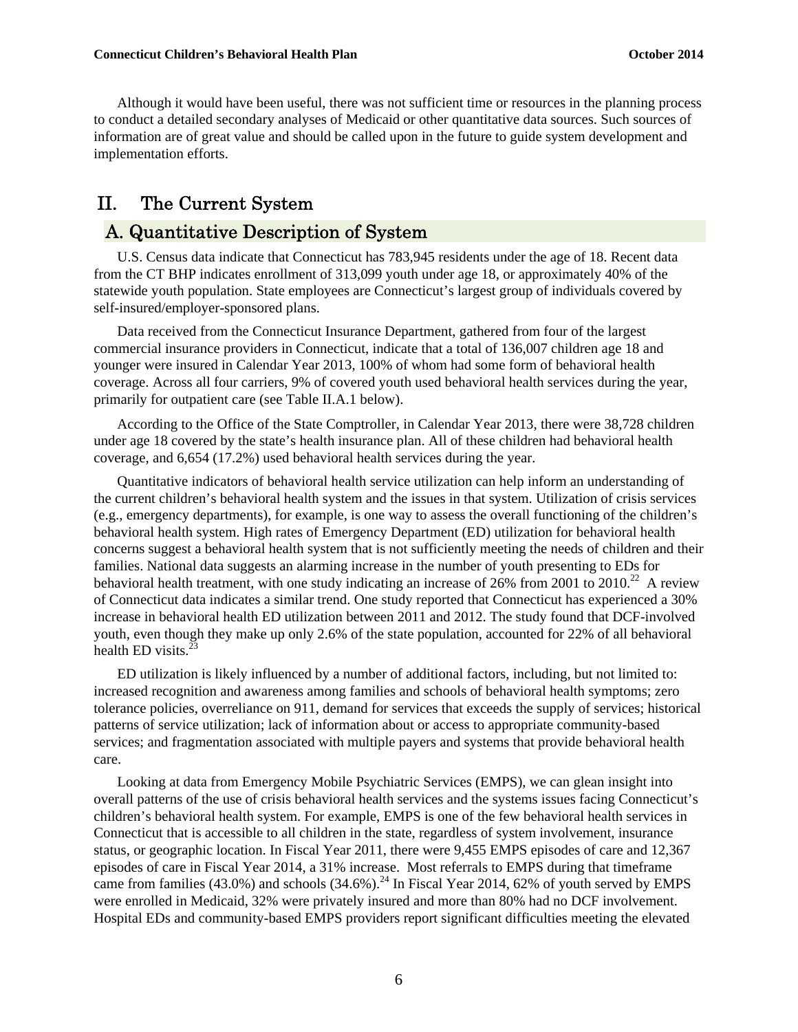Although it would have been useful, there was not sufficient time or resources in the planning process to conduct a detailed secondary analyses of Medicaid or other quantitative data sources. Such sources of information are of great value and should be called upon in the future to guide system development and implementation efforts.

# II. The Current System

## A. Quantitative Description of System

U.S. Census data indicate that Connecticut has 783,945 residents under the age of 18. Recent data from the CT BHP indicates enrollment of 313,099 youth under age 18, or approximately 40% of the statewide youth population. State employees are Connecticut's largest group of individuals covered by self-insured/employer-sponsored plans.

Data received from the Connecticut Insurance Department, gathered from four of the largest commercial insurance providers in Connecticut, indicate that a total of 136,007 children age 18 and younger were insured in Calendar Year 2013, 100% of whom had some form of behavioral health coverage. Across all four carriers, 9% of covered youth used behavioral health services during the year, primarily for outpatient care (see Table II.A.1 below).

According to the Office of the State Comptroller, in Calendar Year 2013, there were 38,728 children under age 18 covered by the state's health insurance plan. All of these children had behavioral health coverage, and 6,654 (17.2%) used behavioral health services during the year.

Quantitative indicators of behavioral health service utilization can help inform an understanding of the current children's behavioral health system and the issues in that system. Utilization of crisis services (e.g., emergency departments), for example, is one way to assess the overall functioning of the children's behavioral health system. High rates of Emergency Department (ED) utilization for behavioral health concerns suggest a behavioral health system that is not sufficiently meeting the needs of children and their families. National data suggests an alarming increase in the number of youth presenting to EDs for behavioral health treatment, with one study indicating an increase of 26% from 2001 to 2010.[22] A review of Connecticut data indicates a similar trend. One study reported that Connecticut has experienced a 30% increase in behavioral health ED utilization between 2011 and 2012. The study found that DCF-involved youth, even though they make up only 2.6% of the state population, accounted for 22% of all behavioral health ED visits.[23]

ED utilization is likely influenced by a number of additional factors, including, but not limited to: increased recognition and awareness among families and schools of behavioral health symptoms; zero tolerance policies, overreliance on 911, demand for services that exceeds the supply of services; historical patterns of service utilization; lack of information about or access to appropriate community-based services; and fragmentation associated with multiple payers and systems that provide behavioral health care.

Looking at data from Emergency Mobile Psychiatric Services (EMPS), we can glean insight into overall patterns of the use of crisis behavioral health services and the systems issues facing Connecticut's children's behavioral health system. For example, EMPS is one of the few behavioral health services in Connecticut that is accessible to all children in the state, regardless of system involvement, insurance status, or geographic location. In Fiscal Year 2011, there were 9,455 EMPS episodes of care and 12,367 episodes of care in Fiscal Year 2014, a 31% increase. Most referrals to EMPS during that timeframe came from families (43.0%) and schools (34.6%).[24] In Fiscal Year 2014, 62% of youth served by EMPS were enrolled in Medicaid, 32% were privately insured and more than 80% had no DCF involvement. Hospital EDs and community-based EMPS providers report significant difficulties meeting the elevated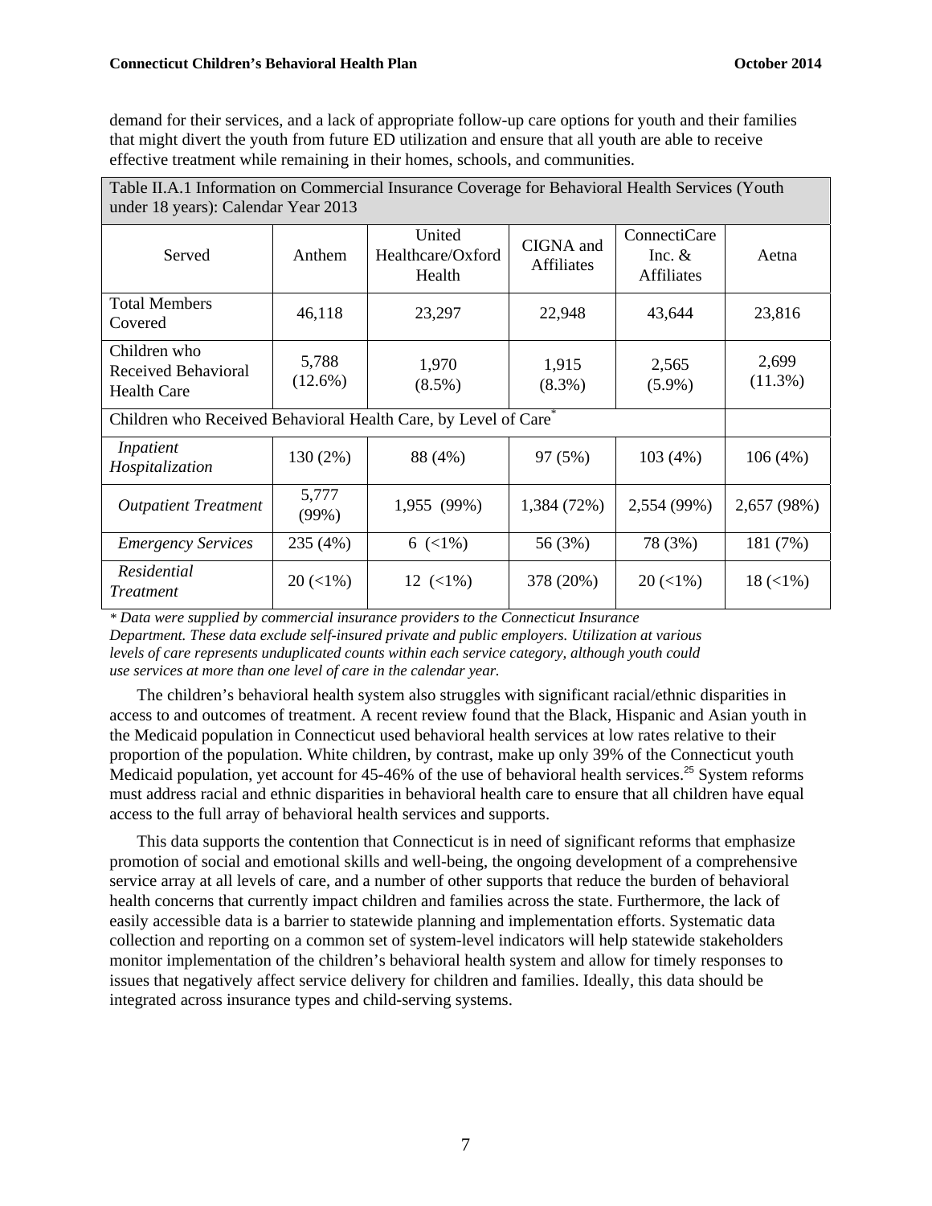demand for their services, and a lack of appropriate follow-up care options for youth and their families that might divert the youth from future ED utilization and ensure that all youth are able to receive effective treatment while remaining in their homes, schools, and communities.

| Table II.A.1 Information on Commercial Insurance Coverage for Behavioral Health Services (Youth under 18 years): Calendar Year 2013 | | | | | |
|---|---|---|---|---|---|
| Served | Anthem | United Healthcare/Oxford Health | CIGNA and Affiliates | ConnectiCare Inc. & Affiliates | Aetna |
| Total Members Covered | 46,118 | 23,297 | 22,948 | 43,644 | 23,816 |
| Children who Received Behavioral Health Care | 5,788 (12.6%) | 1,970 (8.5%) | 1,915 (8.3%) | 2,565 (5.9%) | 2,699 (11.3%) |
| Children who Received Behavioral Health Care, by Level of Care* | | | | | |
| *Inpatient Hospitalization* | 130 (2%) | 88 (4%) | 97 (5%) | 103 (4%) | 106 (4%) |
| *Outpatient Treatment* | 5,777 (99%) | 1,955 (99%) | 1,384 (72%) | 2,554 (99%) | 2,657 (98%) |
| *Emergency Services* | 235 (4%) | 6 (<1%) | 56 (3%) | 78 (3%) | 181 (7%) |
| *Residential Treatment* | 20 (<1%) | 12 (<1%) | 378 (20%) | 20 (<1%) | 18 (<1%) |

*\* Data were supplied by commercial insurance providers to the Connecticut Insurance Department. These data exclude self-insured private and public employers. Utilization at various levels of care represents unduplicated counts within each service category, although youth could use services at more than one level of care in the calendar year.*

The children's behavioral health system also struggles with significant racial/ethnic disparities in access to and outcomes of treatment. A recent review found that the Black, Hispanic and Asian youth in the Medicaid population in Connecticut used behavioral health services at low rates relative to their proportion of the population. White children, by contrast, make up only 39% of the Connecticut youth Medicaid population, yet account for 45-46% of the use of behavioral health services.[25] System reforms must address racial and ethnic disparities in behavioral health care to ensure that all children have equal access to the full array of behavioral health services and supports.

This data supports the contention that Connecticut is in need of significant reforms that emphasize promotion of social and emotional skills and well-being, the ongoing development of a comprehensive service array at all levels of care, and a number of other supports that reduce the burden of behavioral health concerns that currently impact children and families across the state. Furthermore, the lack of easily accessible data is a barrier to statewide planning and implementation efforts. Systematic data collection and reporting on a common set of system-level indicators will help statewide stakeholders monitor implementation of the children's behavioral health system and allow for timely responses to issues that negatively affect service delivery for children and families. Ideally, this data should be integrated across insurance types and child-serving systems.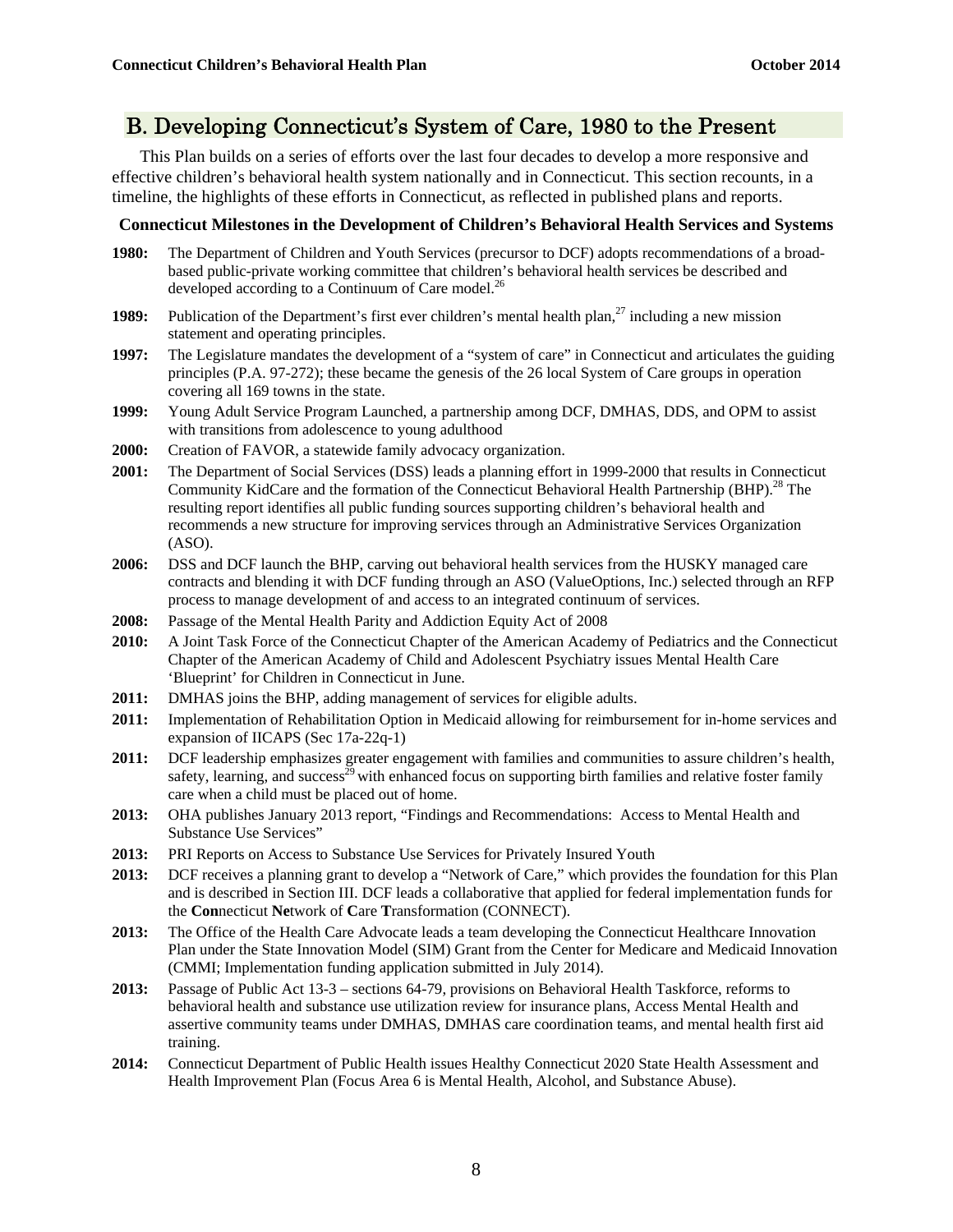## B. Developing Connecticut's System of Care, 1980 to the Present

This Plan builds on a series of efforts over the last four decades to develop a more responsive and effective children's behavioral health system nationally and in Connecticut. This section recounts, in a timeline, the highlights of these efforts in Connecticut, as reflected in published plans and reports.

**Connecticut Milestones in the Development of Children's Behavioral Health Services and Systems**

**1980:** The Department of Children and Youth Services (precursor to DCF) adopts recommendations of a broad-based public-private working committee that children's behavioral health services be described and developed according to a Continuum of Care model.[26]

**1989:** Publication of the Department's first ever children's mental health plan,[27] including a new mission statement and operating principles.

**1997:** The Legislature mandates the development of a "system of care" in Connecticut and articulates the guiding principles (P.A. 97-272); these became the genesis of the 26 local System of Care groups in operation covering all 169 towns in the state.

**1999:** Young Adult Service Program Launched, a partnership among DCF, DMHAS, DDS, and OPM to assist with transitions from adolescence to young adulthood

**2000:** Creation of FAVOR, a statewide family advocacy organization.

**2001:** The Department of Social Services (DSS) leads a planning effort in 1999-2000 that results in Connecticut Community KidCare and the formation of the Connecticut Behavioral Health Partnership (BHP).[28] The resulting report identifies all public funding sources supporting children's behavioral health and recommends a new structure for improving services through an Administrative Services Organization (ASO).

**2006:** DSS and DCF launch the BHP, carving out behavioral health services from the HUSKY managed care contracts and blending it with DCF funding through an ASO (ValueOptions, Inc.) selected through an RFP process to manage development of and access to an integrated continuum of services.

**2008:** Passage of the Mental Health Parity and Addiction Equity Act of 2008

**2010:** A Joint Task Force of the Connecticut Chapter of the American Academy of Pediatrics and the Connecticut Chapter of the American Academy of Child and Adolescent Psychiatry issues Mental Health Care 'Blueprint' for Children in Connecticut in June.

**2011:** DMHAS joins the BHP, adding management of services for eligible adults.

**2011:** Implementation of Rehabilitation Option in Medicaid allowing for reimbursement for in-home services and expansion of IICAPS (Sec 17a-22q-1)

**2011:** DCF leadership emphasizes greater engagement with families and communities to assure children's health, safety, learning, and success[29] with enhanced focus on supporting birth families and relative foster family care when a child must be placed out of home.

**2013:** OHA publishes January 2013 report, "Findings and Recommendations: Access to Mental Health and Substance Use Services"

**2013:** PRI Reports on Access to Substance Use Services for Privately Insured Youth

**2013:** DCF receives a planning grant to develop a "Network of Care," which provides the foundation for this Plan and is described in Section III. DCF leads a collaborative that applied for federal implementation funds for the **Con**necticut **Ne**twork of **C**are **T**ransformation (CONNECT).

**2013:** The Office of the Health Care Advocate leads a team developing the Connecticut Healthcare Innovation Plan under the State Innovation Model (SIM) Grant from the Center for Medicare and Medicaid Innovation (CMMI; Implementation funding application submitted in July 2014).

**2013:** Passage of Public Act 13-3 – sections 64-79, provisions on Behavioral Health Taskforce, reforms to behavioral health and substance use utilization review for insurance plans, Access Mental Health and assertive community teams under DMHAS, DMHAS care coordination teams, and mental health first aid training.

**2014:** Connecticut Department of Public Health issues Healthy Connecticut 2020 State Health Assessment and Health Improvement Plan (Focus Area 6 is Mental Health, Alcohol, and Substance Abuse).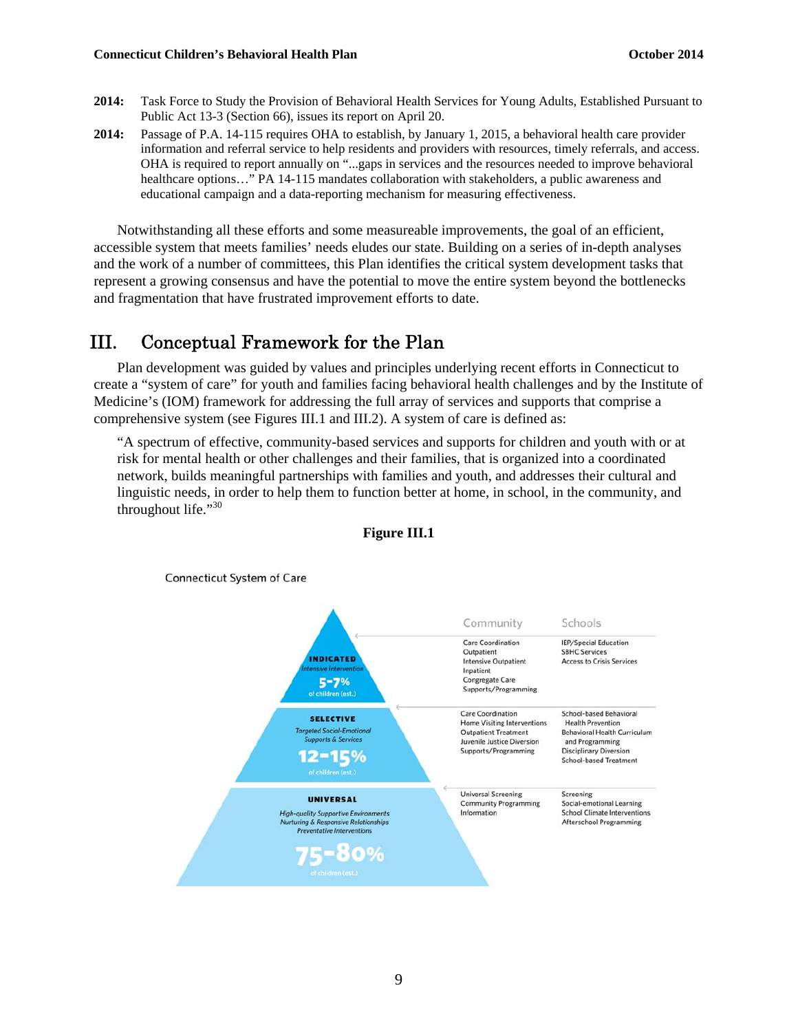**2014:** Task Force to Study the Provision of Behavioral Health Services for Young Adults, Established Pursuant to Public Act 13-3 (Section 66), issues its report on April 20.

**2014:** Passage of P.A. 14-115 requires OHA to establish, by January 1, 2015, a behavioral health care provider information and referral service to help residents and providers with resources, timely referrals, and access. OHA is required to report annually on "...gaps in services and the resources needed to improve behavioral healthcare options…" PA 14-115 mandates collaboration with stakeholders, a public awareness and educational campaign and a data-reporting mechanism for measuring effectiveness.

Notwithstanding all these efforts and some measureable improvements, the goal of an efficient, accessible system that meets families' needs eludes our state. Building on a series of in-depth analyses and the work of a number of committees, this Plan identifies the critical system development tasks that represent a growing consensus and have the potential to move the entire system beyond the bottlenecks and fragmentation that have frustrated improvement efforts to date.

# III. Conceptual Framework for the Plan

Plan development was guided by values and principles underlying recent efforts in Connecticut to create a "system of care" for youth and families facing behavioral health challenges and by the Institute of Medicine's (IOM) framework for addressing the full array of services and supports that comprise a comprehensive system (see Figures III.1 and III.2). A system of care is defined as:

> "A spectrum of effective, community-based services and supports for children and youth with or at risk for mental health or other challenges and their families, that is organized into a coordinated network, builds meaningful partnerships with families and youth, and addresses their cultural and linguistic needs, in order to help them to function better at home, in school, in the community, and throughout life."[30]

**Figure III.1**

Connecticut System of Care

| Tier | Community | Schools |
|---|---|---|
| **INDICATED** – *Intensive Intervention* – 5-7% of children (est.) | Care Coordination<br>Outpatient<br>Intensive Outpatient<br>Inpatient<br>Congregate Care<br>Supports/Programming | IEP/Special Education<br>SBHC Services<br>Access to Crisis Services |
| **SELECTIVE** – *Targeted Social-Emotional Supports & Services* – 12-15% of children (est.) | Care Coordination<br>Home Visiting Interventions<br>Outpatient Treatment<br>Juvenile Justice Diversion<br>Supports/Programming | School-based Behavioral Health Prevention<br>Behavioral Health Curriculum and Programming<br>Disciplinary Diversion<br>School-based Treatment |
| **UNIVERSAL** – *High-quality Supportive Environments, Nurturing & Responsive Relationships, Preventative Interventions* – 75-80% of children (est.) | Universal Screening<br>Community Programming<br>Information | Screening<br>Social-emotional Learning<br>School Climate Interventions<br>Afterschool Programming |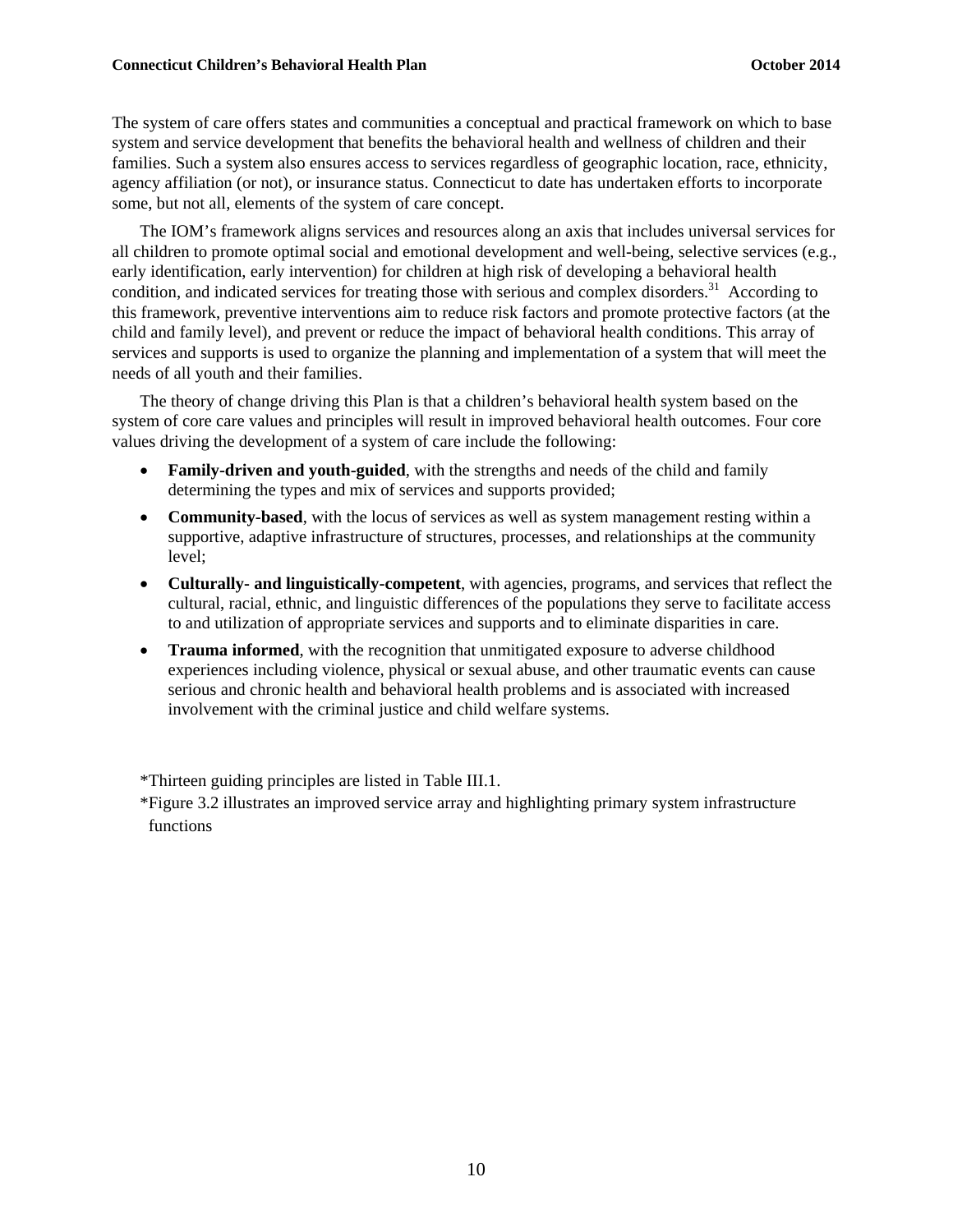The system of care offers states and communities a conceptual and practical framework on which to base system and service development that benefits the behavioral health and wellness of children and their families. Such a system also ensures access to services regardless of geographic location, race, ethnicity, agency affiliation (or not), or insurance status. Connecticut to date has undertaken efforts to incorporate some, but not all, elements of the system of care concept.

The IOM's framework aligns services and resources along an axis that includes universal services for all children to promote optimal social and emotional development and well-being, selective services (e.g., early identification, early intervention) for children at high risk of developing a behavioral health condition, and indicated services for treating those with serious and complex disorders.[31] According to this framework, preventive interventions aim to reduce risk factors and promote protective factors (at the child and family level), and prevent or reduce the impact of behavioral health conditions. This array of services and supports is used to organize the planning and implementation of a system that will meet the needs of all youth and their families.

The theory of change driving this Plan is that a children's behavioral health system based on the system of core care values and principles will result in improved behavioral health outcomes. Four core values driving the development of a system of care include the following:

- **Family-driven and youth-guided**, with the strengths and needs of the child and family determining the types and mix of services and supports provided;
- **Community-based**, with the locus of services as well as system management resting within a supportive, adaptive infrastructure of structures, processes, and relationships at the community level;
- **Culturally- and linguistically-competent**, with agencies, programs, and services that reflect the cultural, racial, ethnic, and linguistic differences of the populations they serve to facilitate access to and utilization of appropriate services and supports and to eliminate disparities in care.
- **Trauma informed**, with the recognition that unmitigated exposure to adverse childhood experiences including violence, physical or sexual abuse, and other traumatic events can cause serious and chronic health and behavioral health problems and is associated with increased involvement with the criminal justice and child welfare systems.

*Thirteen guiding principles are listed in Table III.1.

*Figure 3.2 illustrates an improved service array and highlighting primary system infrastructure functions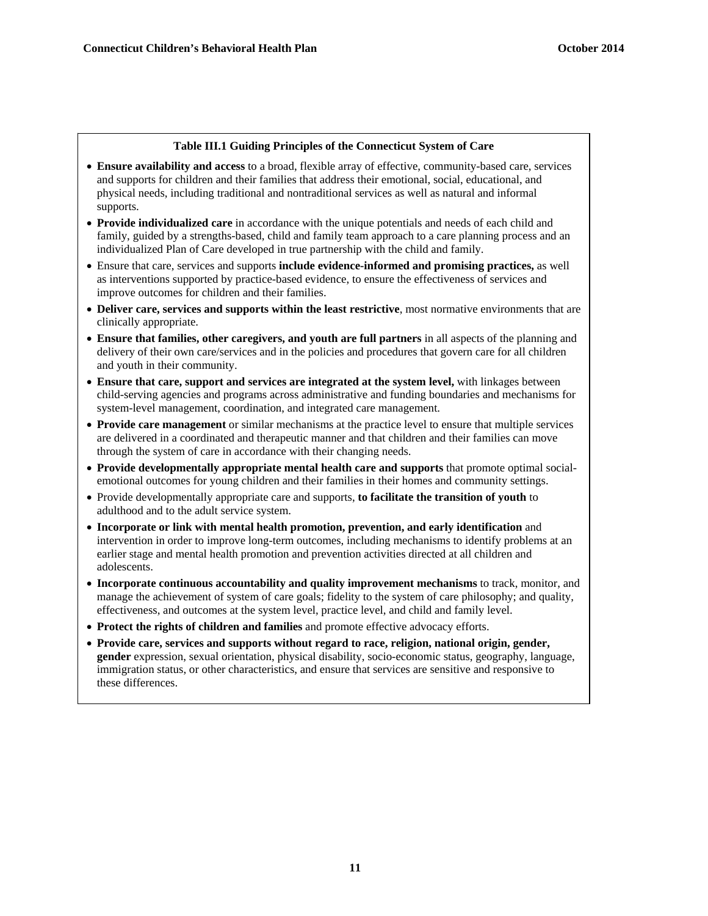**Table III.1 Guiding Principles of the Connecticut System of Care**

- **Ensure availability and access** to a broad, flexible array of effective, community-based care, services and supports for children and their families that address their emotional, social, educational, and physical needs, including traditional and nontraditional services as well as natural and informal supports.
- **Provide individualized care** in accordance with the unique potentials and needs of each child and family, guided by a strengths-based, child and family team approach to a care planning process and an individualized Plan of Care developed in true partnership with the child and family.
- Ensure that care, services and supports **include evidence-informed and promising practices,** as well as interventions supported by practice-based evidence, to ensure the effectiveness of services and improve outcomes for children and their families.
- **Deliver care, services and supports within the least restrictive**, most normative environments that are clinically appropriate.
- **Ensure that families, other caregivers, and youth are full partners** in all aspects of the planning and delivery of their own care/services and in the policies and procedures that govern care for all children and youth in their community.
- **Ensure that care, support and services are integrated at the system level,** with linkages between child-serving agencies and programs across administrative and funding boundaries and mechanisms for system-level management, coordination, and integrated care management.
- **Provide care management** or similar mechanisms at the practice level to ensure that multiple services are delivered in a coordinated and therapeutic manner and that children and their families can move through the system of care in accordance with their changing needs.
- **Provide developmentally appropriate mental health care and supports** that promote optimal social-emotional outcomes for young children and their families in their homes and community settings.
- Provide developmentally appropriate care and supports, **to facilitate the transition of youth** to adulthood and to the adult service system.
- **Incorporate or link with mental health promotion, prevention, and early identification** and intervention in order to improve long-term outcomes, including mechanisms to identify problems at an earlier stage and mental health promotion and prevention activities directed at all children and adolescents.
- **Incorporate continuous accountability and quality improvement mechanisms** to track, monitor, and manage the achievement of system of care goals; fidelity to the system of care philosophy; and quality, effectiveness, and outcomes at the system level, practice level, and child and family level.
- **Protect the rights of children and families** and promote effective advocacy efforts.
- **Provide care, services and supports without regard to race, religion, national origin, gender, gender** expression, sexual orientation, physical disability, socio-economic status, geography, language, immigration status, or other characteristics, and ensure that services are sensitive and responsive to these differences.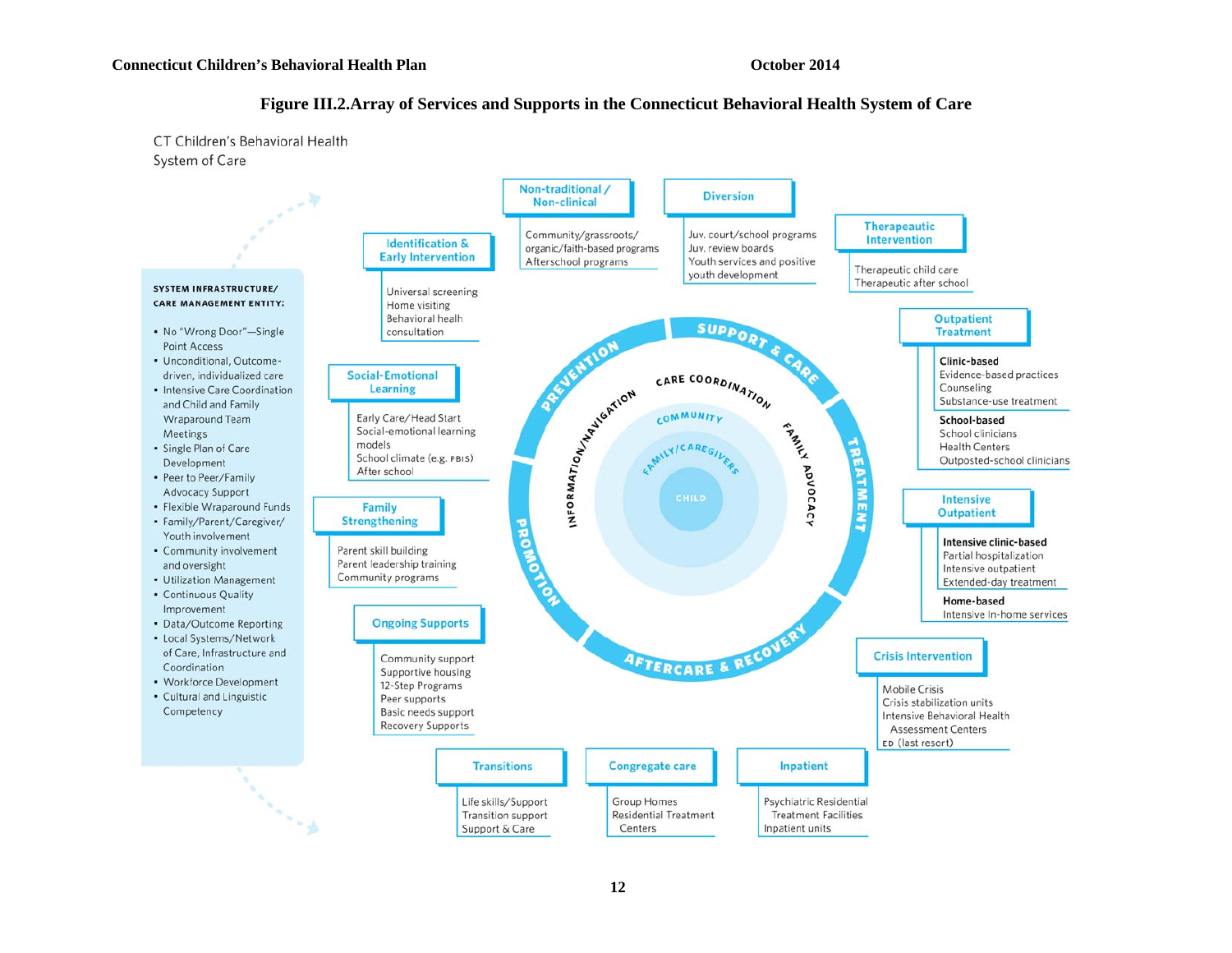**Figure III.2.Array of Services and Supports in the Connecticut Behavioral Health System of Care**

CT Children's Behavioral Health System of Care

**SYSTEM INFRASTRUCTURE/ CARE MANAGEMENT ENTITY:**

- No "Wrong Door"—Single Point Access
- Unconditional, Outcome-driven, individualized care
- Intensive Care Coordination and Child and Family Wraparound Team Meetings
- Single Plan of Care Development
- Peer to Peer/Family Advocacy Support
- Flexible Wraparound Funds
- Family/Parent/Caregiver/ Youth involvement
- Community involvement and oversight
- Utilization Management
- Continuous Quality Improvement
- Data/Outcome Reporting
- Local Systems/Network of Care, Infrastructure and Coordination
- Workforce Development
- Cultural and Linguistic Competency

**Identification & Early Intervention**
- Universal screening
- Home visiting
- Behavioral health consultation

**Non-traditional / Non-clinical**
- Community/grassroots/ organic/faith-based programs
- Afterschool programs

**Diversion**
- Juv. court/school programs
- Juv. review boards
- Youth services and positive youth development

**Therapeautic Intervention**
- Therapeutic child care
- Therapeutic after school

**Social-Emotional Learning**
- Early Care/Head Start
- Social-emotional learning models
- School climate (e.g. PBIS)
- After school

**Outpatient Treatment**
- **Clinic-based**
  - Evidence-based practices
  - Counseling
  - Substance-use treatment
- **School-based**
  - School clinicians
  - Health Centers
  - Outposted-school clinicians

**Family Strengthening**
- Parent skill building
- Parent leadership training
- Community programs

**Intensive Outpatient**
- **Intensive clinic-based**
  - Partial hospitalization
  - Intensive outpatient
  - Extended-day treatment
- **Home-based**
  - Intensive In-home services

**Ongoing Supports**
- Community support
- Supportive housing
- 12-Step Programs
- Peer supports
- Basic needs support
- Recovery Supports

**Crisis Intervention**
- Mobile Crisis
- Crisis stabilization units
- Intensive Behavioral Health Assessment Centers
- ED (last resort)

**Transitions**
- Life skills/Support
- Transition support
- Support & Care

**Congregate care**
- Group Homes
- Residential Treatment Centers

**Inpatient**
- Psychiatric Residential Treatment Facilities
- Inpatient units

Center circle: PREVENTION, SUPPORT & CARE, TREATMENT, AFTERCARE & RECOVERY, PROMOTION; CARE COORDINATION, FAMILY ADVOCACY, INFORMATION/NAVIGATION; COMMUNITY; FAMILY/CAREGIVERS; CHILD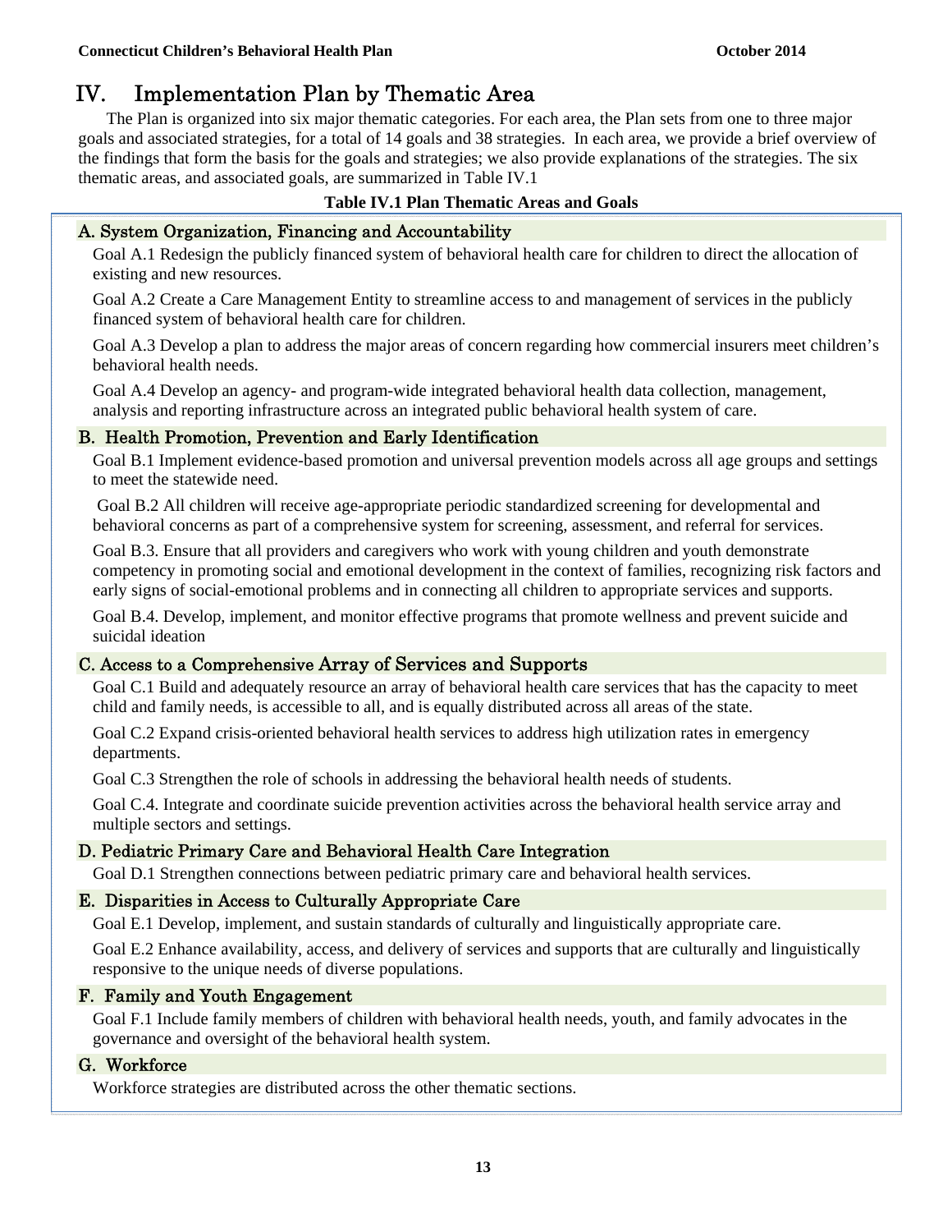# IV. Implementation Plan by Thematic Area

The Plan is organized into six major thematic categories. For each area, the Plan sets from one to three major goals and associated strategies, for a total of 14 goals and 38 strategies. In each area, we provide a brief overview of the findings that form the basis for the goals and strategies; we also provide explanations of the strategies. The six thematic areas, and associated goals, are summarized in Table IV.1

**Table IV.1 Plan Thematic Areas and Goals**

### A. System Organization, Financing and Accountability

Goal A.1 Redesign the publicly financed system of behavioral health care for children to direct the allocation of existing and new resources.

Goal A.2 Create a Care Management Entity to streamline access to and management of services in the publicly financed system of behavioral health care for children.

Goal A.3 Develop a plan to address the major areas of concern regarding how commercial insurers meet children's behavioral health needs.

Goal A.4 Develop an agency- and program-wide integrated behavioral health data collection, management, analysis and reporting infrastructure across an integrated public behavioral health system of care.

### B. Health Promotion, Prevention and Early Identification

Goal B.1 Implement evidence-based promotion and universal prevention models across all age groups and settings to meet the statewide need.

Goal B.2 All children will receive age-appropriate periodic standardized screening for developmental and behavioral concerns as part of a comprehensive system for screening, assessment, and referral for services.

Goal B.3. Ensure that all providers and caregivers who work with young children and youth demonstrate competency in promoting social and emotional development in the context of families, recognizing risk factors and early signs of social-emotional problems and in connecting all children to appropriate services and supports.

Goal B.4. Develop, implement, and monitor effective programs that promote wellness and prevent suicide and suicidal ideation

### C. Access to a Comprehensive Array of Services and Supports

Goal C.1 Build and adequately resource an array of behavioral health care services that has the capacity to meet child and family needs, is accessible to all, and is equally distributed across all areas of the state.

Goal C.2 Expand crisis-oriented behavioral health services to address high utilization rates in emergency departments.

Goal C.3 Strengthen the role of schools in addressing the behavioral health needs of students.

Goal C.4. Integrate and coordinate suicide prevention activities across the behavioral health service array and multiple sectors and settings.

### D. Pediatric Primary Care and Behavioral Health Care Integration

Goal D.1 Strengthen connections between pediatric primary care and behavioral health services.

### E. Disparities in Access to Culturally Appropriate Care

Goal E.1 Develop, implement, and sustain standards of culturally and linguistically appropriate care.

Goal E.2 Enhance availability, access, and delivery of services and supports that are culturally and linguistically responsive to the unique needs of diverse populations.

### F. Family and Youth Engagement

Goal F.1 Include family members of children with behavioral health needs, youth, and family advocates in the governance and oversight of the behavioral health system.

### G. Workforce

Workforce strategies are distributed across the other thematic sections.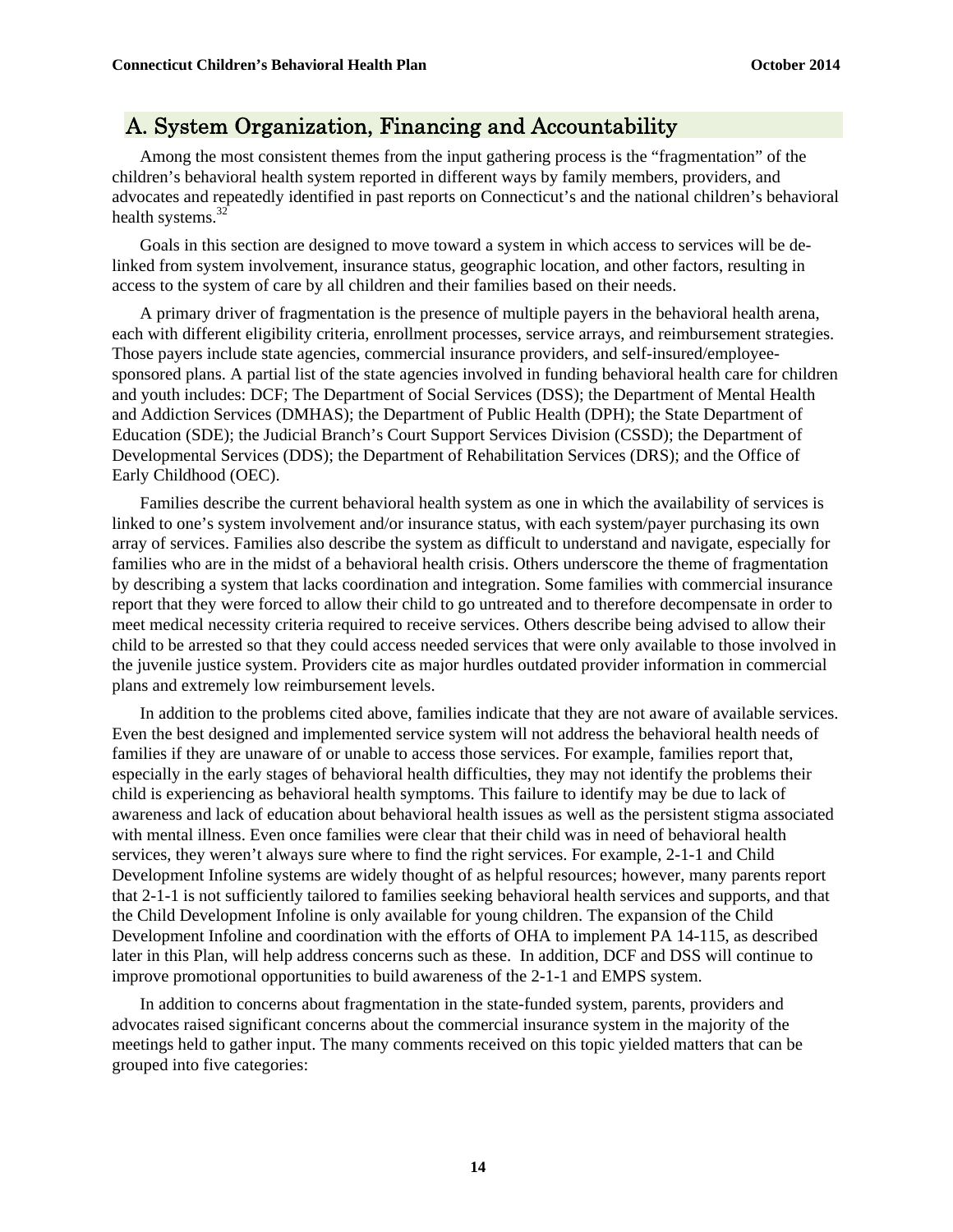## A. System Organization, Financing and Accountability

Among the most consistent themes from the input gathering process is the "fragmentation" of the children's behavioral health system reported in different ways by family members, providers, and advocates and repeatedly identified in past reports on Connecticut's and the national children's behavioral health systems.[32]

Goals in this section are designed to move toward a system in which access to services will be de-linked from system involvement, insurance status, geographic location, and other factors, resulting in access to the system of care by all children and their families based on their needs.

A primary driver of fragmentation is the presence of multiple payers in the behavioral health arena, each with different eligibility criteria, enrollment processes, service arrays, and reimbursement strategies. Those payers include state agencies, commercial insurance providers, and self-insured/employee-sponsored plans. A partial list of the state agencies involved in funding behavioral health care for children and youth includes: DCF; The Department of Social Services (DSS); the Department of Mental Health and Addiction Services (DMHAS); the Department of Public Health (DPH); the State Department of Education (SDE); the Judicial Branch's Court Support Services Division (CSSD); the Department of Developmental Services (DDS); the Department of Rehabilitation Services (DRS); and the Office of Early Childhood (OEC).

Families describe the current behavioral health system as one in which the availability of services is linked to one's system involvement and/or insurance status, with each system/payer purchasing its own array of services. Families also describe the system as difficult to understand and navigate, especially for families who are in the midst of a behavioral health crisis. Others underscore the theme of fragmentation by describing a system that lacks coordination and integration. Some families with commercial insurance report that they were forced to allow their child to go untreated and to therefore decompensate in order to meet medical necessity criteria required to receive services. Others describe being advised to allow their child to be arrested so that they could access needed services that were only available to those involved in the juvenile justice system. Providers cite as major hurdles outdated provider information in commercial plans and extremely low reimbursement levels.

In addition to the problems cited above, families indicate that they are not aware of available services. Even the best designed and implemented service system will not address the behavioral health needs of families if they are unaware of or unable to access those services. For example, families report that, especially in the early stages of behavioral health difficulties, they may not identify the problems their child is experiencing as behavioral health symptoms. This failure to identify may be due to lack of awareness and lack of education about behavioral health issues as well as the persistent stigma associated with mental illness. Even once families were clear that their child was in need of behavioral health services, they weren't always sure where to find the right services. For example, 2-1-1 and Child Development Infoline systems are widely thought of as helpful resources; however, many parents report that 2-1-1 is not sufficiently tailored to families seeking behavioral health services and supports, and that the Child Development Infoline is only available for young children. The expansion of the Child Development Infoline and coordination with the efforts of OHA to implement PA 14-115, as described later in this Plan, will help address concerns such as these. In addition, DCF and DSS will continue to improve promotional opportunities to build awareness of the 2-1-1 and EMPS system.

In addition to concerns about fragmentation in the state-funded system, parents, providers and advocates raised significant concerns about the commercial insurance system in the majority of the meetings held to gather input. The many comments received on this topic yielded matters that can be grouped into five categories: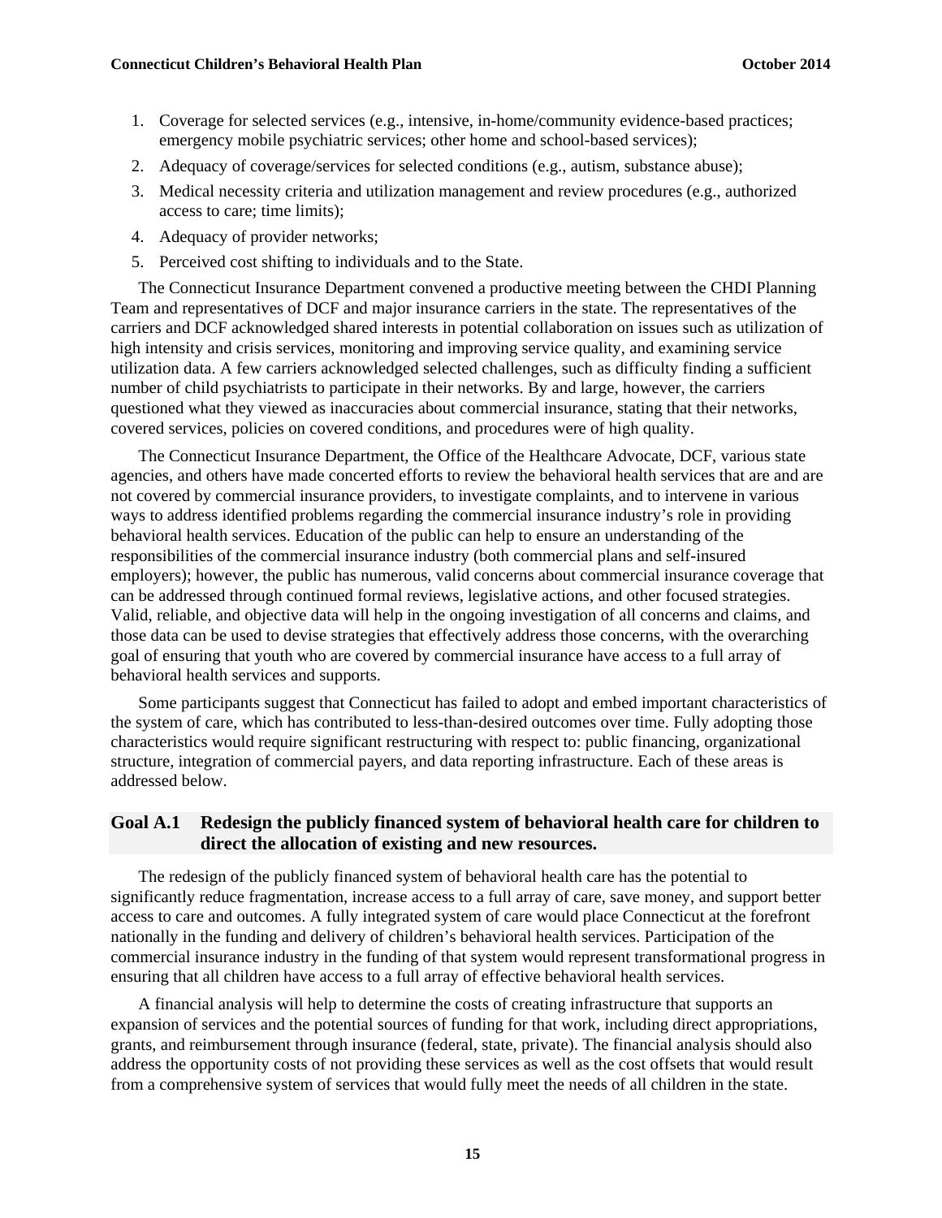1. Coverage for selected services (e.g., intensive, in-home/community evidence-based practices; emergency mobile psychiatric services; other home and school-based services);
2. Adequacy of coverage/services for selected conditions (e.g., autism, substance abuse);
3. Medical necessity criteria and utilization management and review procedures (e.g., authorized access to care; time limits);
4. Adequacy of provider networks;
5. Perceived cost shifting to individuals and to the State.

The Connecticut Insurance Department convened a productive meeting between the CHDI Planning Team and representatives of DCF and major insurance carriers in the state. The representatives of the carriers and DCF acknowledged shared interests in potential collaboration on issues such as utilization of high intensity and crisis services, monitoring and improving service quality, and examining service utilization data. A few carriers acknowledged selected challenges, such as difficulty finding a sufficient number of child psychiatrists to participate in their networks. By and large, however, the carriers questioned what they viewed as inaccuracies about commercial insurance, stating that their networks, covered services, policies on covered conditions, and procedures were of high quality.

The Connecticut Insurance Department, the Office of the Healthcare Advocate, DCF, various state agencies, and others have made concerted efforts to review the behavioral health services that are and are not covered by commercial insurance providers, to investigate complaints, and to intervene in various ways to address identified problems regarding the commercial insurance industry's role in providing behavioral health services. Education of the public can help to ensure an understanding of the responsibilities of the commercial insurance industry (both commercial plans and self-insured employers); however, the public has numerous, valid concerns about commercial insurance coverage that can be addressed through continued formal reviews, legislative actions, and other focused strategies. Valid, reliable, and objective data will help in the ongoing investigation of all concerns and claims, and those data can be used to devise strategies that effectively address those concerns, with the overarching goal of ensuring that youth who are covered by commercial insurance have access to a full array of behavioral health services and supports.

Some participants suggest that Connecticut has failed to adopt and embed important characteristics of the system of care, which has contributed to less-than-desired outcomes over time. Fully adopting those characteristics would require significant restructuring with respect to: public financing, organizational structure, integration of commercial payers, and data reporting infrastructure. Each of these areas is addressed below.

## Goal A.1 Redesign the publicly financed system of behavioral health care for children to direct the allocation of existing and new resources.

The redesign of the publicly financed system of behavioral health care has the potential to significantly reduce fragmentation, increase access to a full array of care, save money, and support better access to care and outcomes. A fully integrated system of care would place Connecticut at the forefront nationally in the funding and delivery of children's behavioral health services. Participation of the commercial insurance industry in the funding of that system would represent transformational progress in ensuring that all children have access to a full array of effective behavioral health services.

A financial analysis will help to determine the costs of creating infrastructure that supports an expansion of services and the potential sources of funding for that work, including direct appropriations, grants, and reimbursement through insurance (federal, state, private). The financial analysis should also address the opportunity costs of not providing these services as well as the cost offsets that would result from a comprehensive system of services that would fully meet the needs of all children in the state.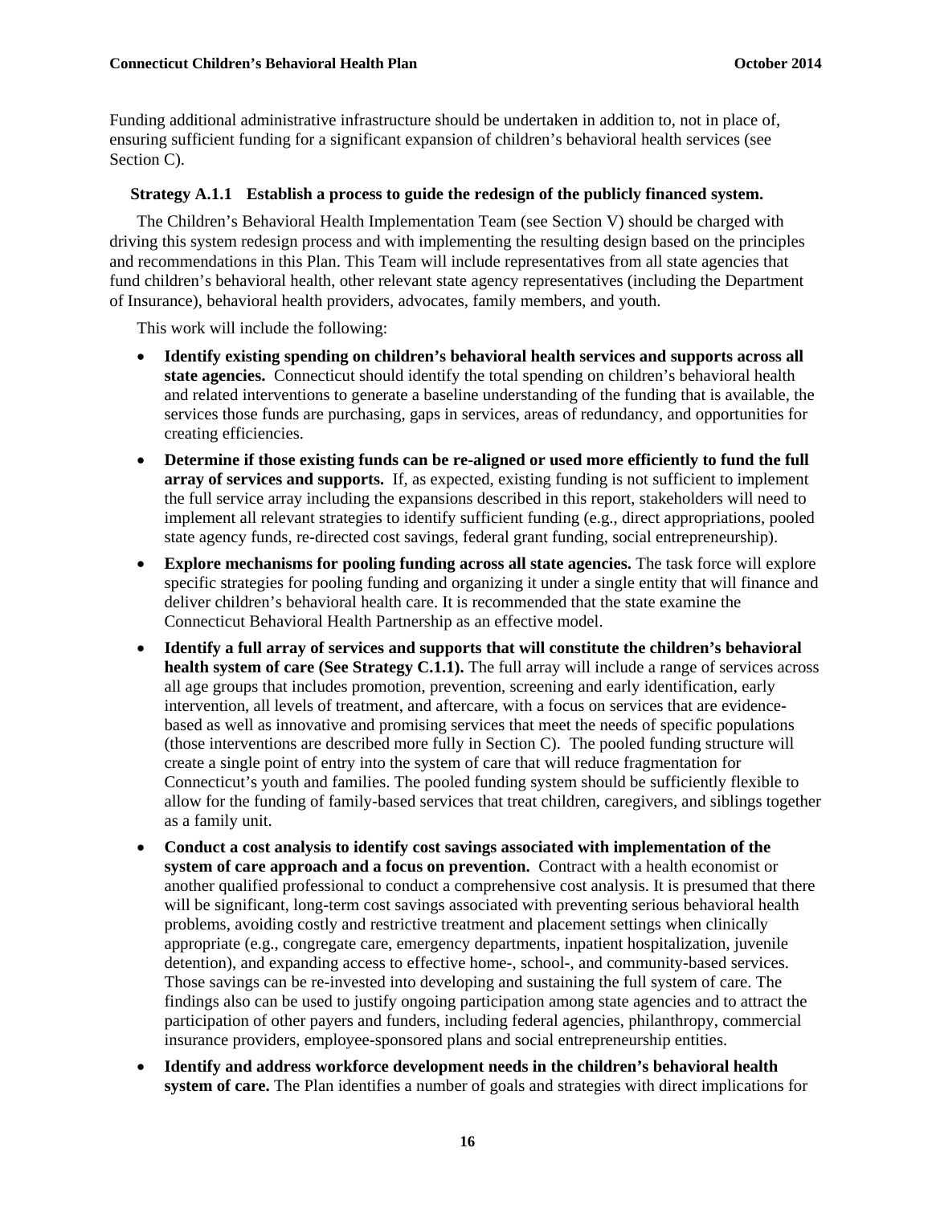Funding additional administrative infrastructure should be undertaken in addition to, not in place of, ensuring sufficient funding for a significant expansion of children's behavioral health services (see Section C).

### Strategy A.1.1 Establish a process to guide the redesign of the publicly financed system.

The Children's Behavioral Health Implementation Team (see Section V) should be charged with driving this system redesign process and with implementing the resulting design based on the principles and recommendations in this Plan. This Team will include representatives from all state agencies that fund children's behavioral health, other relevant state agency representatives (including the Department of Insurance), behavioral health providers, advocates, family members, and youth.

This work will include the following:

- **Identify existing spending on children's behavioral health services and supports across all state agencies.** Connecticut should identify the total spending on children's behavioral health and related interventions to generate a baseline understanding of the funding that is available, the services those funds are purchasing, gaps in services, areas of redundancy, and opportunities for creating efficiencies.
- **Determine if those existing funds can be re-aligned or used more efficiently to fund the full array of services and supports.** If, as expected, existing funding is not sufficient to implement the full service array including the expansions described in this report, stakeholders will need to implement all relevant strategies to identify sufficient funding (e.g., direct appropriations, pooled state agency funds, re-directed cost savings, federal grant funding, social entrepreneurship).
- **Explore mechanisms for pooling funding across all state agencies.** The task force will explore specific strategies for pooling funding and organizing it under a single entity that will finance and deliver children's behavioral health care. It is recommended that the state examine the Connecticut Behavioral Health Partnership as an effective model.
- **Identify a full array of services and supports that will constitute the children's behavioral health system of care (See Strategy C.1.1).** The full array will include a range of services across all age groups that includes promotion, prevention, screening and early identification, early intervention, all levels of treatment, and aftercare, with a focus on services that are evidence-based as well as innovative and promising services that meet the needs of specific populations (those interventions are described more fully in Section C). The pooled funding structure will create a single point of entry into the system of care that will reduce fragmentation for Connecticut's youth and families. The pooled funding system should be sufficiently flexible to allow for the funding of family-based services that treat children, caregivers, and siblings together as a family unit.
- **Conduct a cost analysis to identify cost savings associated with implementation of the system of care approach and a focus on prevention.** Contract with a health economist or another qualified professional to conduct a comprehensive cost analysis. It is presumed that there will be significant, long-term cost savings associated with preventing serious behavioral health problems, avoiding costly and restrictive treatment and placement settings when clinically appropriate (e.g., congregate care, emergency departments, inpatient hospitalization, juvenile detention), and expanding access to effective home-, school-, and community-based services. Those savings can be re-invested into developing and sustaining the full system of care. The findings also can be used to justify ongoing participation among state agencies and to attract the participation of other payers and funders, including federal agencies, philanthropy, commercial insurance providers, employee-sponsored plans and social entrepreneurship entities.
- **Identify and address workforce development needs in the children's behavioral health system of care.** The Plan identifies a number of goals and strategies with direct implications for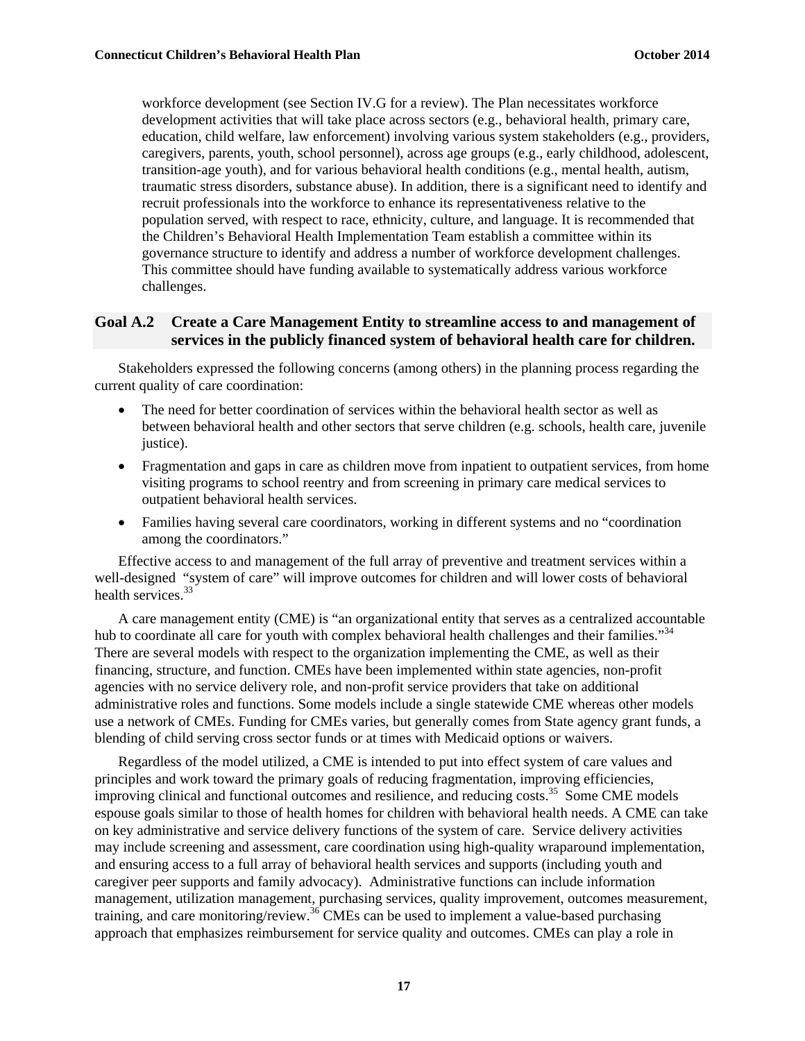workforce development (see Section IV.G for a review). The Plan necessitates workforce development activities that will take place across sectors (e.g., behavioral health, primary care, education, child welfare, law enforcement) involving various system stakeholders (e.g., providers, caregivers, parents, youth, school personnel), across age groups (e.g., early childhood, adolescent, transition-age youth), and for various behavioral health conditions (e.g., mental health, autism, traumatic stress disorders, substance abuse). In addition, there is a significant need to identify and recruit professionals into the workforce to enhance its representativeness relative to the population served, with respect to race, ethnicity, culture, and language. It is recommended that the Children's Behavioral Health Implementation Team establish a committee within its governance structure to identify and address a number of workforce development challenges. This committee should have funding available to systematically address various workforce challenges.

## Goal A.2 Create a Care Management Entity to streamline access to and management of services in the publicly financed system of behavioral health care for children.

Stakeholders expressed the following concerns (among others) in the planning process regarding the current quality of care coordination:

- The need for better coordination of services within the behavioral health sector as well as between behavioral health and other sectors that serve children (e.g. schools, health care, juvenile justice).
- Fragmentation and gaps in care as children move from inpatient to outpatient services, from home visiting programs to school reentry and from screening in primary care medical services to outpatient behavioral health services.
- Families having several care coordinators, working in different systems and no "coordination among the coordinators."

Effective access to and management of the full array of preventive and treatment services within a well-designed "system of care" will improve outcomes for children and will lower costs of behavioral health services.[33]

A care management entity (CME) is "an organizational entity that serves as a centralized accountable hub to coordinate all care for youth with complex behavioral health challenges and their families."[34] There are several models with respect to the organization implementing the CME, as well as their financing, structure, and function. CMEs have been implemented within state agencies, non-profit agencies with no service delivery role, and non-profit service providers that take on additional administrative roles and functions. Some models include a single statewide CME whereas other models use a network of CMEs. Funding for CMEs varies, but generally comes from State agency grant funds, a blending of child serving cross sector funds or at times with Medicaid options or waivers.

Regardless of the model utilized, a CME is intended to put into effect system of care values and principles and work toward the primary goals of reducing fragmentation, improving efficiencies, improving clinical and functional outcomes and resilience, and reducing costs.[35] Some CME models espouse goals similar to those of health homes for children with behavioral health needs. A CME can take on key administrative and service delivery functions of the system of care. Service delivery activities may include screening and assessment, care coordination using high-quality wraparound implementation, and ensuring access to a full array of behavioral health services and supports (including youth and caregiver peer supports and family advocacy). Administrative functions can include information management, utilization management, purchasing services, quality improvement, outcomes measurement, training, and care monitoring/review.[36] CMEs can be used to implement a value-based purchasing approach that emphasizes reimbursement for service quality and outcomes. CMEs can play a role in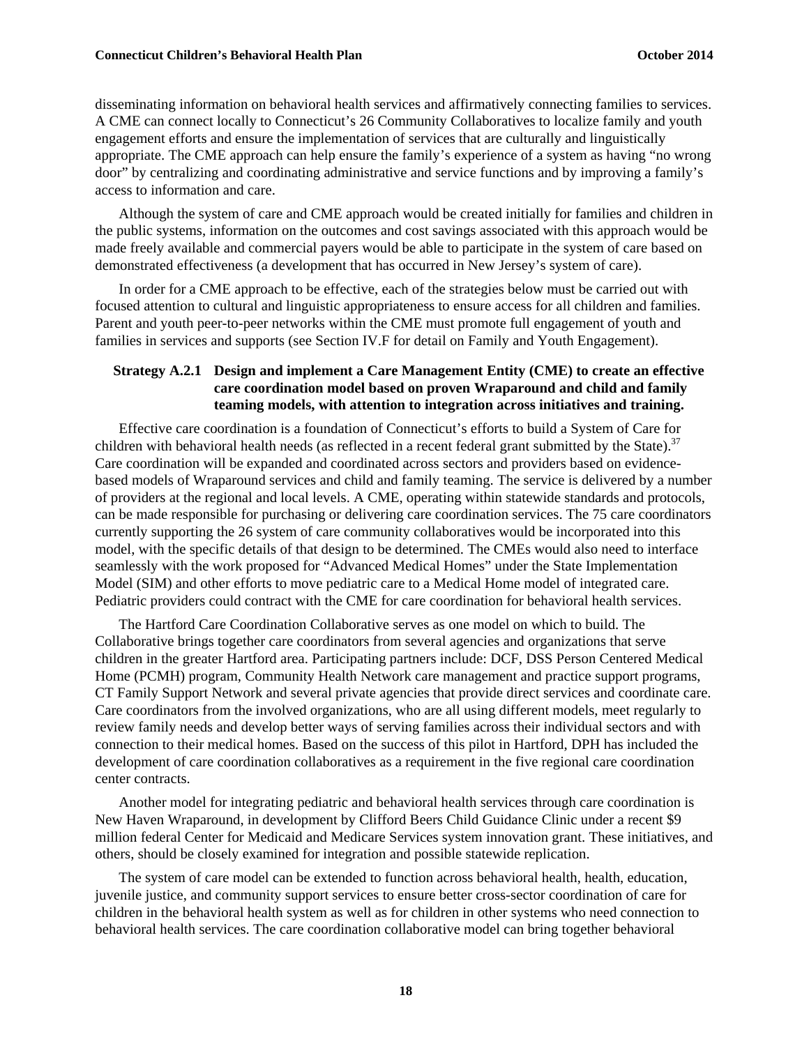disseminating information on behavioral health services and affirmatively connecting families to services. A CME can connect locally to Connecticut's 26 Community Collaboratives to localize family and youth engagement efforts and ensure the implementation of services that are culturally and linguistically appropriate. The CME approach can help ensure the family's experience of a system as having "no wrong door" by centralizing and coordinating administrative and service functions and by improving a family's access to information and care.

Although the system of care and CME approach would be created initially for families and children in the public systems, information on the outcomes and cost savings associated with this approach would be made freely available and commercial payers would be able to participate in the system of care based on demonstrated effectiveness (a development that has occurred in New Jersey's system of care).

In order for a CME approach to be effective, each of the strategies below must be carried out with focused attention to cultural and linguistic appropriateness to ensure access for all children and families. Parent and youth peer-to-peer networks within the CME must promote full engagement of youth and families in services and supports (see Section IV.F for detail on Family and Youth Engagement).

**Strategy A.2.1 Design and implement a Care Management Entity (CME) to create an effective care coordination model based on proven Wraparound and child and family teaming models, with attention to integration across initiatives and training.**

Effective care coordination is a foundation of Connecticut's efforts to build a System of Care for children with behavioral health needs (as reflected in a recent federal grant submitted by the State).[37] Care coordination will be expanded and coordinated across sectors and providers based on evidence-based models of Wraparound services and child and family teaming. The service is delivered by a number of providers at the regional and local levels. A CME, operating within statewide standards and protocols, can be made responsible for purchasing or delivering care coordination services. The 75 care coordinators currently supporting the 26 system of care community collaboratives would be incorporated into this model, with the specific details of that design to be determined. The CMEs would also need to interface seamlessly with the work proposed for "Advanced Medical Homes" under the State Implementation Model (SIM) and other efforts to move pediatric care to a Medical Home model of integrated care. Pediatric providers could contract with the CME for care coordination for behavioral health services.

The Hartford Care Coordination Collaborative serves as one model on which to build. The Collaborative brings together care coordinators from several agencies and organizations that serve children in the greater Hartford area. Participating partners include: DCF, DSS Person Centered Medical Home (PCMH) program, Community Health Network care management and practice support programs, CT Family Support Network and several private agencies that provide direct services and coordinate care. Care coordinators from the involved organizations, who are all using different models, meet regularly to review family needs and develop better ways of serving families across their individual sectors and with connection to their medical homes. Based on the success of this pilot in Hartford, DPH has included the development of care coordination collaboratives as a requirement in the five regional care coordination center contracts.

Another model for integrating pediatric and behavioral health services through care coordination is New Haven Wraparound, in development by Clifford Beers Child Guidance Clinic under a recent $9 million federal Center for Medicaid and Medicare Services system innovation grant. These initiatives, and others, should be closely examined for integration and possible statewide replication.

The system of care model can be extended to function across behavioral health, health, education, juvenile justice, and community support services to ensure better cross-sector coordination of care for children in the behavioral health system as well as for children in other systems who need connection to behavioral health services. The care coordination collaborative model can bring together behavioral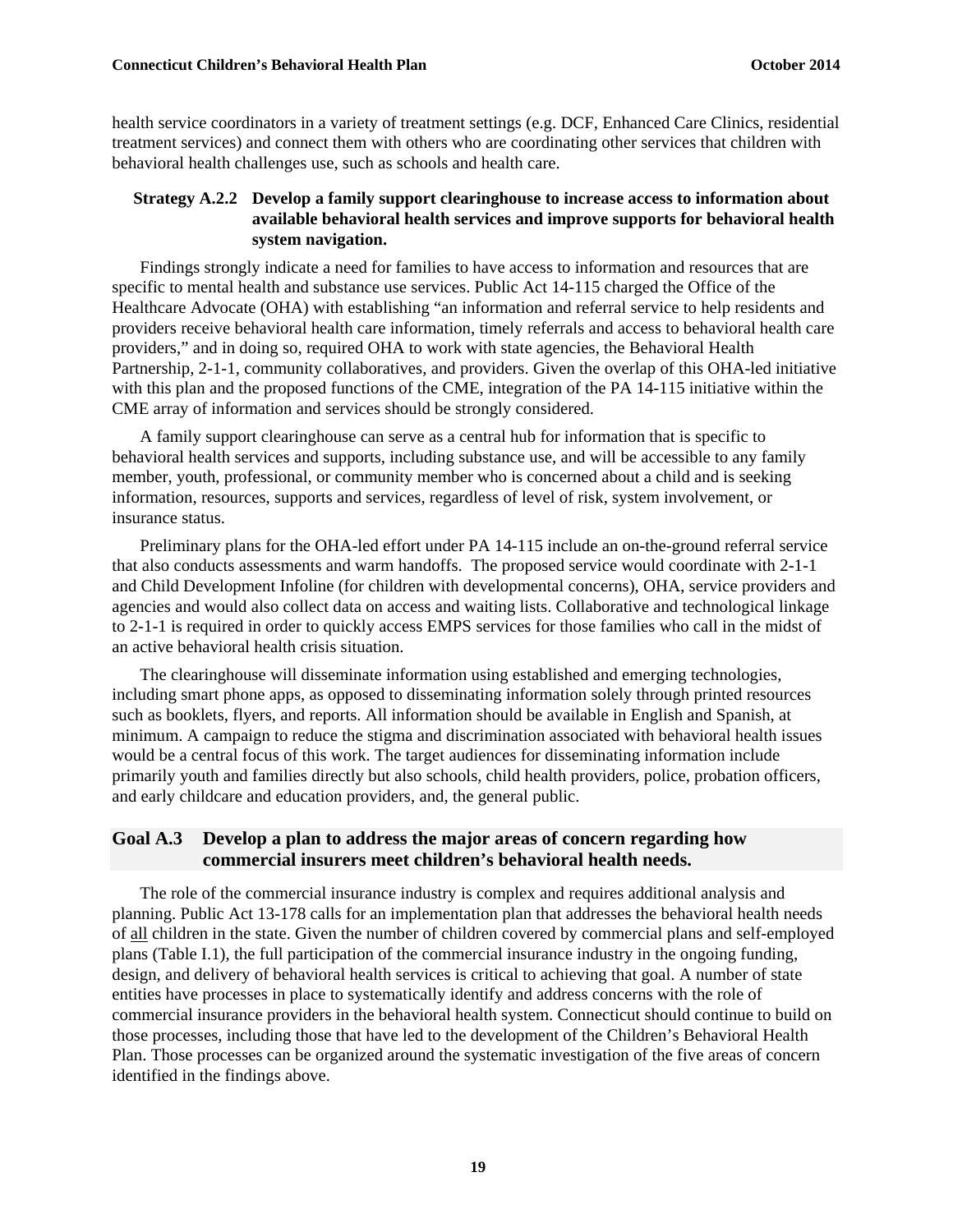health service coordinators in a variety of treatment settings (e.g. DCF, Enhanced Care Clinics, residential treatment services) and connect them with others who are coordinating other services that children with behavioral health challenges use, such as schools and health care.

**Strategy A.2.2 Develop a family support clearinghouse to increase access to information about available behavioral health services and improve supports for behavioral health system navigation.**

Findings strongly indicate a need for families to have access to information and resources that are specific to mental health and substance use services. Public Act 14-115 charged the Office of the Healthcare Advocate (OHA) with establishing "an information and referral service to help residents and providers receive behavioral health care information, timely referrals and access to behavioral health care providers," and in doing so, required OHA to work with state agencies, the Behavioral Health Partnership, 2-1-1, community collaboratives, and providers. Given the overlap of this OHA-led initiative with this plan and the proposed functions of the CME, integration of the PA 14-115 initiative within the CME array of information and services should be strongly considered.

A family support clearinghouse can serve as a central hub for information that is specific to behavioral health services and supports, including substance use, and will be accessible to any family member, youth, professional, or community member who is concerned about a child and is seeking information, resources, supports and services, regardless of level of risk, system involvement, or insurance status.

Preliminary plans for the OHA-led effort under PA 14-115 include an on-the-ground referral service that also conducts assessments and warm handoffs. The proposed service would coordinate with 2-1-1 and Child Development Infoline (for children with developmental concerns), OHA, service providers and agencies and would also collect data on access and waiting lists. Collaborative and technological linkage to 2-1-1 is required in order to quickly access EMPS services for those families who call in the midst of an active behavioral health crisis situation.

The clearinghouse will disseminate information using established and emerging technologies, including smart phone apps, as opposed to disseminating information solely through printed resources such as booklets, flyers, and reports. All information should be available in English and Spanish, at minimum. A campaign to reduce the stigma and discrimination associated with behavioral health issues would be a central focus of this work. The target audiences for disseminating information include primarily youth and families directly but also schools, child health providers, police, probation officers, and early childcare and education providers, and, the general public.

## Goal A.3 Develop a plan to address the major areas of concern regarding how commercial insurers meet children's behavioral health needs.

The role of the commercial insurance industry is complex and requires additional analysis and planning. Public Act 13-178 calls for an implementation plan that addresses the behavioral health needs of <u>all</u> children in the state. Given the number of children covered by commercial plans and self-employed plans (Table I.1), the full participation of the commercial insurance industry in the ongoing funding, design, and delivery of behavioral health services is critical to achieving that goal. A number of state entities have processes in place to systematically identify and address concerns with the role of commercial insurance providers in the behavioral health system. Connecticut should continue to build on those processes, including those that have led to the development of the Children's Behavioral Health Plan. Those processes can be organized around the systematic investigation of the five areas of concern identified in the findings above.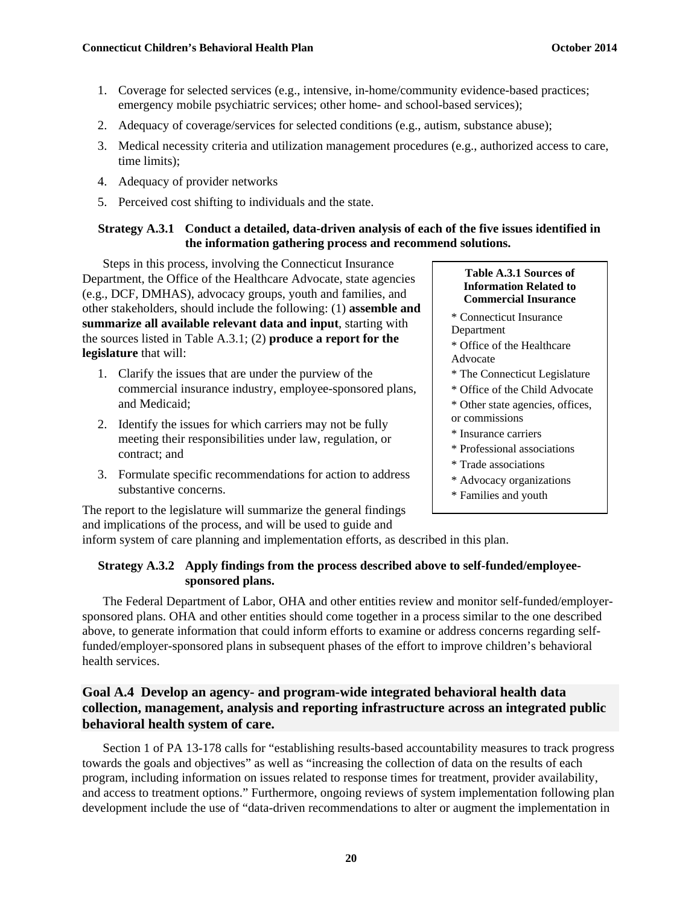1. Coverage for selected services (e.g., intensive, in-home/community evidence-based practices; emergency mobile psychiatric services; other home- and school-based services);
2. Adequacy of coverage/services for selected conditions (e.g., autism, substance abuse);
3. Medical necessity criteria and utilization management procedures (e.g., authorized access to care, time limits);
4. Adequacy of provider networks
5. Perceived cost shifting to individuals and the state.

**Strategy A.3.1 Conduct a detailed, data-driven analysis of each of the five issues identified in the information gathering process and recommend solutions.**

Steps in this process, involving the Connecticut Insurance Department, the Office of the Healthcare Advocate, state agencies (e.g., DCF, DMHAS), advocacy groups, youth and families, and other stakeholders, should include the following: (1) **assemble and summarize all available relevant data and input**, starting with the sources listed in Table A.3.1; (2) **produce a report for the legislature** that will:

1. Clarify the issues that are under the purview of the commercial insurance industry, employee-sponsored plans, and Medicaid;
2. Identify the issues for which carriers may not be fully meeting their responsibilities under law, regulation, or contract; and
3. Formulate specific recommendations for action to address substantive concerns.

The report to the legislature will summarize the general findings and implications of the process, and will be used to guide and inform system of care planning and implementation efforts, as described in this plan.

| Table A.3.1 Sources of Information Related to Commercial Insurance |
|---|
| * Connecticut Insurance Department |
| * Office of the Healthcare Advocate |
| * The Connecticut Legislature |
| * Office of the Child Advocate |
| * Other state agencies, offices, or commissions |
| * Insurance carriers |
| * Professional associations |
| * Trade associations |
| * Advocacy organizations |
| * Families and youth |

**Strategy A.3.2 Apply findings from the process described above to self-funded/employee-sponsored plans.**

The Federal Department of Labor, OHA and other entities review and monitor self-funded/employer-sponsored plans. OHA and other entities should come together in a process similar to the one described above, to generate information that could inform efforts to examine or address concerns regarding self-funded/employer-sponsored plans in subsequent phases of the effort to improve children's behavioral health services.

## Goal A.4 Develop an agency- and program-wide integrated behavioral health data collection, management, analysis and reporting infrastructure across an integrated public behavioral health system of care.

Section 1 of PA 13-178 calls for "establishing results-based accountability measures to track progress towards the goals and objectives" as well as "increasing the collection of data on the results of each program, including information on issues related to response times for treatment, provider availability, and access to treatment options." Furthermore, ongoing reviews of system implementation following plan development include the use of "data-driven recommendations to alter or augment the implementation in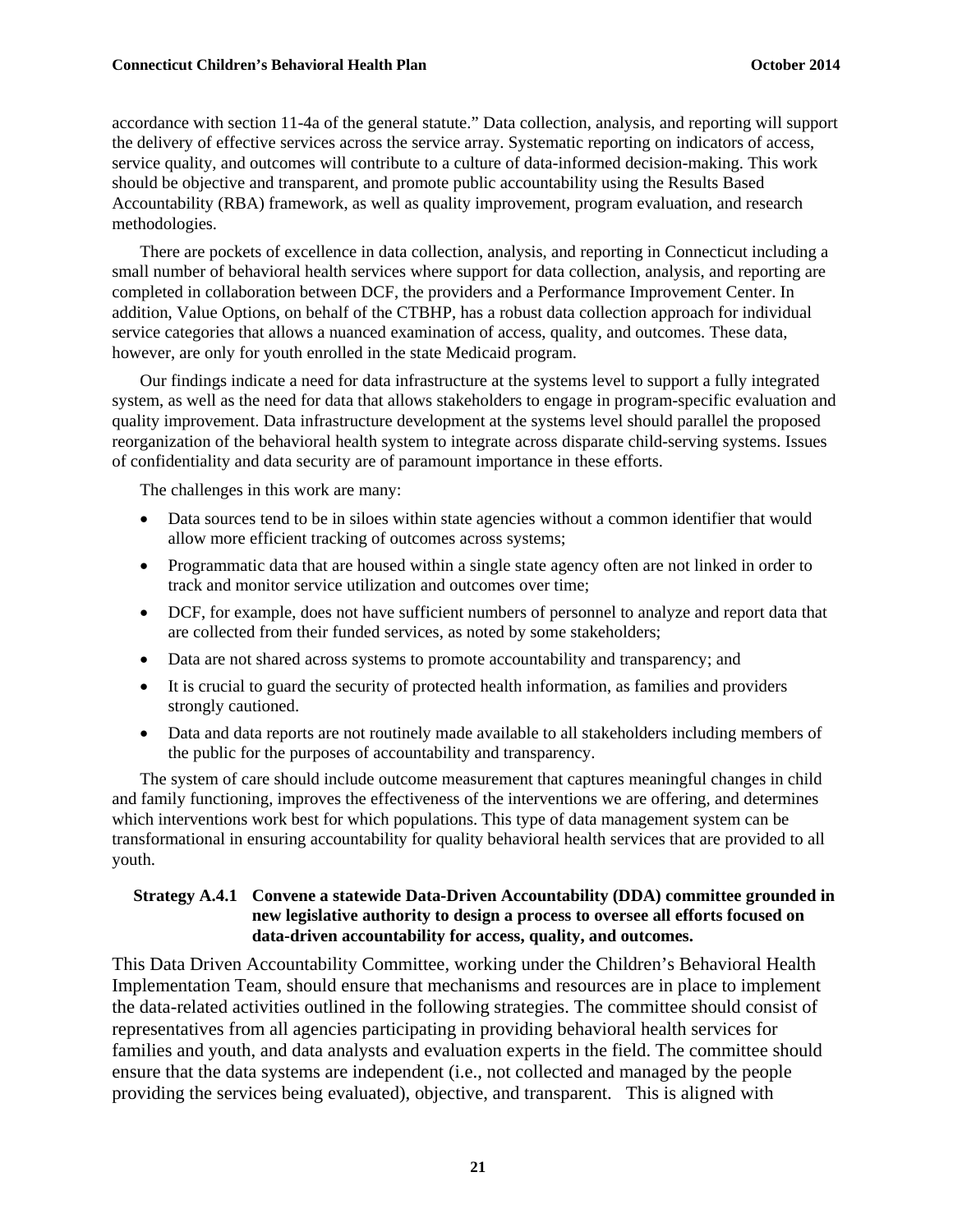accordance with section 11-4a of the general statute." Data collection, analysis, and reporting will support the delivery of effective services across the service array. Systematic reporting on indicators of access, service quality, and outcomes will contribute to a culture of data-informed decision-making. This work should be objective and transparent, and promote public accountability using the Results Based Accountability (RBA) framework, as well as quality improvement, program evaluation, and research methodologies.

There are pockets of excellence in data collection, analysis, and reporting in Connecticut including a small number of behavioral health services where support for data collection, analysis, and reporting are completed in collaboration between DCF, the providers and a Performance Improvement Center. In addition, Value Options, on behalf of the CTBHP, has a robust data collection approach for individual service categories that allows a nuanced examination of access, quality, and outcomes. These data, however, are only for youth enrolled in the state Medicaid program.

Our findings indicate a need for data infrastructure at the systems level to support a fully integrated system, as well as the need for data that allows stakeholders to engage in program-specific evaluation and quality improvement. Data infrastructure development at the systems level should parallel the proposed reorganization of the behavioral health system to integrate across disparate child-serving systems. Issues of confidentiality and data security are of paramount importance in these efforts.

The challenges in this work are many:

- Data sources tend to be in siloes within state agencies without a common identifier that would allow more efficient tracking of outcomes across systems;
- Programmatic data that are housed within a single state agency often are not linked in order to track and monitor service utilization and outcomes over time;
- DCF, for example, does not have sufficient numbers of personnel to analyze and report data that are collected from their funded services, as noted by some stakeholders;
- Data are not shared across systems to promote accountability and transparency; and
- It is crucial to guard the security of protected health information, as families and providers strongly cautioned.
- Data and data reports are not routinely made available to all stakeholders including members of the public for the purposes of accountability and transparency.

The system of care should include outcome measurement that captures meaningful changes in child and family functioning, improves the effectiveness of the interventions we are offering, and determines which interventions work best for which populations. This type of data management system can be transformational in ensuring accountability for quality behavioral health services that are provided to all youth.

**Strategy A.4.1 Convene a statewide Data-Driven Accountability (DDA) committee grounded in new legislative authority to design a process to oversee all efforts focused on data-driven accountability for access, quality, and outcomes.**

This Data Driven Accountability Committee, working under the Children's Behavioral Health Implementation Team, should ensure that mechanisms and resources are in place to implement the data-related activities outlined in the following strategies. The committee should consist of representatives from all agencies participating in providing behavioral health services for families and youth, and data analysts and evaluation experts in the field. The committee should ensure that the data systems are independent (i.e., not collected and managed by the people providing the services being evaluated), objective, and transparent. This is aligned with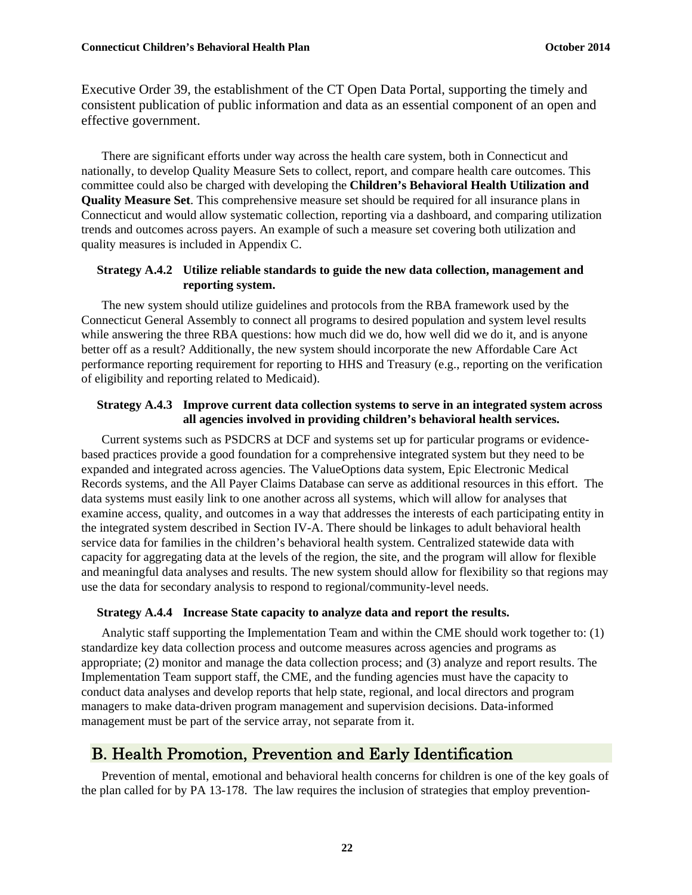Executive Order 39, the establishment of the CT Open Data Portal, supporting the timely and consistent publication of public information and data as an essential component of an open and effective government.

There are significant efforts under way across the health care system, both in Connecticut and nationally, to develop Quality Measure Sets to collect, report, and compare health care outcomes. This committee could also be charged with developing the **Children's Behavioral Health Utilization and Quality Measure Set**. This comprehensive measure set should be required for all insurance plans in Connecticut and would allow systematic collection, reporting via a dashboard, and comparing utilization trends and outcomes across payers. An example of such a measure set covering both utilization and quality measures is included in Appendix C.

**Strategy A.4.2 Utilize reliable standards to guide the new data collection, management and reporting system.**

The new system should utilize guidelines and protocols from the RBA framework used by the Connecticut General Assembly to connect all programs to desired population and system level results while answering the three RBA questions: how much did we do, how well did we do it, and is anyone better off as a result? Additionally, the new system should incorporate the new Affordable Care Act performance reporting requirement for reporting to HHS and Treasury (e.g., reporting on the verification of eligibility and reporting related to Medicaid).

**Strategy A.4.3 Improve current data collection systems to serve in an integrated system across all agencies involved in providing children's behavioral health services.**

Current systems such as PSDCRS at DCF and systems set up for particular programs or evidence-based practices provide a good foundation for a comprehensive integrated system but they need to be expanded and integrated across agencies. The ValueOptions data system, Epic Electronic Medical Records systems, and the All Payer Claims Database can serve as additional resources in this effort. The data systems must easily link to one another across all systems, which will allow for analyses that examine access, quality, and outcomes in a way that addresses the interests of each participating entity in the integrated system described in Section IV-A. There should be linkages to adult behavioral health service data for families in the children's behavioral health system. Centralized statewide data with capacity for aggregating data at the levels of the region, the site, and the program will allow for flexible and meaningful data analyses and results. The new system should allow for flexibility so that regions may use the data for secondary analysis to respond to regional/community-level needs.

**Strategy A.4.4 Increase State capacity to analyze data and report the results.**

Analytic staff supporting the Implementation Team and within the CME should work together to: (1) standardize key data collection process and outcome measures across agencies and programs as appropriate; (2) monitor and manage the data collection process; and (3) analyze and report results. The Implementation Team support staff, the CME, and the funding agencies must have the capacity to conduct data analyses and develop reports that help state, regional, and local directors and program managers to make data-driven program management and supervision decisions. Data-informed management must be part of the service array, not separate from it.

## B. Health Promotion, Prevention and Early Identification

Prevention of mental, emotional and behavioral health concerns for children is one of the key goals of the plan called for by PA 13-178. The law requires the inclusion of strategies that employ prevention-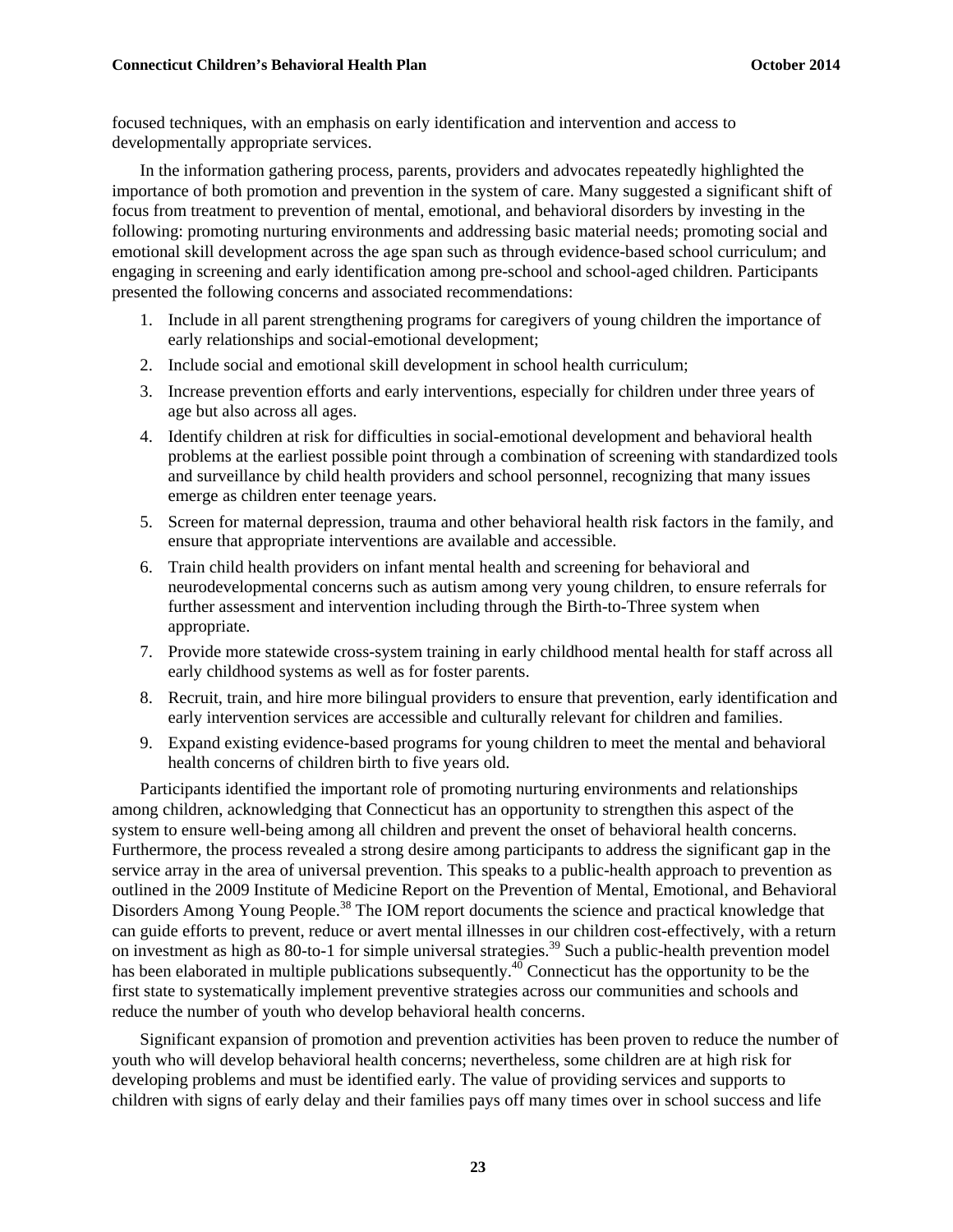focused techniques, with an emphasis on early identification and intervention and access to developmentally appropriate services.

In the information gathering process, parents, providers and advocates repeatedly highlighted the importance of both promotion and prevention in the system of care. Many suggested a significant shift of focus from treatment to prevention of mental, emotional, and behavioral disorders by investing in the following: promoting nurturing environments and addressing basic material needs; promoting social and emotional skill development across the age span such as through evidence-based school curriculum; and engaging in screening and early identification among pre-school and school-aged children. Participants presented the following concerns and associated recommendations:

1. Include in all parent strengthening programs for caregivers of young children the importance of early relationships and social-emotional development;
2. Include social and emotional skill development in school health curriculum;
3. Increase prevention efforts and early interventions, especially for children under three years of age but also across all ages.
4. Identify children at risk for difficulties in social-emotional development and behavioral health problems at the earliest possible point through a combination of screening with standardized tools and surveillance by child health providers and school personnel, recognizing that many issues emerge as children enter teenage years.
5. Screen for maternal depression, trauma and other behavioral health risk factors in the family, and ensure that appropriate interventions are available and accessible.
6. Train child health providers on infant mental health and screening for behavioral and neurodevelopmental concerns such as autism among very young children, to ensure referrals for further assessment and intervention including through the Birth-to-Three system when appropriate.
7. Provide more statewide cross-system training in early childhood mental health for staff across all early childhood systems as well as for foster parents.
8. Recruit, train, and hire more bilingual providers to ensure that prevention, early identification and early intervention services are accessible and culturally relevant for children and families.
9. Expand existing evidence-based programs for young children to meet the mental and behavioral health concerns of children birth to five years old.

Participants identified the important role of promoting nurturing environments and relationships among children, acknowledging that Connecticut has an opportunity to strengthen this aspect of the system to ensure well-being among all children and prevent the onset of behavioral health concerns. Furthermore, the process revealed a strong desire among participants to address the significant gap in the service array in the area of universal prevention. This speaks to a public-health approach to prevention as outlined in the 2009 Institute of Medicine Report on the Prevention of Mental, Emotional, and Behavioral Disorders Among Young People.[38] The IOM report documents the science and practical knowledge that can guide efforts to prevent, reduce or avert mental illnesses in our children cost-effectively, with a return on investment as high as 80-to-1 for simple universal strategies.[39] Such a public-health prevention model has been elaborated in multiple publications subsequently.[40] Connecticut has the opportunity to be the first state to systematically implement preventive strategies across our communities and schools and reduce the number of youth who develop behavioral health concerns.

Significant expansion of promotion and prevention activities has been proven to reduce the number of youth who will develop behavioral health concerns; nevertheless, some children are at high risk for developing problems and must be identified early. The value of providing services and supports to children with signs of early delay and their families pays off many times over in school success and life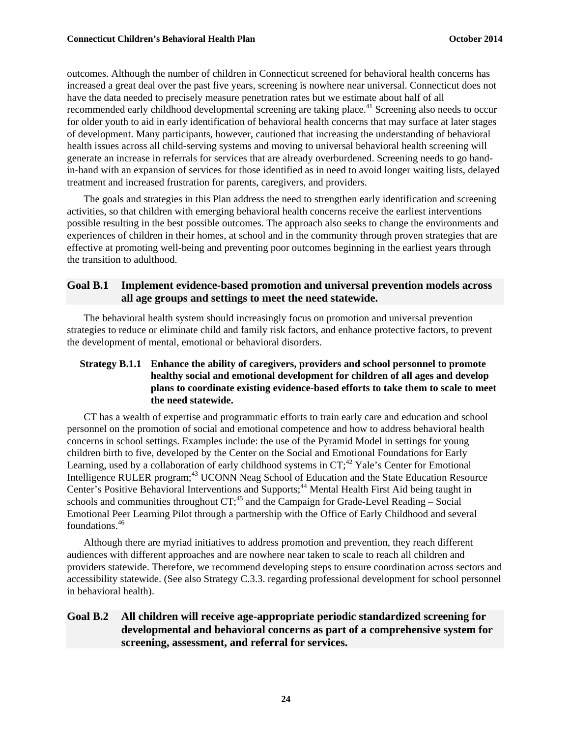outcomes. Although the number of children in Connecticut screened for behavioral health concerns has increased a great deal over the past five years, screening is nowhere near universal. Connecticut does not have the data needed to precisely measure penetration rates but we estimate about half of all recommended early childhood developmental screening are taking place.[41] Screening also needs to occur for older youth to aid in early identification of behavioral health concerns that may surface at later stages of development. Many participants, however, cautioned that increasing the understanding of behavioral health issues across all child-serving systems and moving to universal behavioral health screening will generate an increase in referrals for services that are already overburdened. Screening needs to go hand-in-hand with an expansion of services for those identified as in need to avoid longer waiting lists, delayed treatment and increased frustration for parents, caregivers, and providers.

The goals and strategies in this Plan address the need to strengthen early identification and screening activities, so that children with emerging behavioral health concerns receive the earliest interventions possible resulting in the best possible outcomes. The approach also seeks to change the environments and experiences of children in their homes, at school and in the community through proven strategies that are effective at promoting well-being and preventing poor outcomes beginning in the earliest years through the transition to adulthood.

### Goal B.1 Implement evidence-based promotion and universal prevention models across all age groups and settings to meet the need statewide.

The behavioral health system should increasingly focus on promotion and universal prevention strategies to reduce or eliminate child and family risk factors, and enhance protective factors, to prevent the development of mental, emotional or behavioral disorders.

#### Strategy B.1.1 Enhance the ability of caregivers, providers and school personnel to promote healthy social and emotional development for children of all ages and develop plans to coordinate existing evidence-based efforts to take them to scale to meet the need statewide.

CT has a wealth of expertise and programmatic efforts to train early care and education and school personnel on the promotion of social and emotional competence and how to address behavioral health concerns in school settings. Examples include: the use of the Pyramid Model in settings for young children birth to five, developed by the Center on the Social and Emotional Foundations for Early Learning, used by a collaboration of early childhood systems in CT;[42] Yale's Center for Emotional Intelligence RULER program;[43] UCONN Neag School of Education and the State Education Resource Center's Positive Behavioral Interventions and Supports;[44] Mental Health First Aid being taught in schools and communities throughout CT;[45] and the Campaign for Grade-Level Reading – Social Emotional Peer Learning Pilot through a partnership with the Office of Early Childhood and several foundations.[46]

Although there are myriad initiatives to address promotion and prevention, they reach different audiences with different approaches and are nowhere near taken to scale to reach all children and providers statewide. Therefore, we recommend developing steps to ensure coordination across sectors and accessibility statewide. (See also Strategy C.3.3. regarding professional development for school personnel in behavioral health).

### Goal B.2 All children will receive age-appropriate periodic standardized screening for developmental and behavioral concerns as part of a comprehensive system for screening, assessment, and referral for services.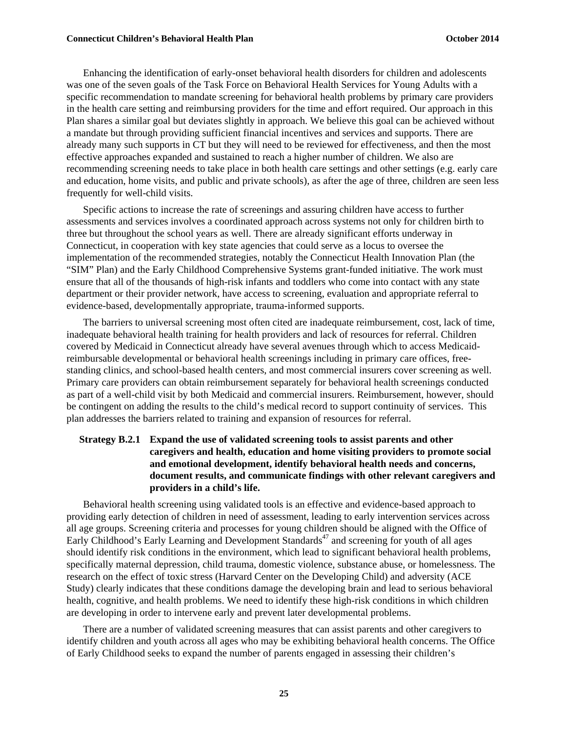Enhancing the identification of early-onset behavioral health disorders for children and adolescents was one of the seven goals of the Task Force on Behavioral Health Services for Young Adults with a specific recommendation to mandate screening for behavioral health problems by primary care providers in the health care setting and reimbursing providers for the time and effort required. Our approach in this Plan shares a similar goal but deviates slightly in approach. We believe this goal can be achieved without a mandate but through providing sufficient financial incentives and services and supports. There are already many such supports in CT but they will need to be reviewed for effectiveness, and then the most effective approaches expanded and sustained to reach a higher number of children. We also are recommending screening needs to take place in both health care settings and other settings (e.g. early care and education, home visits, and public and private schools), as after the age of three, children are seen less frequently for well-child visits.

Specific actions to increase the rate of screenings and assuring children have access to further assessments and services involves a coordinated approach across systems not only for children birth to three but throughout the school years as well. There are already significant efforts underway in Connecticut, in cooperation with key state agencies that could serve as a locus to oversee the implementation of the recommended strategies, notably the Connecticut Health Innovation Plan (the "SIM" Plan) and the Early Childhood Comprehensive Systems grant-funded initiative. The work must ensure that all of the thousands of high-risk infants and toddlers who come into contact with any state department or their provider network, have access to screening, evaluation and appropriate referral to evidence-based, developmentally appropriate, trauma-informed supports.

The barriers to universal screening most often cited are inadequate reimbursement, cost, lack of time, inadequate behavioral health training for health providers and lack of resources for referral. Children covered by Medicaid in Connecticut already have several avenues through which to access Medicaid-reimbursable developmental or behavioral health screenings including in primary care offices, free-standing clinics, and school-based health centers, and most commercial insurers cover screening as well. Primary care providers can obtain reimbursement separately for behavioral health screenings conducted as part of a well-child visit by both Medicaid and commercial insurers. Reimbursement, however, should be contingent on adding the results to the child's medical record to support continuity of services. This plan addresses the barriers related to training and expansion of resources for referral.

**Strategy B.2.1 Expand the use of validated screening tools to assist parents and other caregivers and health, education and home visiting providers to promote social and emotional development, identify behavioral health needs and concerns, document results, and communicate findings with other relevant caregivers and providers in a child's life.**

Behavioral health screening using validated tools is an effective and evidence-based approach to providing early detection of children in need of assessment, leading to early intervention services across all age groups. Screening criteria and processes for young children should be aligned with the Office of Early Childhood's Early Learning and Development Standards[47] and screening for youth of all ages should identify risk conditions in the environment, which lead to significant behavioral health problems, specifically maternal depression, child trauma, domestic violence, substance abuse, or homelessness. The research on the effect of toxic stress (Harvard Center on the Developing Child) and adversity (ACE Study) clearly indicates that these conditions damage the developing brain and lead to serious behavioral health, cognitive, and health problems. We need to identify these high-risk conditions in which children are developing in order to intervene early and prevent later developmental problems.

There are a number of validated screening measures that can assist parents and other caregivers to identify children and youth across all ages who may be exhibiting behavioral health concerns. The Office of Early Childhood seeks to expand the number of parents engaged in assessing their children's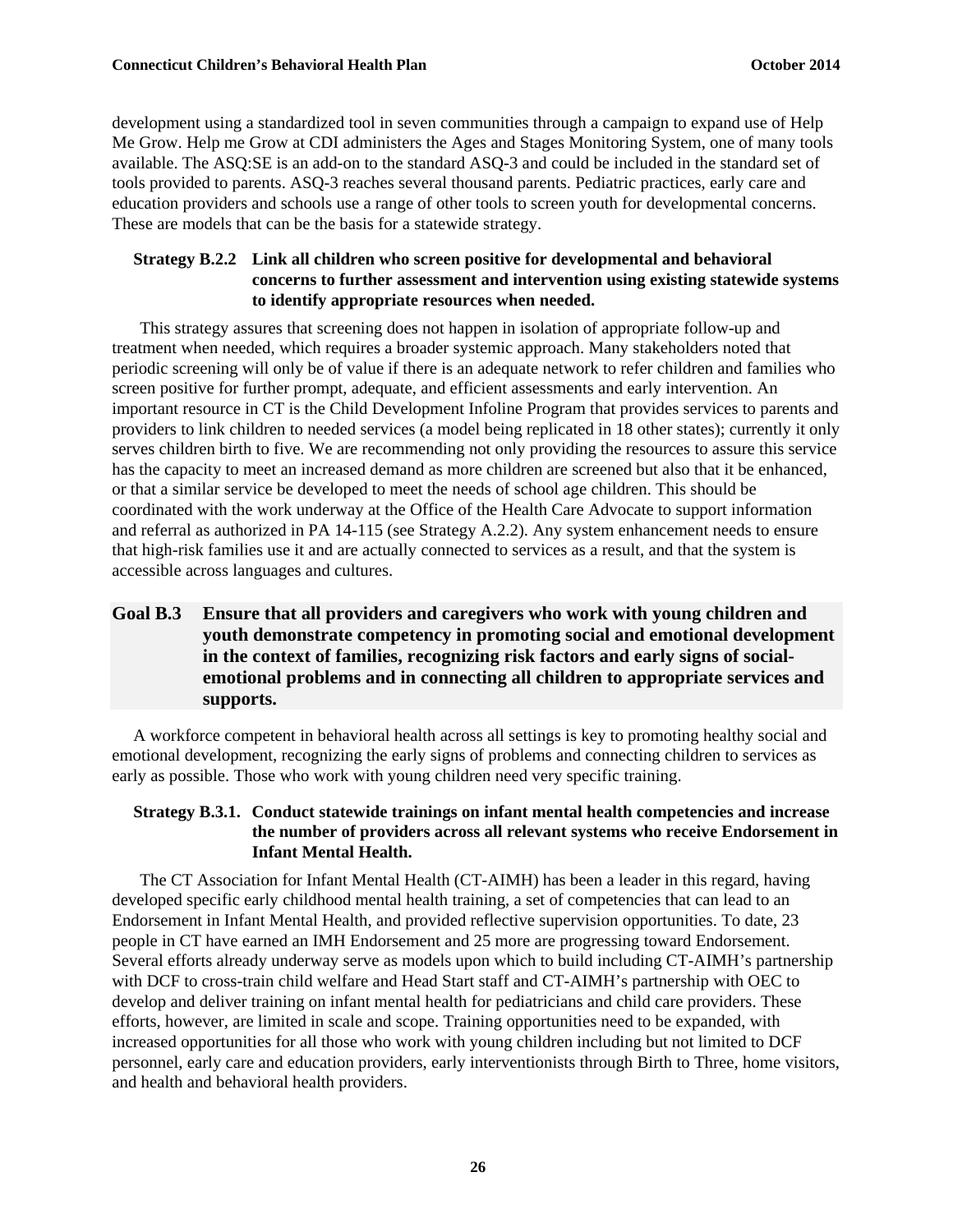development using a standardized tool in seven communities through a campaign to expand use of Help Me Grow. Help me Grow at CDI administers the Ages and Stages Monitoring System, one of many tools available. The ASQ:SE is an add-on to the standard ASQ-3 and could be included in the standard set of tools provided to parents. ASQ-3 reaches several thousand parents. Pediatric practices, early care and education providers and schools use a range of other tools to screen youth for developmental concerns. These are models that can be the basis for a statewide strategy.

#### Strategy B.2.2 Link all children who screen positive for developmental and behavioral concerns to further assessment and intervention using existing statewide systems to identify appropriate resources when needed.

This strategy assures that screening does not happen in isolation of appropriate follow-up and treatment when needed, which requires a broader systemic approach. Many stakeholders noted that periodic screening will only be of value if there is an adequate network to refer children and families who screen positive for further prompt, adequate, and efficient assessments and early intervention. An important resource in CT is the Child Development Infoline Program that provides services to parents and providers to link children to needed services (a model being replicated in 18 other states); currently it only serves children birth to five. We are recommending not only providing the resources to assure this service has the capacity to meet an increased demand as more children are screened but also that it be enhanced, or that a similar service be developed to meet the needs of school age children. This should be coordinated with the work underway at the Office of the Health Care Advocate to support information and referral as authorized in PA 14-115 (see Strategy A.2.2). Any system enhancement needs to ensure that high-risk families use it and are actually connected to services as a result, and that the system is accessible across languages and cultures.

### Goal B.3 Ensure that all providers and caregivers who work with young children and youth demonstrate competency in promoting social and emotional development in the context of families, recognizing risk factors and early signs of social-emotional problems and in connecting all children to appropriate services and supports.

A workforce competent in behavioral health across all settings is key to promoting healthy social and emotional development, recognizing the early signs of problems and connecting children to services as early as possible. Those who work with young children need very specific training.

#### Strategy B.3.1. Conduct statewide trainings on infant mental health competencies and increase the number of providers across all relevant systems who receive Endorsement in Infant Mental Health.

The CT Association for Infant Mental Health (CT-AIMH) has been a leader in this regard, having developed specific early childhood mental health training, a set of competencies that can lead to an Endorsement in Infant Mental Health, and provided reflective supervision opportunities. To date, 23 people in CT have earned an IMH Endorsement and 25 more are progressing toward Endorsement. Several efforts already underway serve as models upon which to build including CT-AIMH's partnership with DCF to cross-train child welfare and Head Start staff and CT-AIMH's partnership with OEC to develop and deliver training on infant mental health for pediatricians and child care providers. These efforts, however, are limited in scale and scope. Training opportunities need to be expanded, with increased opportunities for all those who work with young children including but not limited to DCF personnel, early care and education providers, early interventionists through Birth to Three, home visitors, and health and behavioral health providers.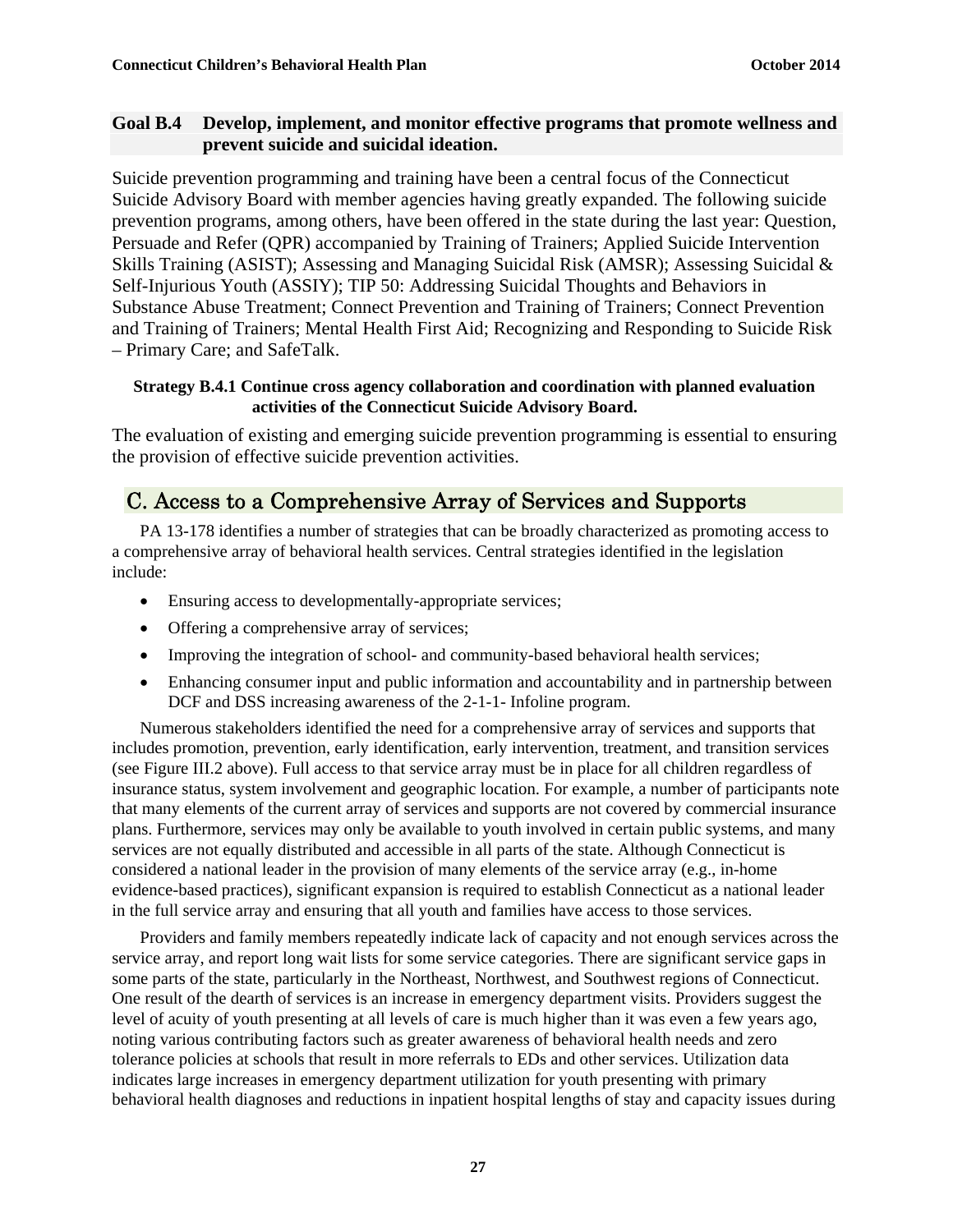### Goal B.4 Develop, implement, and monitor effective programs that promote wellness and prevent suicide and suicidal ideation.

Suicide prevention programming and training have been a central focus of the Connecticut Suicide Advisory Board with member agencies having greatly expanded. The following suicide prevention programs, among others, have been offered in the state during the last year: Question, Persuade and Refer (QPR) accompanied by Training of Trainers; Applied Suicide Intervention Skills Training (ASIST); Assessing and Managing Suicidal Risk (AMSR); Assessing Suicidal & Self-Injurious Youth (ASSIY); TIP 50: Addressing Suicidal Thoughts and Behaviors in Substance Abuse Treatment; Connect Prevention and Training of Trainers; Connect Prevention and Training of Trainers; Mental Health First Aid; Recognizing and Responding to Suicide Risk – Primary Care; and SafeTalk.

#### Strategy B.4.1 Continue cross agency collaboration and coordination with planned evaluation activities of the Connecticut Suicide Advisory Board.

The evaluation of existing and emerging suicide prevention programming is essential to ensuring the provision of effective suicide prevention activities.

## C. Access to a Comprehensive Array of Services and Supports

PA 13-178 identifies a number of strategies that can be broadly characterized as promoting access to a comprehensive array of behavioral health services. Central strategies identified in the legislation include:

- Ensuring access to developmentally-appropriate services;
- Offering a comprehensive array of services;
- Improving the integration of school- and community-based behavioral health services;
- Enhancing consumer input and public information and accountability and in partnership between DCF and DSS increasing awareness of the 2-1-1- Infoline program.

Numerous stakeholders identified the need for a comprehensive array of services and supports that includes promotion, prevention, early identification, early intervention, treatment, and transition services (see Figure III.2 above). Full access to that service array must be in place for all children regardless of insurance status, system involvement and geographic location. For example, a number of participants note that many elements of the current array of services and supports are not covered by commercial insurance plans. Furthermore, services may only be available to youth involved in certain public systems, and many services are not equally distributed and accessible in all parts of the state. Although Connecticut is considered a national leader in the provision of many elements of the service array (e.g., in-home evidence-based practices), significant expansion is required to establish Connecticut as a national leader in the full service array and ensuring that all youth and families have access to those services.

Providers and family members repeatedly indicate lack of capacity and not enough services across the service array, and report long wait lists for some service categories. There are significant service gaps in some parts of the state, particularly in the Northeast, Northwest, and Southwest regions of Connecticut. One result of the dearth of services is an increase in emergency department visits. Providers suggest the level of acuity of youth presenting at all levels of care is much higher than it was even a few years ago, noting various contributing factors such as greater awareness of behavioral health needs and zero tolerance policies at schools that result in more referrals to EDs and other services. Utilization data indicates large increases in emergency department utilization for youth presenting with primary behavioral health diagnoses and reductions in inpatient hospital lengths of stay and capacity issues during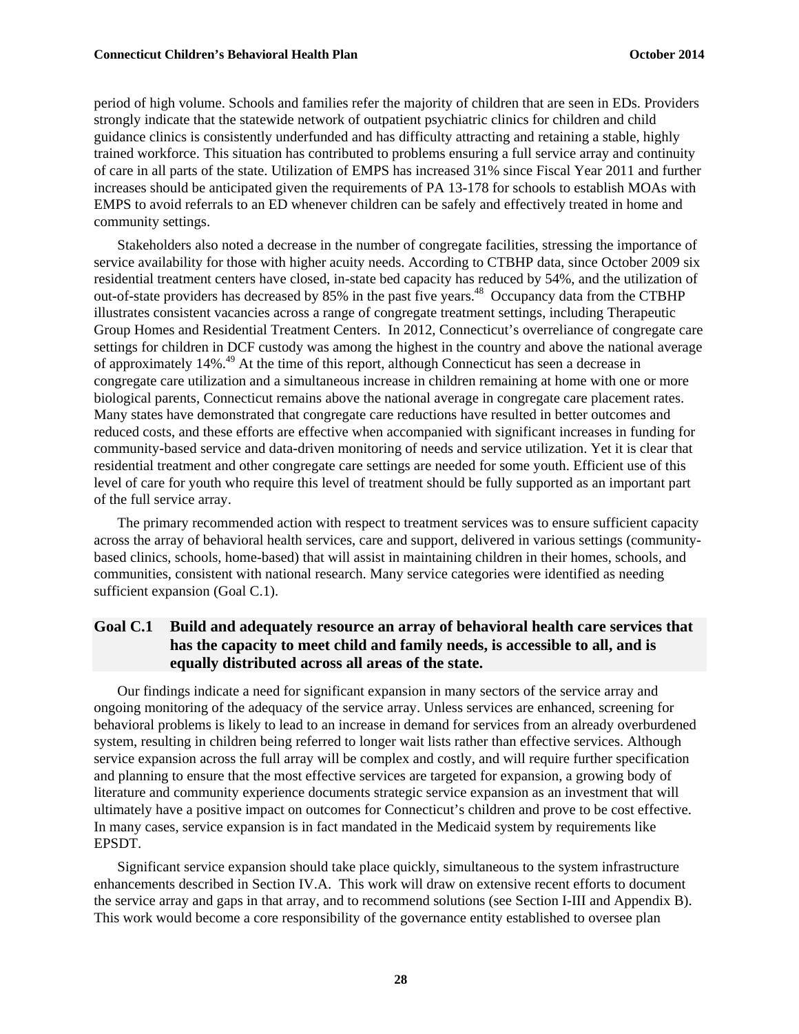period of high volume. Schools and families refer the majority of children that are seen in EDs. Providers strongly indicate that the statewide network of outpatient psychiatric clinics for children and child guidance clinics is consistently underfunded and has difficulty attracting and retaining a stable, highly trained workforce. This situation has contributed to problems ensuring a full service array and continuity of care in all parts of the state. Utilization of EMPS has increased 31% since Fiscal Year 2011 and further increases should be anticipated given the requirements of PA 13-178 for schools to establish MOAs with EMPS to avoid referrals to an ED whenever children can be safely and effectively treated in home and community settings.

Stakeholders also noted a decrease in the number of congregate facilities, stressing the importance of service availability for those with higher acuity needs. According to CTBHP data, since October 2009 six residential treatment centers have closed, in-state bed capacity has reduced by 54%, and the utilization of out-of-state providers has decreased by 85% in the past five years.[48] Occupancy data from the CTBHP illustrates consistent vacancies across a range of congregate treatment settings, including Therapeutic Group Homes and Residential Treatment Centers. In 2012, Connecticut's overreliance of congregate care settings for children in DCF custody was among the highest in the country and above the national average of approximately 14%.[49] At the time of this report, although Connecticut has seen a decrease in congregate care utilization and a simultaneous increase in children remaining at home with one or more biological parents, Connecticut remains above the national average in congregate care placement rates. Many states have demonstrated that congregate care reductions have resulted in better outcomes and reduced costs, and these efforts are effective when accompanied with significant increases in funding for community-based service and data-driven monitoring of needs and service utilization. Yet it is clear that residential treatment and other congregate care settings are needed for some youth. Efficient use of this level of care for youth who require this level of treatment should be fully supported as an important part of the full service array.

The primary recommended action with respect to treatment services was to ensure sufficient capacity across the array of behavioral health services, care and support, delivered in various settings (community-based clinics, schools, home-based) that will assist in maintaining children in their homes, schools, and communities, consistent with national research. Many service categories were identified as needing sufficient expansion (Goal C.1).

### Goal C.1 Build and adequately resource an array of behavioral health care services that has the capacity to meet child and family needs, is accessible to all, and is equally distributed across all areas of the state.

Our findings indicate a need for significant expansion in many sectors of the service array and ongoing monitoring of the adequacy of the service array. Unless services are enhanced, screening for behavioral problems is likely to lead to an increase in demand for services from an already overburdened system, resulting in children being referred to longer wait lists rather than effective services. Although service expansion across the full array will be complex and costly, and will require further specification and planning to ensure that the most effective services are targeted for expansion, a growing body of literature and community experience documents strategic service expansion as an investment that will ultimately have a positive impact on outcomes for Connecticut's children and prove to be cost effective. In many cases, service expansion is in fact mandated in the Medicaid system by requirements like EPSDT.

Significant service expansion should take place quickly, simultaneous to the system infrastructure enhancements described in Section IV.A. This work will draw on extensive recent efforts to document the service array and gaps in that array, and to recommend solutions (see Section I-III and Appendix B). This work would become a core responsibility of the governance entity established to oversee plan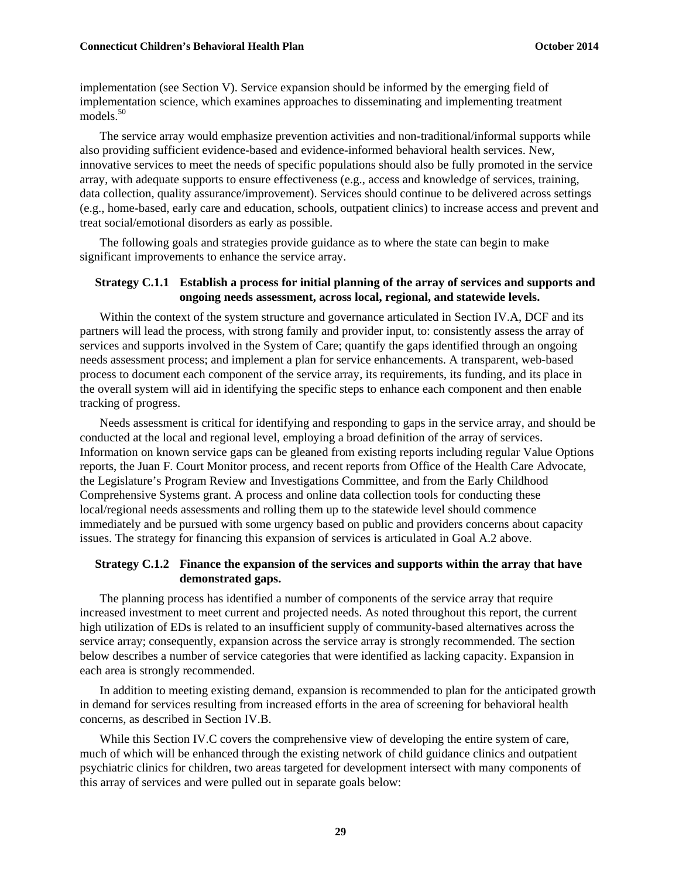implementation (see Section V). Service expansion should be informed by the emerging field of implementation science, which examines approaches to disseminating and implementing treatment models.[50]

The service array would emphasize prevention activities and non-traditional/informal supports while also providing sufficient evidence-based and evidence-informed behavioral health services. New, innovative services to meet the needs of specific populations should also be fully promoted in the service array, with adequate supports to ensure effectiveness (e.g., access and knowledge of services, training, data collection, quality assurance/improvement). Services should continue to be delivered across settings (e.g., home-based, early care and education, schools, outpatient clinics) to increase access and prevent and treat social/emotional disorders as early as possible.

The following goals and strategies provide guidance as to where the state can begin to make significant improvements to enhance the service array.

#### Strategy C.1.1 Establish a process for initial planning of the array of services and supports and ongoing needs assessment, across local, regional, and statewide levels.

Within the context of the system structure and governance articulated in Section IV.A, DCF and its partners will lead the process, with strong family and provider input, to: consistently assess the array of services and supports involved in the System of Care; quantify the gaps identified through an ongoing needs assessment process; and implement a plan for service enhancements. A transparent, web-based process to document each component of the service array, its requirements, its funding, and its place in the overall system will aid in identifying the specific steps to enhance each component and then enable tracking of progress.

Needs assessment is critical for identifying and responding to gaps in the service array, and should be conducted at the local and regional level, employing a broad definition of the array of services. Information on known service gaps can be gleaned from existing reports including regular Value Options reports, the Juan F. Court Monitor process, and recent reports from Office of the Health Care Advocate, the Legislature's Program Review and Investigations Committee, and from the Early Childhood Comprehensive Systems grant. A process and online data collection tools for conducting these local/regional needs assessments and rolling them up to the statewide level should commence immediately and be pursued with some urgency based on public and providers concerns about capacity issues. The strategy for financing this expansion of services is articulated in Goal A.2 above.

#### Strategy C.1.2 Finance the expansion of the services and supports within the array that have demonstrated gaps.

The planning process has identified a number of components of the service array that require increased investment to meet current and projected needs. As noted throughout this report, the current high utilization of EDs is related to an insufficient supply of community-based alternatives across the service array; consequently, expansion across the service array is strongly recommended. The section below describes a number of service categories that were identified as lacking capacity. Expansion in each area is strongly recommended.

In addition to meeting existing demand, expansion is recommended to plan for the anticipated growth in demand for services resulting from increased efforts in the area of screening for behavioral health concerns, as described in Section IV.B.

While this Section IV.C covers the comprehensive view of developing the entire system of care, much of which will be enhanced through the existing network of child guidance clinics and outpatient psychiatric clinics for children, two areas targeted for development intersect with many components of this array of services and were pulled out in separate goals below: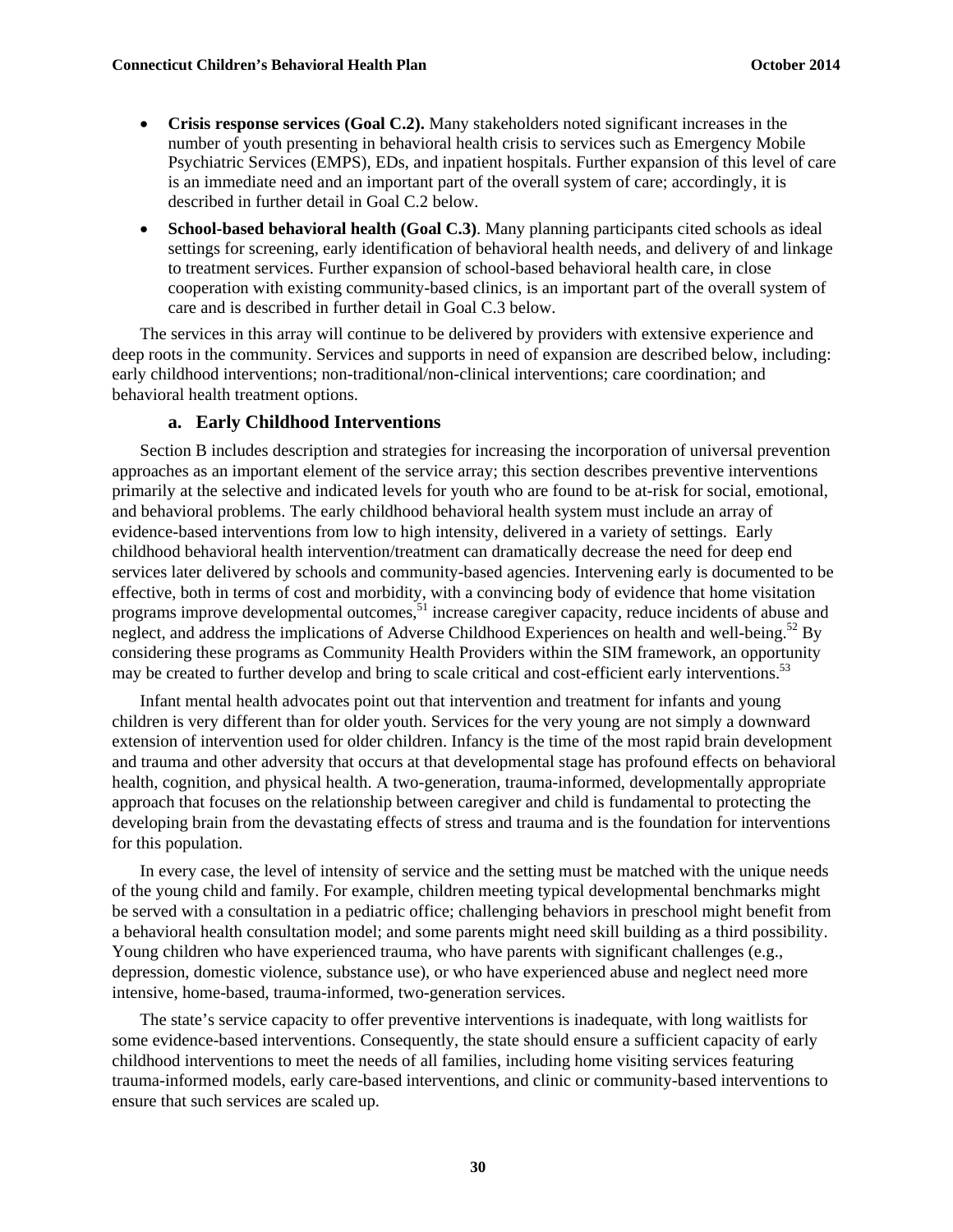- **Crisis response services (Goal C.2).** Many stakeholders noted significant increases in the number of youth presenting in behavioral health crisis to services such as Emergency Mobile Psychiatric Services (EMPS), EDs, and inpatient hospitals. Further expansion of this level of care is an immediate need and an important part of the overall system of care; accordingly, it is described in further detail in Goal C.2 below.
- **School-based behavioral health (Goal C.3)**. Many planning participants cited schools as ideal settings for screening, early identification of behavioral health needs, and delivery of and linkage to treatment services. Further expansion of school-based behavioral health care, in close cooperation with existing community-based clinics, is an important part of the overall system of care and is described in further detail in Goal C.3 below.

The services in this array will continue to be delivered by providers with extensive experience and deep roots in the community. Services and supports in need of expansion are described below, including: early childhood interventions; non-traditional/non-clinical interventions; care coordination; and behavioral health treatment options.

### a. Early Childhood Interventions

Section B includes description and strategies for increasing the incorporation of universal prevention approaches as an important element of the service array; this section describes preventive interventions primarily at the selective and indicated levels for youth who are found to be at-risk for social, emotional, and behavioral problems. The early childhood behavioral health system must include an array of evidence-based interventions from low to high intensity, delivered in a variety of settings. Early childhood behavioral health intervention/treatment can dramatically decrease the need for deep end services later delivered by schools and community-based agencies. Intervening early is documented to be effective, both in terms of cost and morbidity, with a convincing body of evidence that home visitation programs improve developmental outcomes,[51] increase caregiver capacity, reduce incidents of abuse and neglect, and address the implications of Adverse Childhood Experiences on health and well-being.[52] By considering these programs as Community Health Providers within the SIM framework, an opportunity may be created to further develop and bring to scale critical and cost-efficient early interventions.[53]

Infant mental health advocates point out that intervention and treatment for infants and young children is very different than for older youth. Services for the very young are not simply a downward extension of intervention used for older children. Infancy is the time of the most rapid brain development and trauma and other adversity that occurs at that developmental stage has profound effects on behavioral health, cognition, and physical health. A two-generation, trauma-informed, developmentally appropriate approach that focuses on the relationship between caregiver and child is fundamental to protecting the developing brain from the devastating effects of stress and trauma and is the foundation for interventions for this population.

In every case, the level of intensity of service and the setting must be matched with the unique needs of the young child and family. For example, children meeting typical developmental benchmarks might be served with a consultation in a pediatric office; challenging behaviors in preschool might benefit from a behavioral health consultation model; and some parents might need skill building as a third possibility. Young children who have experienced trauma, who have parents with significant challenges (e.g., depression, domestic violence, substance use), or who have experienced abuse and neglect need more intensive, home-based, trauma-informed, two-generation services.

The state's service capacity to offer preventive interventions is inadequate, with long waitlists for some evidence-based interventions. Consequently, the state should ensure a sufficient capacity of early childhood interventions to meet the needs of all families, including home visiting services featuring trauma-informed models, early care-based interventions, and clinic or community-based interventions to ensure that such services are scaled up.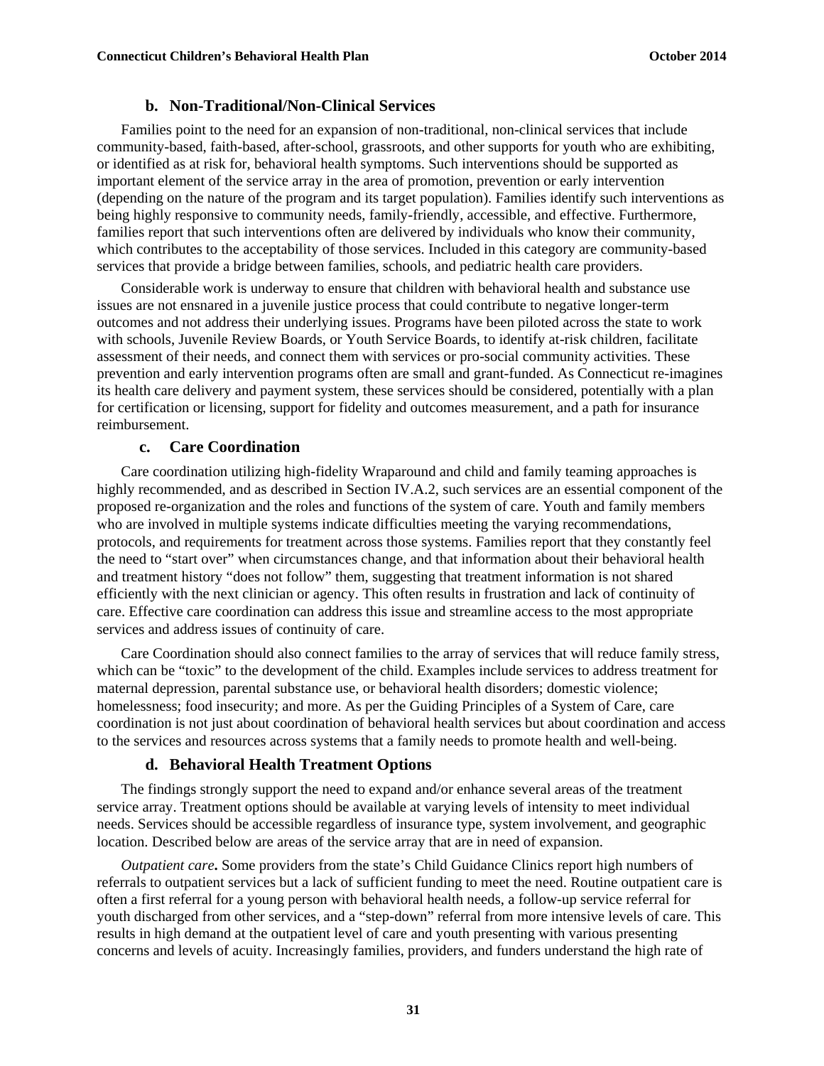### b. Non-Traditional/Non-Clinical Services

Families point to the need for an expansion of non-traditional, non-clinical services that include community-based, faith-based, after-school, grassroots, and other supports for youth who are exhibiting, or identified as at risk for, behavioral health symptoms. Such interventions should be supported as important element of the service array in the area of promotion, prevention or early intervention (depending on the nature of the program and its target population). Families identify such interventions as being highly responsive to community needs, family-friendly, accessible, and effective. Furthermore, families report that such interventions often are delivered by individuals who know their community, which contributes to the acceptability of those services. Included in this category are community-based services that provide a bridge between families, schools, and pediatric health care providers.

Considerable work is underway to ensure that children with behavioral health and substance use issues are not ensnared in a juvenile justice process that could contribute to negative longer-term outcomes and not address their underlying issues. Programs have been piloted across the state to work with schools, Juvenile Review Boards, or Youth Service Boards, to identify at-risk children, facilitate assessment of their needs, and connect them with services or pro-social community activities. These prevention and early intervention programs often are small and grant-funded. As Connecticut re-imagines its health care delivery and payment system, these services should be considered, potentially with a plan for certification or licensing, support for fidelity and outcomes measurement, and a path for insurance reimbursement.

### c. Care Coordination

Care coordination utilizing high-fidelity Wraparound and child and family teaming approaches is highly recommended, and as described in Section IV.A.2, such services are an essential component of the proposed re-organization and the roles and functions of the system of care. Youth and family members who are involved in multiple systems indicate difficulties meeting the varying recommendations, protocols, and requirements for treatment across those systems. Families report that they constantly feel the need to "start over" when circumstances change, and that information about their behavioral health and treatment history "does not follow" them, suggesting that treatment information is not shared efficiently with the next clinician or agency. This often results in frustration and lack of continuity of care. Effective care coordination can address this issue and streamline access to the most appropriate services and address issues of continuity of care.

Care Coordination should also connect families to the array of services that will reduce family stress, which can be "toxic" to the development of the child. Examples include services to address treatment for maternal depression, parental substance use, or behavioral health disorders; domestic violence; homelessness; food insecurity; and more. As per the Guiding Principles of a System of Care, care coordination is not just about coordination of behavioral health services but about coordination and access to the services and resources across systems that a family needs to promote health and well-being.

### d. Behavioral Health Treatment Options

The findings strongly support the need to expand and/or enhance several areas of the treatment service array. Treatment options should be available at varying levels of intensity to meet individual needs. Services should be accessible regardless of insurance type, system involvement, and geographic location. Described below are areas of the service array that are in need of expansion.

*Outpatient care***.** Some providers from the state's Child Guidance Clinics report high numbers of referrals to outpatient services but a lack of sufficient funding to meet the need. Routine outpatient care is often a first referral for a young person with behavioral health needs, a follow-up service referral for youth discharged from other services, and a "step-down" referral from more intensive levels of care. This results in high demand at the outpatient level of care and youth presenting with various presenting concerns and levels of acuity. Increasingly families, providers, and funders understand the high rate of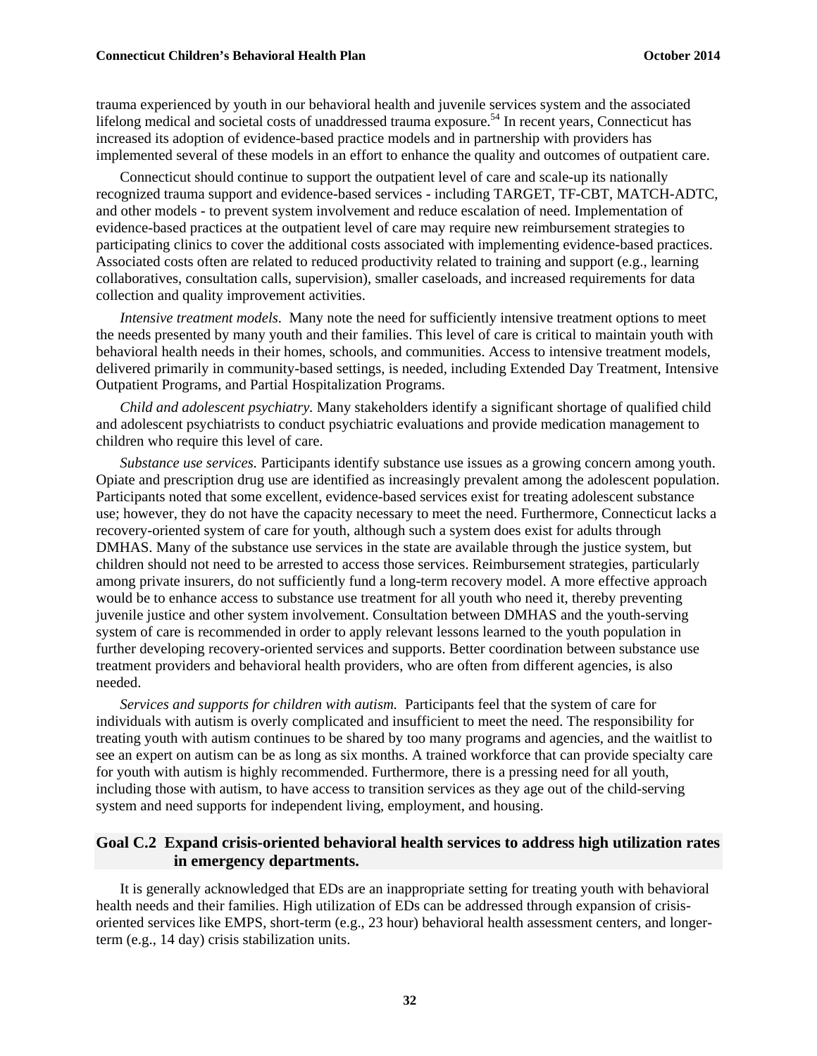trauma experienced by youth in our behavioral health and juvenile services system and the associated lifelong medical and societal costs of unaddressed trauma exposure.[54] In recent years, Connecticut has increased its adoption of evidence-based practice models and in partnership with providers has implemented several of these models in an effort to enhance the quality and outcomes of outpatient care.

Connecticut should continue to support the outpatient level of care and scale-up its nationally recognized trauma support and evidence-based services - including TARGET, TF-CBT, MATCH-ADTC, and other models - to prevent system involvement and reduce escalation of need. Implementation of evidence-based practices at the outpatient level of care may require new reimbursement strategies to participating clinics to cover the additional costs associated with implementing evidence-based practices. Associated costs often are related to reduced productivity related to training and support (e.g., learning collaboratives, consultation calls, supervision), smaller caseloads, and increased requirements for data collection and quality improvement activities.

*Intensive treatment models.* Many note the need for sufficiently intensive treatment options to meet the needs presented by many youth and their families. This level of care is critical to maintain youth with behavioral health needs in their homes, schools, and communities. Access to intensive treatment models, delivered primarily in community-based settings, is needed, including Extended Day Treatment, Intensive Outpatient Programs, and Partial Hospitalization Programs.

*Child and adolescent psychiatry.* Many stakeholders identify a significant shortage of qualified child and adolescent psychiatrists to conduct psychiatric evaluations and provide medication management to children who require this level of care.

*Substance use services.* Participants identify substance use issues as a growing concern among youth. Opiate and prescription drug use are identified as increasingly prevalent among the adolescent population. Participants noted that some excellent, evidence-based services exist for treating adolescent substance use; however, they do not have the capacity necessary to meet the need. Furthermore, Connecticut lacks a recovery-oriented system of care for youth, although such a system does exist for adults through DMHAS. Many of the substance use services in the state are available through the justice system, but children should not need to be arrested to access those services. Reimbursement strategies, particularly among private insurers, do not sufficiently fund a long-term recovery model. A more effective approach would be to enhance access to substance use treatment for all youth who need it, thereby preventing juvenile justice and other system involvement. Consultation between DMHAS and the youth-serving system of care is recommended in order to apply relevant lessons learned to the youth population in further developing recovery-oriented services and supports. Better coordination between substance use treatment providers and behavioral health providers, who are often from different agencies, is also needed.

*Services and supports for children with autism.* Participants feel that the system of care for individuals with autism is overly complicated and insufficient to meet the need. The responsibility for treating youth with autism continues to be shared by too many programs and agencies, and the waitlist to see an expert on autism can be as long as six months. A trained workforce that can provide specialty care for youth with autism is highly recommended. Furthermore, there is a pressing need for all youth, including those with autism, to have access to transition services as they age out of the child-serving system and need supports for independent living, employment, and housing.

### Goal C.2 Expand crisis-oriented behavioral health services to address high utilization rates in emergency departments.

It is generally acknowledged that EDs are an inappropriate setting for treating youth with behavioral health needs and their families. High utilization of EDs can be addressed through expansion of crisis-oriented services like EMPS, short-term (e.g., 23 hour) behavioral health assessment centers, and longer-term (e.g., 14 day) crisis stabilization units.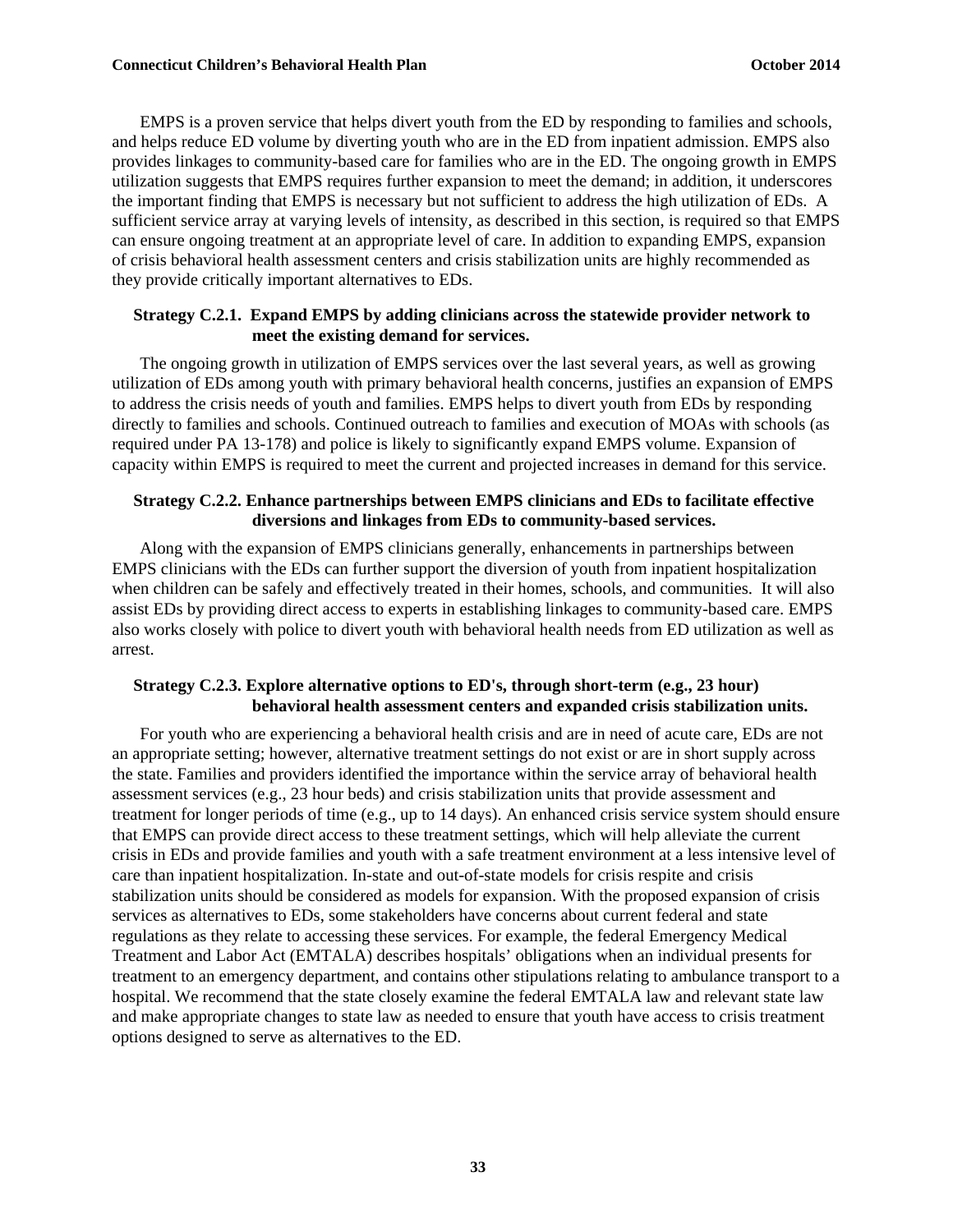EMPS is a proven service that helps divert youth from the ED by responding to families and schools, and helps reduce ED volume by diverting youth who are in the ED from inpatient admission. EMPS also provides linkages to community-based care for families who are in the ED. The ongoing growth in EMPS utilization suggests that EMPS requires further expansion to meet the demand; in addition, it underscores the important finding that EMPS is necessary but not sufficient to address the high utilization of EDs. A sufficient service array at varying levels of intensity, as described in this section, is required so that EMPS can ensure ongoing treatment at an appropriate level of care. In addition to expanding EMPS, expansion of crisis behavioral health assessment centers and crisis stabilization units are highly recommended as they provide critically important alternatives to EDs.

**Strategy C.2.1. Expand EMPS by adding clinicians across the statewide provider network to meet the existing demand for services.**

The ongoing growth in utilization of EMPS services over the last several years, as well as growing utilization of EDs among youth with primary behavioral health concerns, justifies an expansion of EMPS to address the crisis needs of youth and families. EMPS helps to divert youth from EDs by responding directly to families and schools. Continued outreach to families and execution of MOAs with schools (as required under PA 13-178) and police is likely to significantly expand EMPS volume. Expansion of capacity within EMPS is required to meet the current and projected increases in demand for this service.

**Strategy C.2.2. Enhance partnerships between EMPS clinicians and EDs to facilitate effective diversions and linkages from EDs to community-based services.**

Along with the expansion of EMPS clinicians generally, enhancements in partnerships between EMPS clinicians with the EDs can further support the diversion of youth from inpatient hospitalization when children can be safely and effectively treated in their homes, schools, and communities. It will also assist EDs by providing direct access to experts in establishing linkages to community-based care. EMPS also works closely with police to divert youth with behavioral health needs from ED utilization as well as arrest.

**Strategy C.2.3. Explore alternative options to ED's, through short-term (e.g., 23 hour) behavioral health assessment centers and expanded crisis stabilization units.**

For youth who are experiencing a behavioral health crisis and are in need of acute care, EDs are not an appropriate setting; however, alternative treatment settings do not exist or are in short supply across the state. Families and providers identified the importance within the service array of behavioral health assessment services (e.g., 23 hour beds) and crisis stabilization units that provide assessment and treatment for longer periods of time (e.g., up to 14 days). An enhanced crisis service system should ensure that EMPS can provide direct access to these treatment settings, which will help alleviate the current crisis in EDs and provide families and youth with a safe treatment environment at a less intensive level of care than inpatient hospitalization. In-state and out-of-state models for crisis respite and crisis stabilization units should be considered as models for expansion. With the proposed expansion of crisis services as alternatives to EDs, some stakeholders have concerns about current federal and state regulations as they relate to accessing these services. For example, the federal Emergency Medical Treatment and Labor Act (EMTALA) describes hospitals' obligations when an individual presents for treatment to an emergency department, and contains other stipulations relating to ambulance transport to a hospital. We recommend that the state closely examine the federal EMTALA law and relevant state law and make appropriate changes to state law as needed to ensure that youth have access to crisis treatment options designed to serve as alternatives to the ED.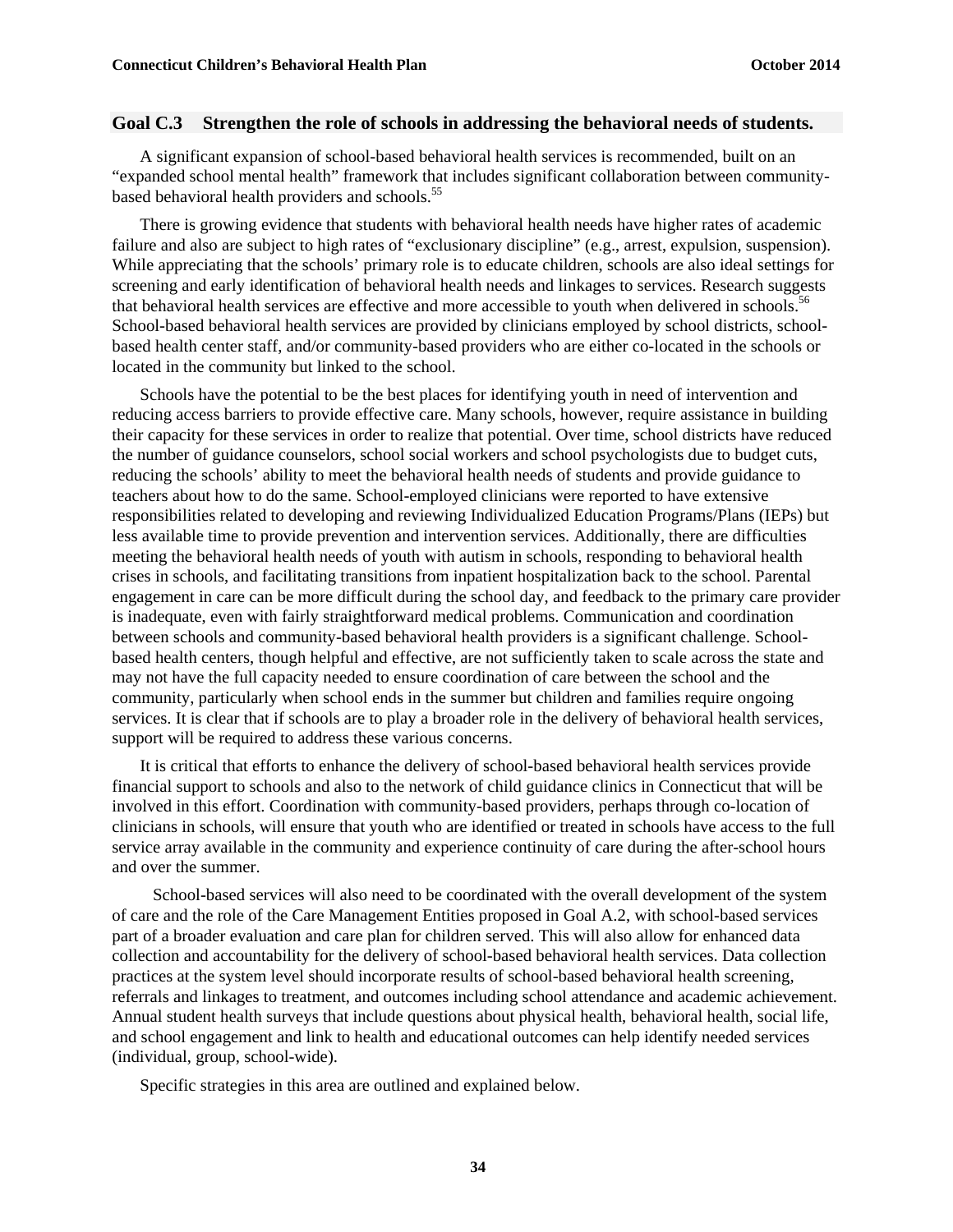## Goal C.3 Strengthen the role of schools in addressing the behavioral needs of students.

A significant expansion of school-based behavioral health services is recommended, built on an "expanded school mental health" framework that includes significant collaboration between community-based behavioral health providers and schools.[55]

There is growing evidence that students with behavioral health needs have higher rates of academic failure and also are subject to high rates of "exclusionary discipline" (e.g., arrest, expulsion, suspension). While appreciating that the schools' primary role is to educate children, schools are also ideal settings for screening and early identification of behavioral health needs and linkages to services. Research suggests that behavioral health services are effective and more accessible to youth when delivered in schools.[56] School-based behavioral health services are provided by clinicians employed by school districts, school-based health center staff, and/or community-based providers who are either co-located in the schools or located in the community but linked to the school.

Schools have the potential to be the best places for identifying youth in need of intervention and reducing access barriers to provide effective care. Many schools, however, require assistance in building their capacity for these services in order to realize that potential. Over time, school districts have reduced the number of guidance counselors, school social workers and school psychologists due to budget cuts, reducing the schools' ability to meet the behavioral health needs of students and provide guidance to teachers about how to do the same. School-employed clinicians were reported to have extensive responsibilities related to developing and reviewing Individualized Education Programs/Plans (IEPs) but less available time to provide prevention and intervention services. Additionally, there are difficulties meeting the behavioral health needs of youth with autism in schools, responding to behavioral health crises in schools, and facilitating transitions from inpatient hospitalization back to the school. Parental engagement in care can be more difficult during the school day, and feedback to the primary care provider is inadequate, even with fairly straightforward medical problems. Communication and coordination between schools and community-based behavioral health providers is a significant challenge. School-based health centers, though helpful and effective, are not sufficiently taken to scale across the state and may not have the full capacity needed to ensure coordination of care between the school and the community, particularly when school ends in the summer but children and families require ongoing services. It is clear that if schools are to play a broader role in the delivery of behavioral health services, support will be required to address these various concerns.

It is critical that efforts to enhance the delivery of school-based behavioral health services provide financial support to schools and also to the network of child guidance clinics in Connecticut that will be involved in this effort. Coordination with community-based providers, perhaps through co-location of clinicians in schools, will ensure that youth who are identified or treated in schools have access to the full service array available in the community and experience continuity of care during the after-school hours and over the summer.

School-based services will also need to be coordinated with the overall development of the system of care and the role of the Care Management Entities proposed in Goal A.2, with school-based services part of a broader evaluation and care plan for children served. This will also allow for enhanced data collection and accountability for the delivery of school-based behavioral health services. Data collection practices at the system level should incorporate results of school-based behavioral health screening, referrals and linkages to treatment, and outcomes including school attendance and academic achievement. Annual student health surveys that include questions about physical health, behavioral health, social life, and school engagement and link to health and educational outcomes can help identify needed services (individual, group, school-wide).

Specific strategies in this area are outlined and explained below.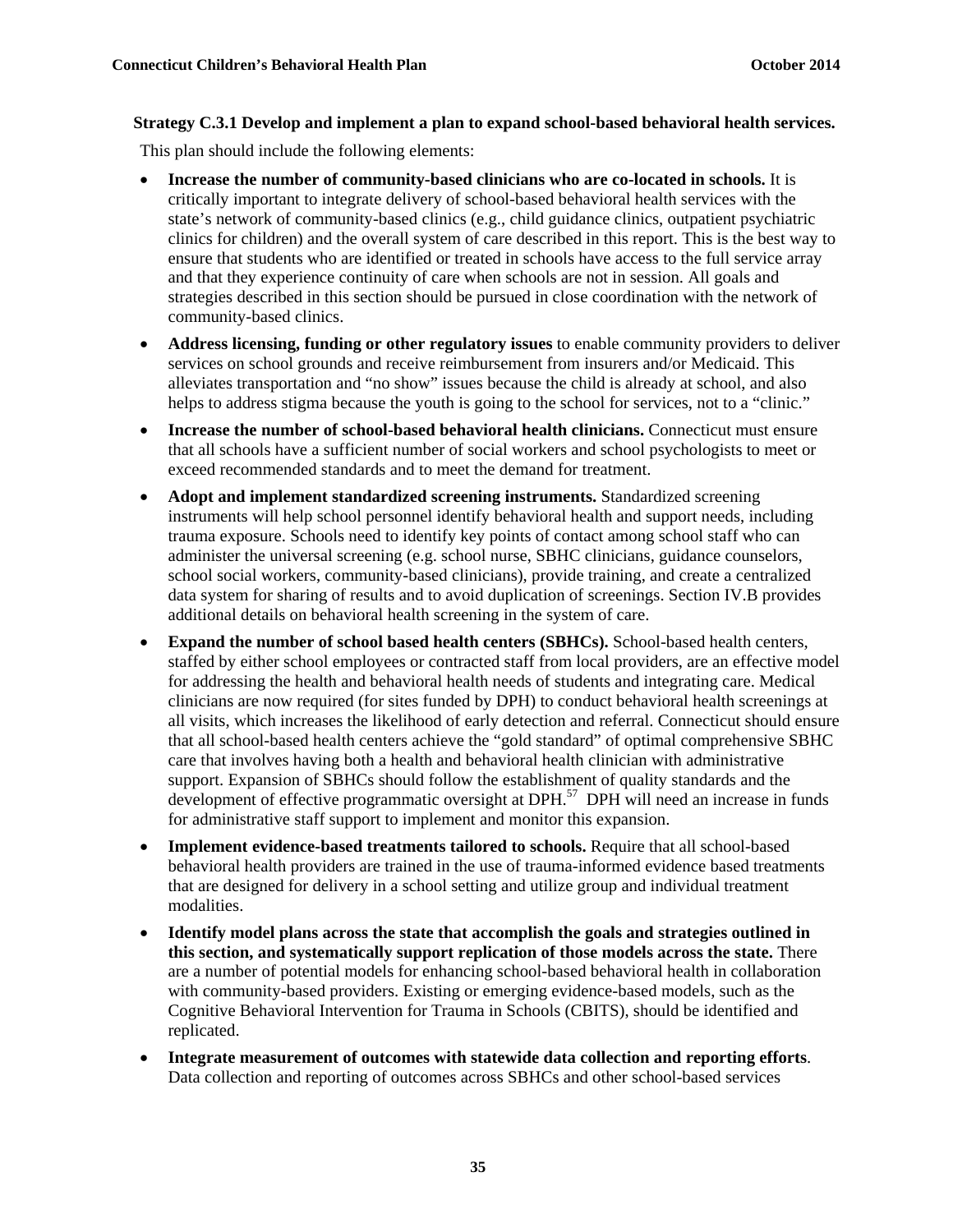**Strategy C.3.1 Develop and implement a plan to expand school-based behavioral health services.**

This plan should include the following elements:

- **Increase the number of community-based clinicians who are co-located in schools.** It is critically important to integrate delivery of school-based behavioral health services with the state's network of community-based clinics (e.g., child guidance clinics, outpatient psychiatric clinics for children) and the overall system of care described in this report. This is the best way to ensure that students who are identified or treated in schools have access to the full service array and that they experience continuity of care when schools are not in session. All goals and strategies described in this section should be pursued in close coordination with the network of community-based clinics.
- **Address licensing, funding or other regulatory issues** to enable community providers to deliver services on school grounds and receive reimbursement from insurers and/or Medicaid. This alleviates transportation and "no show" issues because the child is already at school, and also helps to address stigma because the youth is going to the school for services, not to a "clinic."
- **Increase the number of school-based behavioral health clinicians.** Connecticut must ensure that all schools have a sufficient number of social workers and school psychologists to meet or exceed recommended standards and to meet the demand for treatment.
- **Adopt and implement standardized screening instruments.** Standardized screening instruments will help school personnel identify behavioral health and support needs, including trauma exposure. Schools need to identify key points of contact among school staff who can administer the universal screening (e.g. school nurse, SBHC clinicians, guidance counselors, school social workers, community-based clinicians), provide training, and create a centralized data system for sharing of results and to avoid duplication of screenings. Section IV.B provides additional details on behavioral health screening in the system of care.
- **Expand the number of school based health centers (SBHCs).** School-based health centers, staffed by either school employees or contracted staff from local providers, are an effective model for addressing the health and behavioral health needs of students and integrating care. Medical clinicians are now required (for sites funded by DPH) to conduct behavioral health screenings at all visits, which increases the likelihood of early detection and referral. Connecticut should ensure that all school-based health centers achieve the "gold standard" of optimal comprehensive SBHC care that involves having both a health and behavioral health clinician with administrative support. Expansion of SBHCs should follow the establishment of quality standards and the development of effective programmatic oversight at DPH.[57] DPH will need an increase in funds for administrative staff support to implement and monitor this expansion.
- **Implement evidence-based treatments tailored to schools.** Require that all school-based behavioral health providers are trained in the use of trauma-informed evidence based treatments that are designed for delivery in a school setting and utilize group and individual treatment modalities.
- **Identify model plans across the state that accomplish the goals and strategies outlined in this section, and systematically support replication of those models across the state.** There are a number of potential models for enhancing school-based behavioral health in collaboration with community-based providers. Existing or emerging evidence-based models, such as the Cognitive Behavioral Intervention for Trauma in Schools (CBITS), should be identified and replicated.
- **Integrate measurement of outcomes with statewide data collection and reporting efforts**. Data collection and reporting of outcomes across SBHCs and other school-based services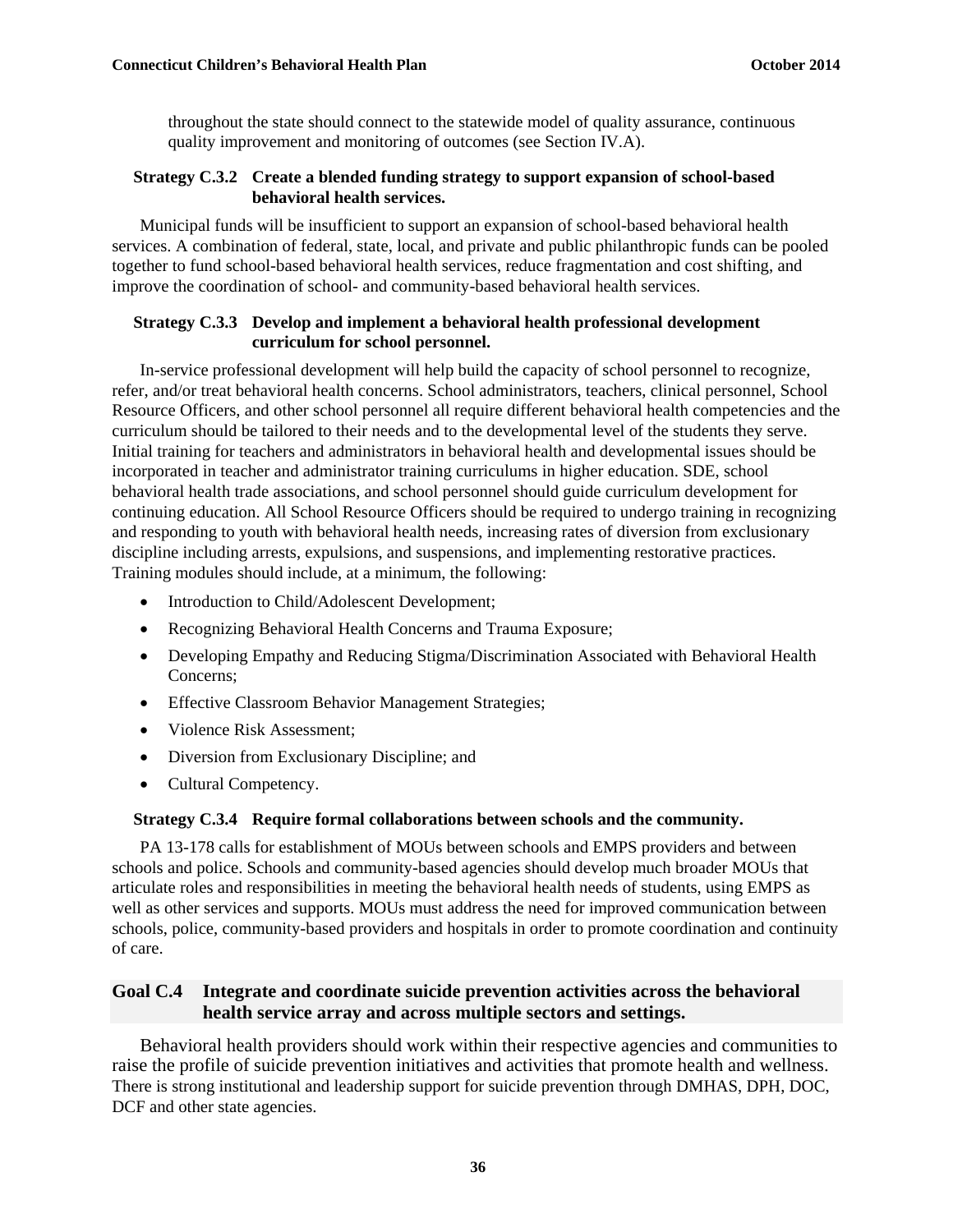throughout the state should connect to the statewide model of quality assurance, continuous quality improvement and monitoring of outcomes (see Section IV.A).

#### Strategy C.3.2 Create a blended funding strategy to support expansion of school-based behavioral health services.

Municipal funds will be insufficient to support an expansion of school-based behavioral health services. A combination of federal, state, local, and private and public philanthropic funds can be pooled together to fund school-based behavioral health services, reduce fragmentation and cost shifting, and improve the coordination of school- and community-based behavioral health services.

#### Strategy C.3.3 Develop and implement a behavioral health professional development curriculum for school personnel.

In-service professional development will help build the capacity of school personnel to recognize, refer, and/or treat behavioral health concerns. School administrators, teachers, clinical personnel, School Resource Officers, and other school personnel all require different behavioral health competencies and the curriculum should be tailored to their needs and to the developmental level of the students they serve. Initial training for teachers and administrators in behavioral health and developmental issues should be incorporated in teacher and administrator training curriculums in higher education. SDE, school behavioral health trade associations, and school personnel should guide curriculum development for continuing education. All School Resource Officers should be required to undergo training in recognizing and responding to youth with behavioral health needs, increasing rates of diversion from exclusionary discipline including arrests, expulsions, and suspensions, and implementing restorative practices. Training modules should include, at a minimum, the following:

- Introduction to Child/Adolescent Development;
- Recognizing Behavioral Health Concerns and Trauma Exposure;
- Developing Empathy and Reducing Stigma/Discrimination Associated with Behavioral Health Concerns;
- Effective Classroom Behavior Management Strategies;
- Violence Risk Assessment;
- Diversion from Exclusionary Discipline; and
- Cultural Competency.

#### Strategy C.3.4 Require formal collaborations between schools and the community.

PA 13-178 calls for establishment of MOUs between schools and EMPS providers and between schools and police. Schools and community-based agencies should develop much broader MOUs that articulate roles and responsibilities in meeting the behavioral health needs of students, using EMPS as well as other services and supports. MOUs must address the need for improved communication between schools, police, community-based providers and hospitals in order to promote coordination and continuity of care.

### Goal C.4 Integrate and coordinate suicide prevention activities across the behavioral health service array and across multiple sectors and settings.

Behavioral health providers should work within their respective agencies and communities to raise the profile of suicide prevention initiatives and activities that promote health and wellness. There is strong institutional and leadership support for suicide prevention through DMHAS, DPH, DOC, DCF and other state agencies.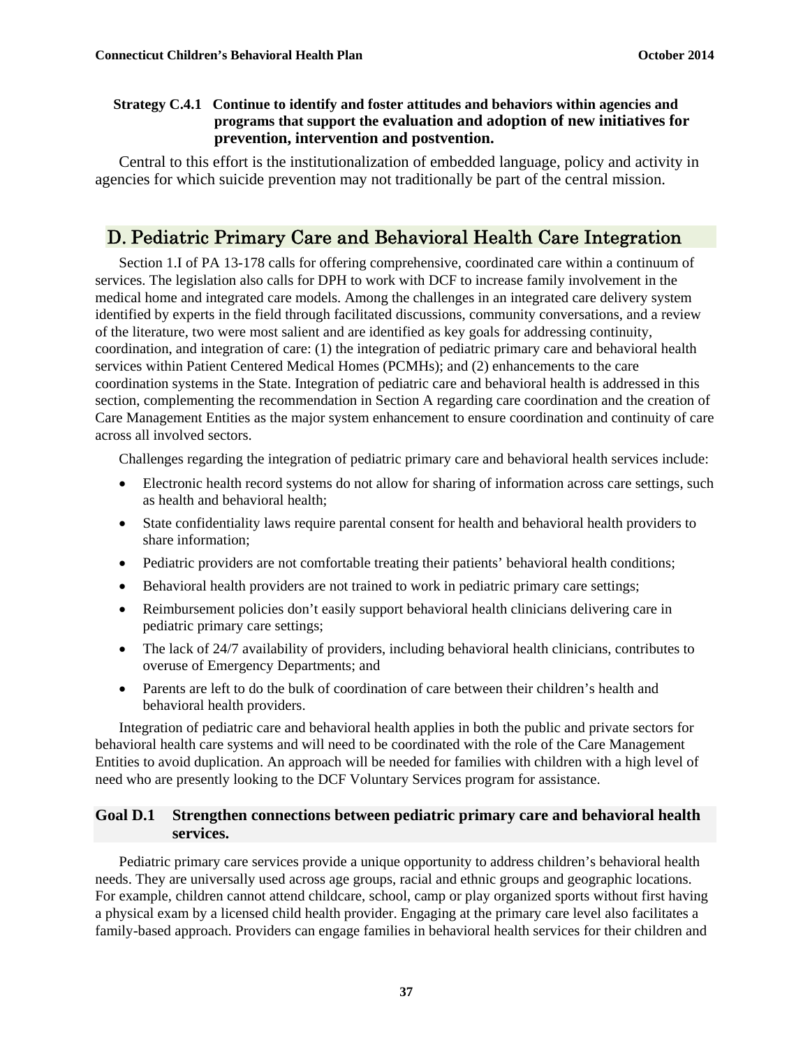**Strategy C.4.1 Continue to identify and foster attitudes and behaviors within agencies and programs that support the evaluation and adoption of new initiatives for prevention, intervention and postvention.**

Central to this effort is the institutionalization of embedded language, policy and activity in agencies for which suicide prevention may not traditionally be part of the central mission.

## D. Pediatric Primary Care and Behavioral Health Care Integration

Section 1.I of PA 13-178 calls for offering comprehensive, coordinated care within a continuum of services. The legislation also calls for DPH to work with DCF to increase family involvement in the medical home and integrated care models. Among the challenges in an integrated care delivery system identified by experts in the field through facilitated discussions, community conversations, and a review of the literature, two were most salient and are identified as key goals for addressing continuity, coordination, and integration of care: (1) the integration of pediatric primary care and behavioral health services within Patient Centered Medical Homes (PCMHs); and (2) enhancements to the care coordination systems in the State. Integration of pediatric care and behavioral health is addressed in this section, complementing the recommendation in Section A regarding care coordination and the creation of Care Management Entities as the major system enhancement to ensure coordination and continuity of care across all involved sectors.

Challenges regarding the integration of pediatric primary care and behavioral health services include:

- Electronic health record systems do not allow for sharing of information across care settings, such as health and behavioral health;
- State confidentiality laws require parental consent for health and behavioral health providers to share information;
- Pediatric providers are not comfortable treating their patients' behavioral health conditions;
- Behavioral health providers are not trained to work in pediatric primary care settings;
- Reimbursement policies don't easily support behavioral health clinicians delivering care in pediatric primary care settings;
- The lack of 24/7 availability of providers, including behavioral health clinicians, contributes to overuse of Emergency Departments; and
- Parents are left to do the bulk of coordination of care between their children's health and behavioral health providers.

Integration of pediatric care and behavioral health applies in both the public and private sectors for behavioral health care systems and will need to be coordinated with the role of the Care Management Entities to avoid duplication. An approach will be needed for families with children with a high level of need who are presently looking to the DCF Voluntary Services program for assistance.

### Goal D.1 Strengthen connections between pediatric primary care and behavioral health services.

Pediatric primary care services provide a unique opportunity to address children's behavioral health needs. They are universally used across age groups, racial and ethnic groups and geographic locations. For example, children cannot attend childcare, school, camp or play organized sports without first having a physical exam by a licensed child health provider. Engaging at the primary care level also facilitates a family-based approach. Providers can engage families in behavioral health services for their children and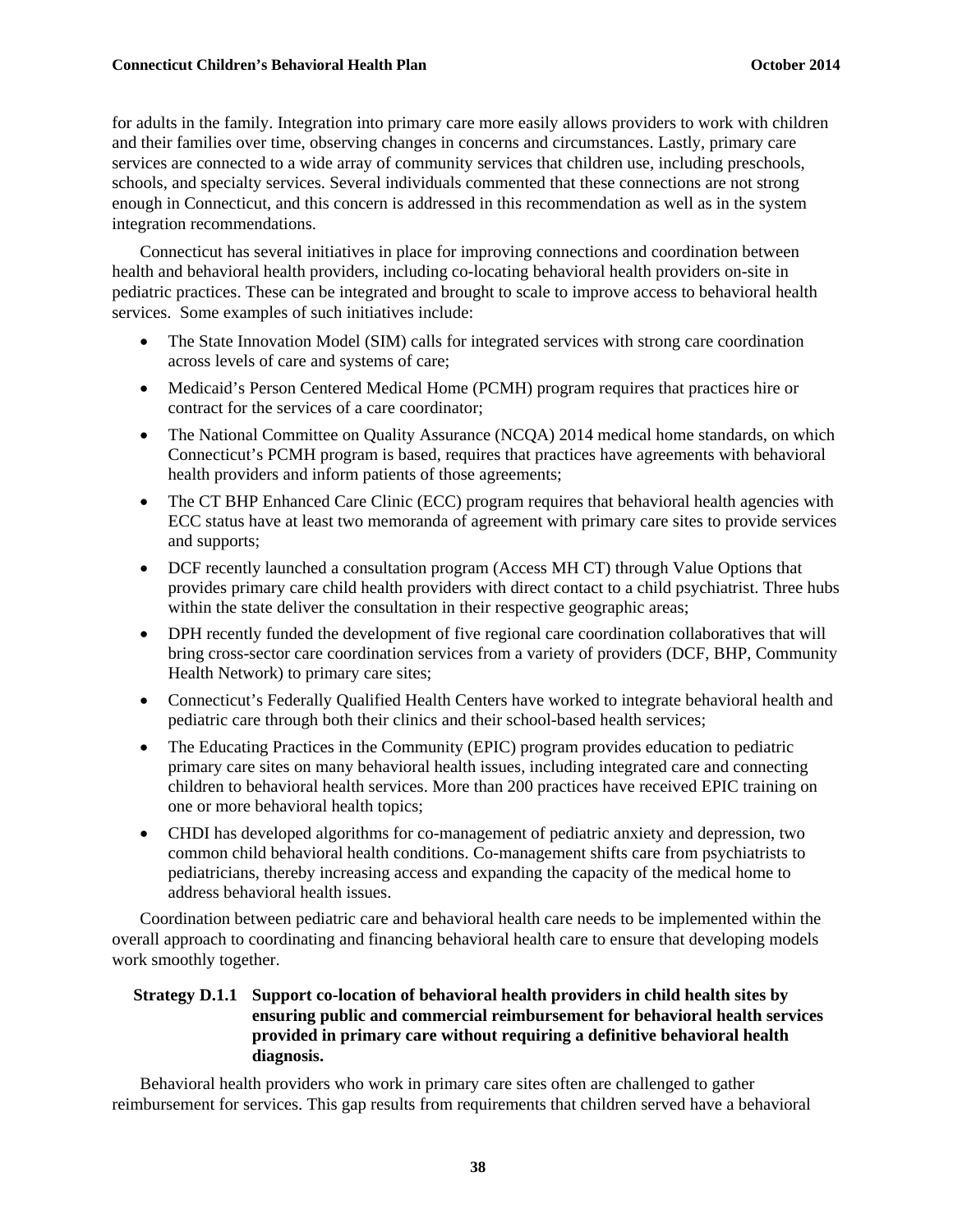for adults in the family. Integration into primary care more easily allows providers to work with children and their families over time, observing changes in concerns and circumstances. Lastly, primary care services are connected to a wide array of community services that children use, including preschools, schools, and specialty services. Several individuals commented that these connections are not strong enough in Connecticut, and this concern is addressed in this recommendation as well as in the system integration recommendations.

Connecticut has several initiatives in place for improving connections and coordination between health and behavioral health providers, including co-locating behavioral health providers on-site in pediatric practices. These can be integrated and brought to scale to improve access to behavioral health services. Some examples of such initiatives include:

- The State Innovation Model (SIM) calls for integrated services with strong care coordination across levels of care and systems of care;
- Medicaid's Person Centered Medical Home (PCMH) program requires that practices hire or contract for the services of a care coordinator;
- The National Committee on Quality Assurance (NCQA) 2014 medical home standards, on which Connecticut's PCMH program is based, requires that practices have agreements with behavioral health providers and inform patients of those agreements;
- The CT BHP Enhanced Care Clinic (ECC) program requires that behavioral health agencies with ECC status have at least two memoranda of agreement with primary care sites to provide services and supports;
- DCF recently launched a consultation program (Access MH CT) through Value Options that provides primary care child health providers with direct contact to a child psychiatrist. Three hubs within the state deliver the consultation in their respective geographic areas;
- DPH recently funded the development of five regional care coordination collaboratives that will bring cross-sector care coordination services from a variety of providers (DCF, BHP, Community Health Network) to primary care sites;
- Connecticut's Federally Qualified Health Centers have worked to integrate behavioral health and pediatric care through both their clinics and their school-based health services;
- The Educating Practices in the Community (EPIC) program provides education to pediatric primary care sites on many behavioral health issues, including integrated care and connecting children to behavioral health services. More than 200 practices have received EPIC training on one or more behavioral health topics;
- CHDI has developed algorithms for co-management of pediatric anxiety and depression, two common child behavioral health conditions. Co-management shifts care from psychiatrists to pediatricians, thereby increasing access and expanding the capacity of the medical home to address behavioral health issues.

Coordination between pediatric care and behavioral health care needs to be implemented within the overall approach to coordinating and financing behavioral health care to ensure that developing models work smoothly together.

**Strategy D.1.1 Support co-location of behavioral health providers in child health sites by ensuring public and commercial reimbursement for behavioral health services provided in primary care without requiring a definitive behavioral health diagnosis.**

Behavioral health providers who work in primary care sites often are challenged to gather reimbursement for services. This gap results from requirements that children served have a behavioral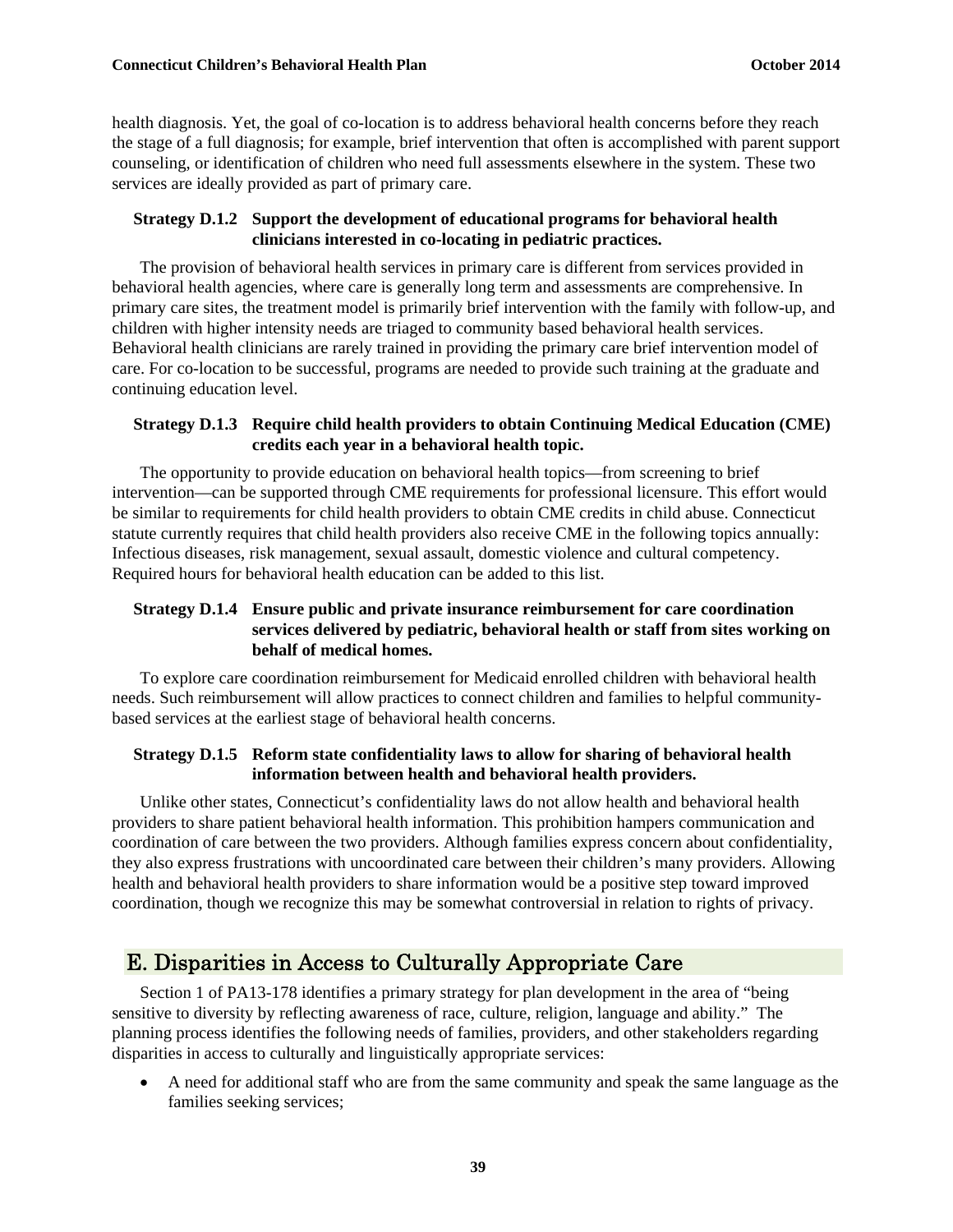health diagnosis. Yet, the goal of co-location is to address behavioral health concerns before they reach the stage of a full diagnosis; for example, brief intervention that often is accomplished with parent support counseling, or identification of children who need full assessments elsewhere in the system. These two services are ideally provided as part of primary care.

**Strategy D.1.2 Support the development of educational programs for behavioral health clinicians interested in co-locating in pediatric practices.**

The provision of behavioral health services in primary care is different from services provided in behavioral health agencies, where care is generally long term and assessments are comprehensive. In primary care sites, the treatment model is primarily brief intervention with the family with follow-up, and children with higher intensity needs are triaged to community based behavioral health services. Behavioral health clinicians are rarely trained in providing the primary care brief intervention model of care. For co-location to be successful, programs are needed to provide such training at the graduate and continuing education level.

**Strategy D.1.3 Require child health providers to obtain Continuing Medical Education (CME) credits each year in a behavioral health topic.**

The opportunity to provide education on behavioral health topics—from screening to brief intervention—can be supported through CME requirements for professional licensure. This effort would be similar to requirements for child health providers to obtain CME credits in child abuse. Connecticut statute currently requires that child health providers also receive CME in the following topics annually: Infectious diseases, risk management, sexual assault, domestic violence and cultural competency. Required hours for behavioral health education can be added to this list.

**Strategy D.1.4 Ensure public and private insurance reimbursement for care coordination services delivered by pediatric, behavioral health or staff from sites working on behalf of medical homes.**

To explore care coordination reimbursement for Medicaid enrolled children with behavioral health needs. Such reimbursement will allow practices to connect children and families to helpful community-based services at the earliest stage of behavioral health concerns.

**Strategy D.1.5 Reform state confidentiality laws to allow for sharing of behavioral health information between health and behavioral health providers.**

Unlike other states, Connecticut's confidentiality laws do not allow health and behavioral health providers to share patient behavioral health information. This prohibition hampers communication and coordination of care between the two providers. Although families express concern about confidentiality, they also express frustrations with uncoordinated care between their children's many providers. Allowing health and behavioral health providers to share information would be a positive step toward improved coordination, though we recognize this may be somewhat controversial in relation to rights of privacy.

## E. Disparities in Access to Culturally Appropriate Care

Section 1 of PA13-178 identifies a primary strategy for plan development in the area of "being sensitive to diversity by reflecting awareness of race, culture, religion, language and ability." The planning process identifies the following needs of families, providers, and other stakeholders regarding disparities in access to culturally and linguistically appropriate services:

- A need for additional staff who are from the same community and speak the same language as the families seeking services;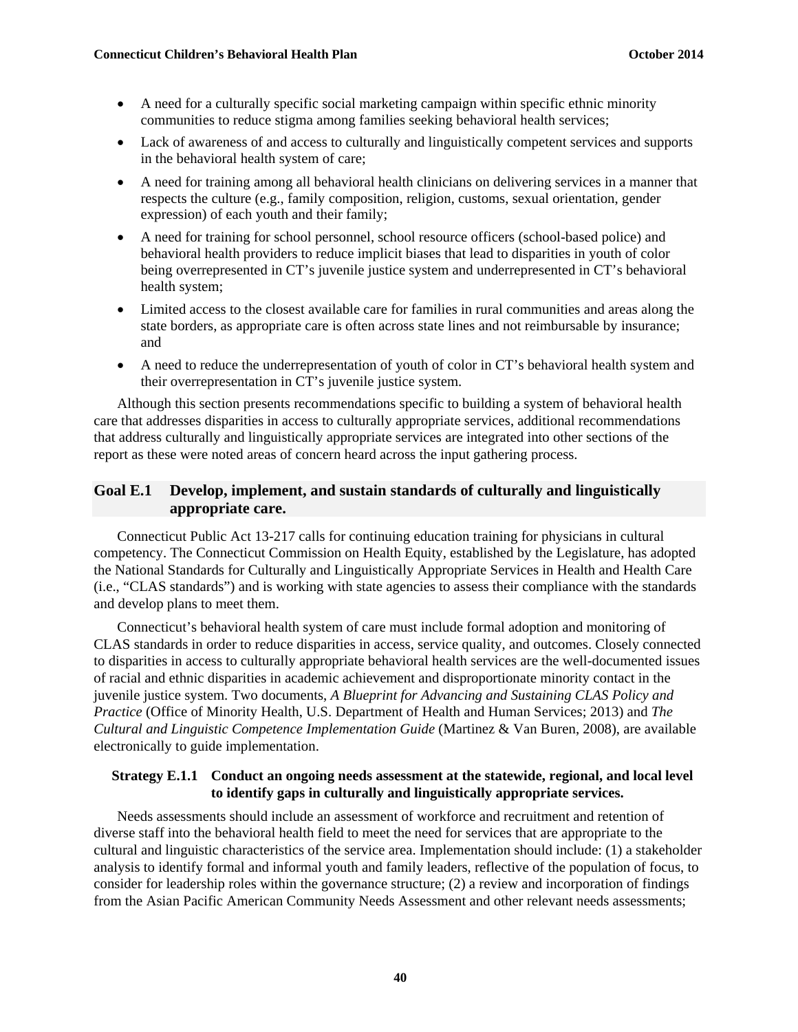- A need for a culturally specific social marketing campaign within specific ethnic minority communities to reduce stigma among families seeking behavioral health services;
- Lack of awareness of and access to culturally and linguistically competent services and supports in the behavioral health system of care;
- A need for training among all behavioral health clinicians on delivering services in a manner that respects the culture (e.g., family composition, religion, customs, sexual orientation, gender expression) of each youth and their family;
- A need for training for school personnel, school resource officers (school-based police) and behavioral health providers to reduce implicit biases that lead to disparities in youth of color being overrepresented in CT's juvenile justice system and underrepresented in CT's behavioral health system;
- Limited access to the closest available care for families in rural communities and areas along the state borders, as appropriate care is often across state lines and not reimbursable by insurance; and
- A need to reduce the underrepresentation of youth of color in CT's behavioral health system and their overrepresentation in CT's juvenile justice system.

Although this section presents recommendations specific to building a system of behavioral health care that addresses disparities in access to culturally appropriate services, additional recommendations that address culturally and linguistically appropriate services are integrated into other sections of the report as these were noted areas of concern heard across the input gathering process.

## Goal E.1 Develop, implement, and sustain standards of culturally and linguistically appropriate care.

Connecticut Public Act 13-217 calls for continuing education training for physicians in cultural competency. The Connecticut Commission on Health Equity, established by the Legislature, has adopted the National Standards for Culturally and Linguistically Appropriate Services in Health and Health Care (i.e., "CLAS standards") and is working with state agencies to assess their compliance with the standards and develop plans to meet them.

Connecticut's behavioral health system of care must include formal adoption and monitoring of CLAS standards in order to reduce disparities in access, service quality, and outcomes. Closely connected to disparities in access to culturally appropriate behavioral health services are the well-documented issues of racial and ethnic disparities in academic achievement and disproportionate minority contact in the juvenile justice system. Two documents, *A Blueprint for Advancing and Sustaining CLAS Policy and Practice* (Office of Minority Health, U.S. Department of Health and Human Services; 2013) and *The Cultural and Linguistic Competence Implementation Guide* (Martinez & Van Buren, 2008), are available electronically to guide implementation.

### Strategy E.1.1 Conduct an ongoing needs assessment at the statewide, regional, and local level to identify gaps in culturally and linguistically appropriate services.

Needs assessments should include an assessment of workforce and recruitment and retention of diverse staff into the behavioral health field to meet the need for services that are appropriate to the cultural and linguistic characteristics of the service area. Implementation should include: (1) a stakeholder analysis to identify formal and informal youth and family leaders, reflective of the population of focus, to consider for leadership roles within the governance structure; (2) a review and incorporation of findings from the Asian Pacific American Community Needs Assessment and other relevant needs assessments;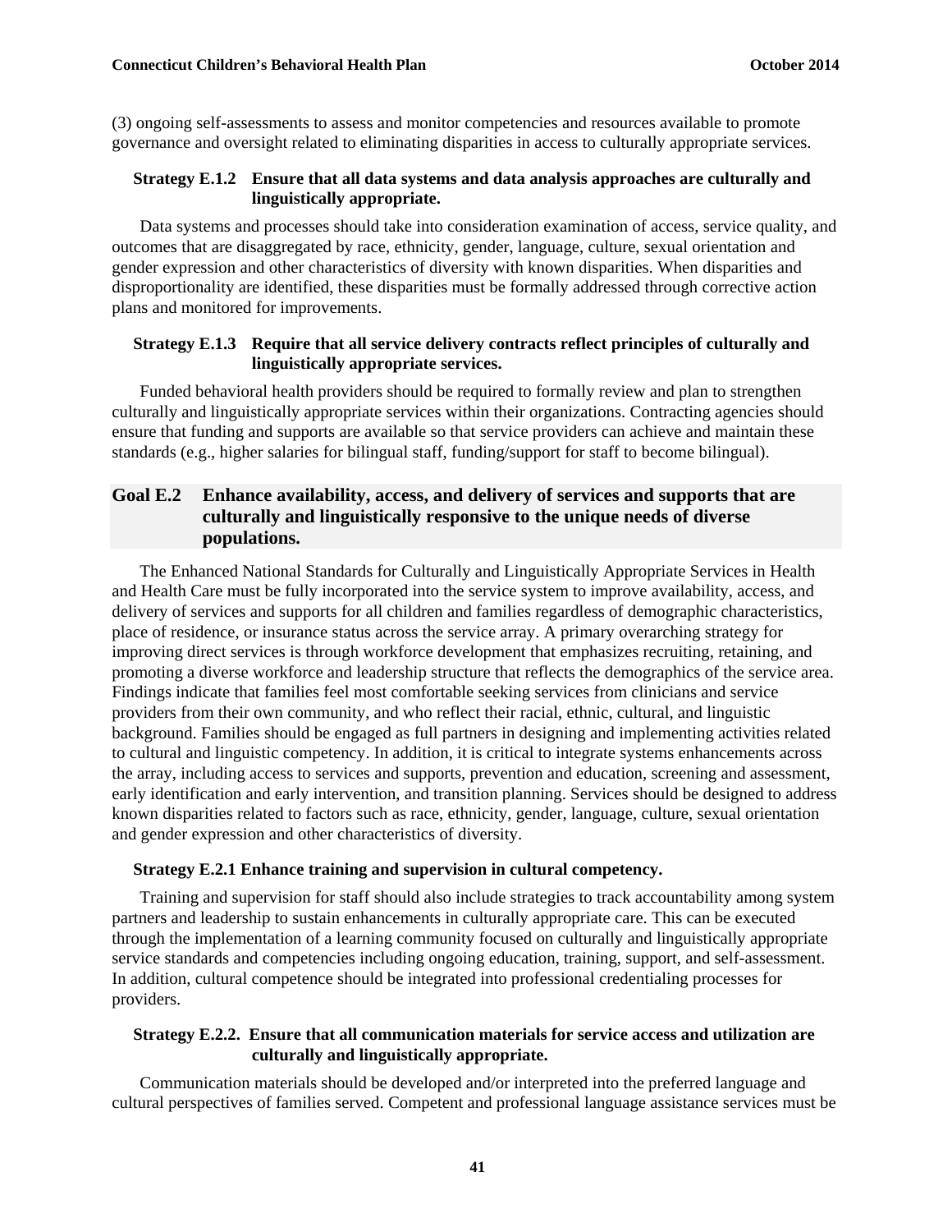(3) ongoing self-assessments to assess and monitor competencies and resources available to promote governance and oversight related to eliminating disparities in access to culturally appropriate services.

#### Strategy E.1.2 Ensure that all data systems and data analysis approaches are culturally and linguistically appropriate.

Data systems and processes should take into consideration examination of access, service quality, and outcomes that are disaggregated by race, ethnicity, gender, language, culture, sexual orientation and gender expression and other characteristics of diversity with known disparities. When disparities and disproportionality are identified, these disparities must be formally addressed through corrective action plans and monitored for improvements.

#### Strategy E.1.3 Require that all service delivery contracts reflect principles of culturally and linguistically appropriate services.

Funded behavioral health providers should be required to formally review and plan to strengthen culturally and linguistically appropriate services within their organizations. Contracting agencies should ensure that funding and supports are available so that service providers can achieve and maintain these standards (e.g., higher salaries for bilingual staff, funding/support for staff to become bilingual).

### Goal E.2 Enhance availability, access, and delivery of services and supports that are culturally and linguistically responsive to the unique needs of diverse populations.

The Enhanced National Standards for Culturally and Linguistically Appropriate Services in Health and Health Care must be fully incorporated into the service system to improve availability, access, and delivery of services and supports for all children and families regardless of demographic characteristics, place of residence, or insurance status across the service array. A primary overarching strategy for improving direct services is through workforce development that emphasizes recruiting, retaining, and promoting a diverse workforce and leadership structure that reflects the demographics of the service area. Findings indicate that families feel most comfortable seeking services from clinicians and service providers from their own community, and who reflect their racial, ethnic, cultural, and linguistic background. Families should be engaged as full partners in designing and implementing activities related to cultural and linguistic competency. In addition, it is critical to integrate systems enhancements across the array, including access to services and supports, prevention and education, screening and assessment, early identification and early intervention, and transition planning. Services should be designed to address known disparities related to factors such as race, ethnicity, gender, language, culture, sexual orientation and gender expression and other characteristics of diversity.

#### Strategy E.2.1 Enhance training and supervision in cultural competency.

Training and supervision for staff should also include strategies to track accountability among system partners and leadership to sustain enhancements in culturally appropriate care. This can be executed through the implementation of a learning community focused on culturally and linguistically appropriate service standards and competencies including ongoing education, training, support, and self-assessment. In addition, cultural competence should be integrated into professional credentialing processes for providers.

#### Strategy E.2.2. Ensure that all communication materials for service access and utilization are culturally and linguistically appropriate.

Communication materials should be developed and/or interpreted into the preferred language and cultural perspectives of families served. Competent and professional language assistance services must be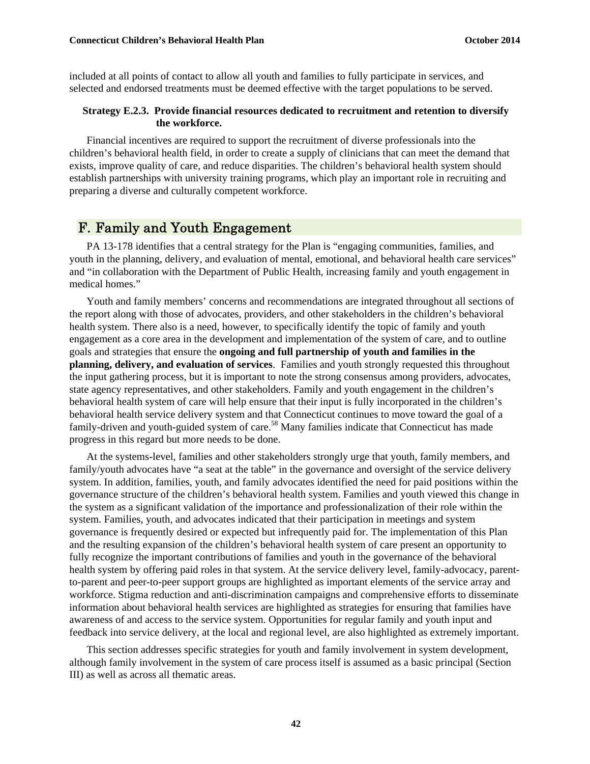included at all points of contact to allow all youth and families to fully participate in services, and selected and endorsed treatments must be deemed effective with the target populations to be served.

**Strategy E.2.3. Provide financial resources dedicated to recruitment and retention to diversify the workforce.**

Financial incentives are required to support the recruitment of diverse professionals into the children's behavioral health field, in order to create a supply of clinicians that can meet the demand that exists, improve quality of care, and reduce disparities. The children's behavioral health system should establish partnerships with university training programs, which play an important role in recruiting and preparing a diverse and culturally competent workforce.

## F. Family and Youth Engagement

PA 13-178 identifies that a central strategy for the Plan is "engaging communities, families, and youth in the planning, delivery, and evaluation of mental, emotional, and behavioral health care services" and "in collaboration with the Department of Public Health, increasing family and youth engagement in medical homes."

Youth and family members' concerns and recommendations are integrated throughout all sections of the report along with those of advocates, providers, and other stakeholders in the children's behavioral health system. There also is a need, however, to specifically identify the topic of family and youth engagement as a core area in the development and implementation of the system of care, and to outline goals and strategies that ensure the **ongoing and full partnership of youth and families in the planning, delivery, and evaluation of services**. Families and youth strongly requested this throughout the input gathering process, but it is important to note the strong consensus among providers, advocates, state agency representatives, and other stakeholders. Family and youth engagement in the children's behavioral health system of care will help ensure that their input is fully incorporated in the children's behavioral health service delivery system and that Connecticut continues to move toward the goal of a family-driven and youth-guided system of care.[58] Many families indicate that Connecticut has made progress in this regard but more needs to be done.

At the systems-level, families and other stakeholders strongly urge that youth, family members, and family/youth advocates have "a seat at the table" in the governance and oversight of the service delivery system. In addition, families, youth, and family advocates identified the need for paid positions within the governance structure of the children's behavioral health system. Families and youth viewed this change in the system as a significant validation of the importance and professionalization of their role within the system. Families, youth, and advocates indicated that their participation in meetings and system governance is frequently desired or expected but infrequently paid for. The implementation of this Plan and the resulting expansion of the children's behavioral health system of care present an opportunity to fully recognize the important contributions of families and youth in the governance of the behavioral health system by offering paid roles in that system. At the service delivery level, family-advocacy, parent-to-parent and peer-to-peer support groups are highlighted as important elements of the service array and workforce. Stigma reduction and anti-discrimination campaigns and comprehensive efforts to disseminate information about behavioral health services are highlighted as strategies for ensuring that families have awareness of and access to the service system. Opportunities for regular family and youth input and feedback into service delivery, at the local and regional level, are also highlighted as extremely important.

This section addresses specific strategies for youth and family involvement in system development, although family involvement in the system of care process itself is assumed as a basic principal (Section III) as well as across all thematic areas.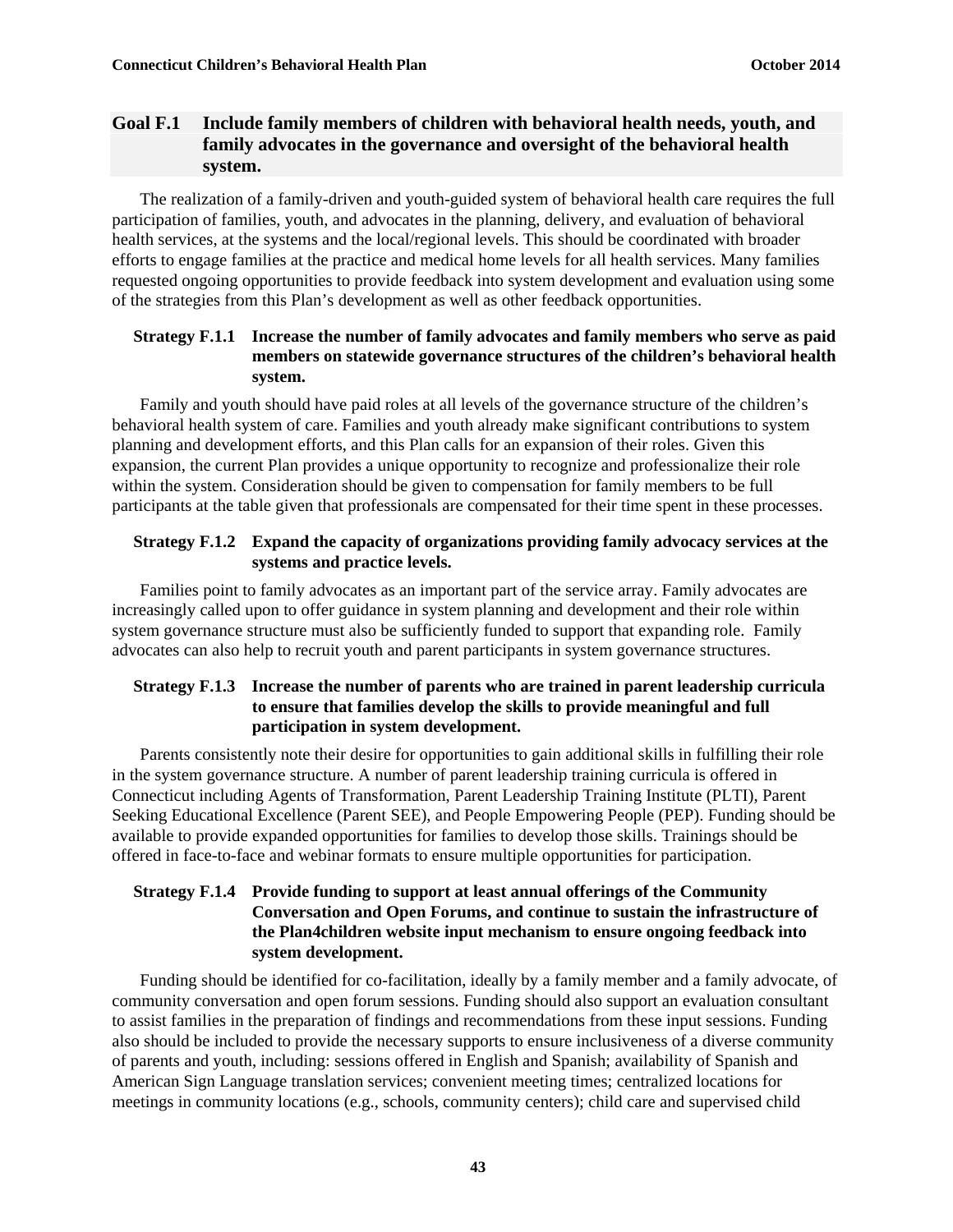## Goal F.1 Include family members of children with behavioral health needs, youth, and family advocates in the governance and oversight of the behavioral health system.

The realization of a family-driven and youth-guided system of behavioral health care requires the full participation of families, youth, and advocates in the planning, delivery, and evaluation of behavioral health services, at the systems and the local/regional levels. This should be coordinated with broader efforts to engage families at the practice and medical home levels for all health services. Many families requested ongoing opportunities to provide feedback into system development and evaluation using some of the strategies from this Plan's development as well as other feedback opportunities.

### Strategy F.1.1 Increase the number of family advocates and family members who serve as paid members on statewide governance structures of the children's behavioral health system.

Family and youth should have paid roles at all levels of the governance structure of the children's behavioral health system of care. Families and youth already make significant contributions to system planning and development efforts, and this Plan calls for an expansion of their roles. Given this expansion, the current Plan provides a unique opportunity to recognize and professionalize their role within the system. Consideration should be given to compensation for family members to be full participants at the table given that professionals are compensated for their time spent in these processes.

### Strategy F.1.2 Expand the capacity of organizations providing family advocacy services at the systems and practice levels.

Families point to family advocates as an important part of the service array. Family advocates are increasingly called upon to offer guidance in system planning and development and their role within system governance structure must also be sufficiently funded to support that expanding role. Family advocates can also help to recruit youth and parent participants in system governance structures.

### Strategy F.1.3 Increase the number of parents who are trained in parent leadership curricula to ensure that families develop the skills to provide meaningful and full participation in system development.

Parents consistently note their desire for opportunities to gain additional skills in fulfilling their role in the system governance structure. A number of parent leadership training curricula is offered in Connecticut including Agents of Transformation, Parent Leadership Training Institute (PLTI), Parent Seeking Educational Excellence (Parent SEE), and People Empowering People (PEP). Funding should be available to provide expanded opportunities for families to develop those skills. Trainings should be offered in face-to-face and webinar formats to ensure multiple opportunities for participation.

### Strategy F.1.4 Provide funding to support at least annual offerings of the Community Conversation and Open Forums, and continue to sustain the infrastructure of the Plan4children website input mechanism to ensure ongoing feedback into system development.

Funding should be identified for co-facilitation, ideally by a family member and a family advocate, of community conversation and open forum sessions. Funding should also support an evaluation consultant to assist families in the preparation of findings and recommendations from these input sessions. Funding also should be included to provide the necessary supports to ensure inclusiveness of a diverse community of parents and youth, including: sessions offered in English and Spanish; availability of Spanish and American Sign Language translation services; convenient meeting times; centralized locations for meetings in community locations (e.g., schools, community centers); child care and supervised child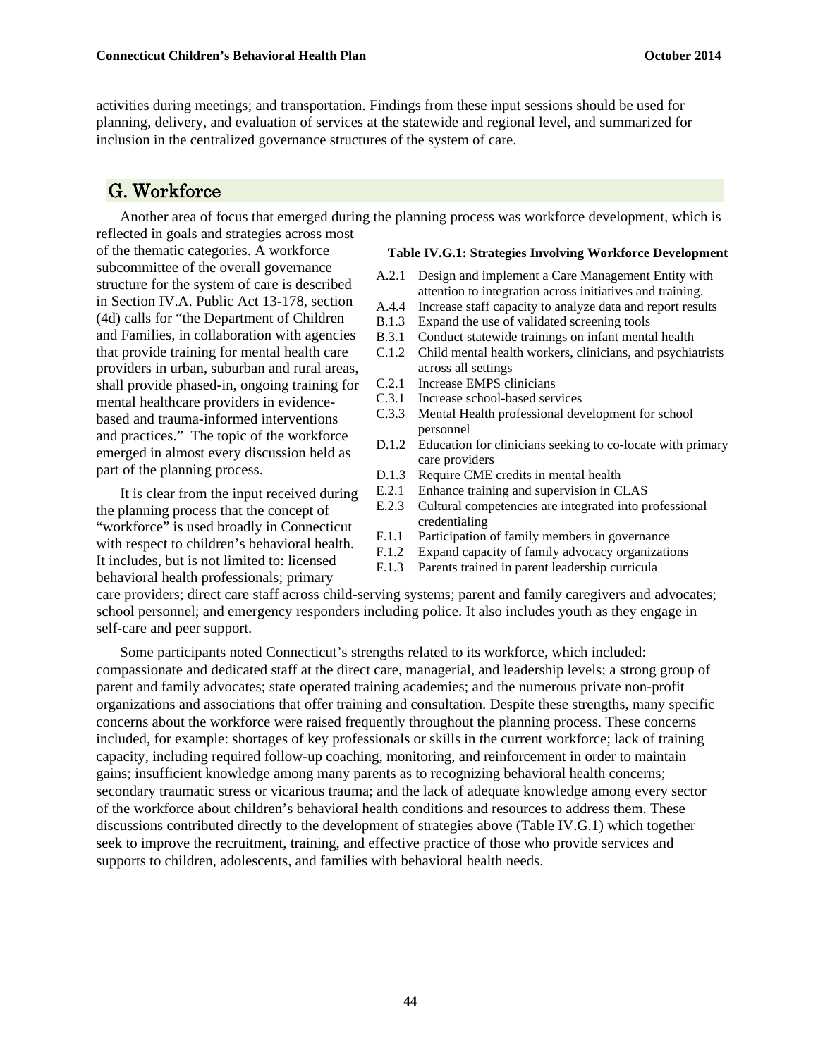activities during meetings; and transportation. Findings from these input sessions should be used for planning, delivery, and evaluation of services at the statewide and regional level, and summarized for inclusion in the centralized governance structures of the system of care.

## G. Workforce

Another area of focus that emerged during the planning process was workforce development, which is reflected in goals and strategies across most of the thematic categories. A workforce subcommittee of the overall governance structure for the system of care is described in Section IV.A. Public Act 13-178, section (4d) calls for "the Department of Children and Families, in collaboration with agencies that provide training for mental health care providers in urban, suburban and rural areas, shall provide phased-in, ongoing training for mental healthcare providers in evidence-based and trauma-informed interventions and practices." The topic of the workforce emerged in almost every discussion held as part of the planning process.

**Table IV.G.1: Strategies Involving Workforce Development**

| | |
|---|---|
| A.2.1 | Design and implement a Care Management Entity with attention to integration across initiatives and training. |
| A.4.4 | Increase staff capacity to analyze data and report results |
| B.1.3 | Expand the use of validated screening tools |
| B.3.1 | Conduct statewide trainings on infant mental health |
| C.1.2 | Child mental health workers, clinicians, and psychiatrists across all settings |
| C.2.1 | Increase EMPS clinicians |
| C.3.1 | Increase school-based services |
| C.3.3 | Mental Health professional development for school personnel |
| D.1.2 | Education for clinicians seeking to co-locate with primary care providers |
| D.1.3 | Require CME credits in mental health |
| E.2.1 | Enhance training and supervision in CLAS |
| E.2.3 | Cultural competencies are integrated into professional credentialing |
| F.1.1 | Participation of family members in governance |
| F.1.2 | Expand capacity of family advocacy organizations |
| F.1.3 | Parents trained in parent leadership curricula |

It is clear from the input received during the planning process that the concept of "workforce" is used broadly in Connecticut with respect to children's behavioral health. It includes, but is not limited to: licensed behavioral health professionals; primary care providers; direct care staff across child-serving systems; parent and family caregivers and advocates; school personnel; and emergency responders including police. It also includes youth as they engage in self-care and peer support.

Some participants noted Connecticut's strengths related to its workforce, which included: compassionate and dedicated staff at the direct care, managerial, and leadership levels; a strong group of parent and family advocates; state operated training academies; and the numerous private non-profit organizations and associations that offer training and consultation. Despite these strengths, many specific concerns about the workforce were raised frequently throughout the planning process. These concerns included, for example: shortages of key professionals or skills in the current workforce; lack of training capacity, including required follow-up coaching, monitoring, and reinforcement in order to maintain gains; insufficient knowledge among many parents as to recognizing behavioral health concerns; secondary traumatic stress or vicarious trauma; and the lack of adequate knowledge among <u>every</u> sector of the workforce about children's behavioral health conditions and resources to address them. These discussions contributed directly to the development of strategies above (Table IV.G.1) which together seek to improve the recruitment, training, and effective practice of those who provide services and supports to children, adolescents, and families with behavioral health needs.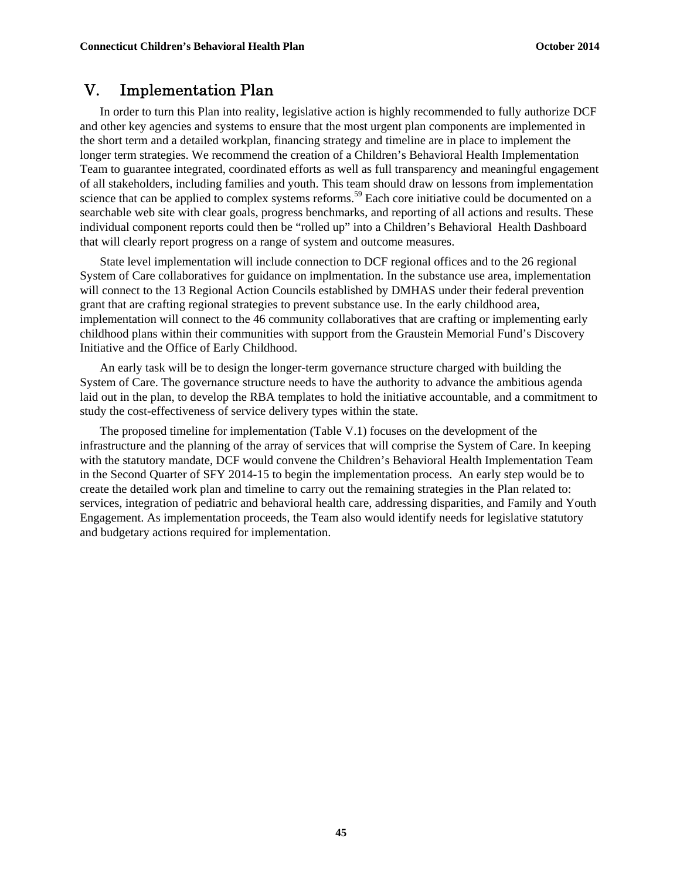# V. Implementation Plan

In order to turn this Plan into reality, legislative action is highly recommended to fully authorize DCF and other key agencies and systems to ensure that the most urgent plan components are implemented in the short term and a detailed workplan, financing strategy and timeline are in place to implement the longer term strategies. We recommend the creation of a Children's Behavioral Health Implementation Team to guarantee integrated, coordinated efforts as well as full transparency and meaningful engagement of all stakeholders, including families and youth. This team should draw on lessons from implementation science that can be applied to complex systems reforms.[59] Each core initiative could be documented on a searchable web site with clear goals, progress benchmarks, and reporting of all actions and results. These individual component reports could then be "rolled up" into a Children's Behavioral Health Dashboard that will clearly report progress on a range of system and outcome measures.

State level implementation will include connection to DCF regional offices and to the 26 regional System of Care collaboratives for guidance on implmentation. In the substance use area, implementation will connect to the 13 Regional Action Councils established by DMHAS under their federal prevention grant that are crafting regional strategies to prevent substance use. In the early childhood area, implementation will connect to the 46 community collaboratives that are crafting or implementing early childhood plans within their communities with support from the Graustein Memorial Fund's Discovery Initiative and the Office of Early Childhood.

An early task will be to design the longer-term governance structure charged with building the System of Care. The governance structure needs to have the authority to advance the ambitious agenda laid out in the plan, to develop the RBA templates to hold the initiative accountable, and a commitment to study the cost-effectiveness of service delivery types within the state.

The proposed timeline for implementation (Table V.1) focuses on the development of the infrastructure and the planning of the array of services that will comprise the System of Care. In keeping with the statutory mandate, DCF would convene the Children's Behavioral Health Implementation Team in the Second Quarter of SFY 2014-15 to begin the implementation process. An early step would be to create the detailed work plan and timeline to carry out the remaining strategies in the Plan related to: services, integration of pediatric and behavioral health care, addressing disparities, and Family and Youth Engagement. As implementation proceeds, the Team also would identify needs for legislative statutory and budgetary actions required for implementation.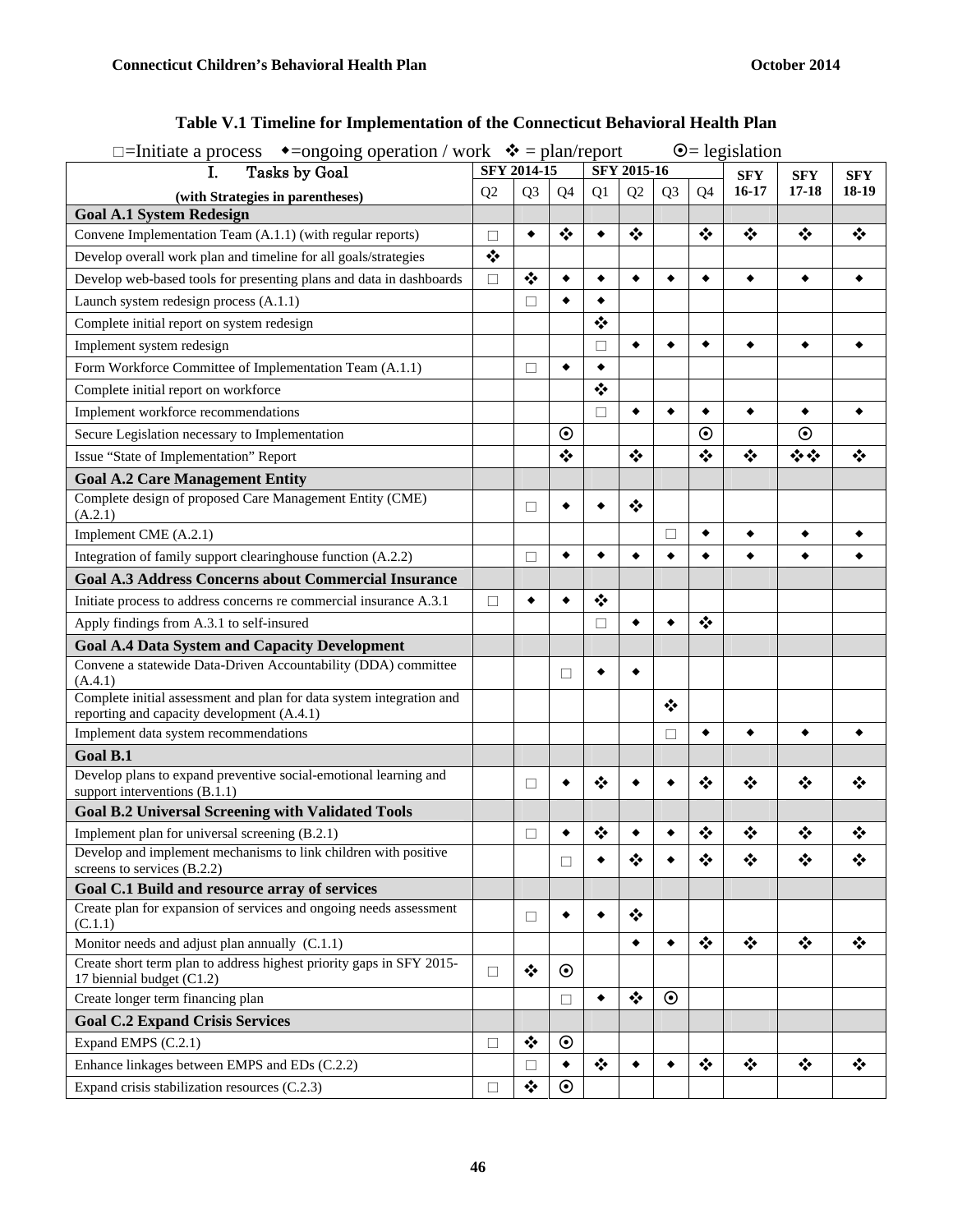## Table V.1 Timeline for Implementation of the Connecticut Behavioral Health Plan

□=Initiate a process ◆=ongoing operation / work ❖ = plan/report ⊙= legislation

| I. Tasks by Goal (with Strategies in parentheses) | SFY 2014-15 | | | SFY 2015-16 | | | | SFY 16-17 | SFY 17-18 | SFY 18-19 |
|---|---|---|---|---|---|---|---|---|---|---|
| | Q2 | Q3 | Q4 | Q1 | Q2 | Q3 | Q4 | | | |
| **Goal A.1 System Redesign** | | | | | | | | | | |
| Convene Implementation Team (A.1.1) (with regular reports) | □ | ◆ | ❖ | ◆ | ❖ | | ❖ | ❖ | ❖ | ❖ |
| Develop overall work plan and timeline for all goals/strategies | ❖ | | | | | | | | | |
| Develop web-based tools for presenting plans and data in dashboards | □ | ❖ | ◆ | ◆ | ◆ | ◆ | ◆ | ◆ | ◆ | ◆ |
| Launch system redesign process (A.1.1) | | □ | ◆ | ◆ | | | | | | |
| Complete initial report on system redesign | | | | ❖ | | | | | | |
| Implement system redesign | | | | □ | ◆ | ◆ | ◆ | ◆ | ◆ | ◆ |
| Form Workforce Committee of Implementation Team (A.1.1) | | □ | ◆ | ◆ | | | | | | |
| Complete initial report on workforce | | | | ❖ | | | | | | |
| Implement workforce recommendations | | | | □ | ◆ | ◆ | ◆ | ◆ | ◆ | ◆ |
| Secure Legislation necessary to Implementation | | | ⊙ | | | | ⊙ | | ⊙ | |
| Issue "State of Implementation" Report | | | ❖ | | ❖ | | ❖ | ❖ | ❖❖ | ❖ |
| **Goal A.2 Care Management Entity** | | | | | | | | | | |
| Complete design of proposed Care Management Entity (CME) (A.2.1) | | □ | ◆ | ◆ | ❖ | | | | | |
| Implement CME (A.2.1) | | | | | | □ | ◆ | ◆ | ◆ | ◆ |
| Integration of family support clearinghouse function (A.2.2) | | □ | ◆ | ◆ | ◆ | ◆ | ◆ | ◆ | ◆ | ◆ |
| **Goal A.3 Address Concerns about Commercial Insurance** | | | | | | | | | | |
| Initiate process to address concerns re commercial insurance A.3.1 | □ | ◆ | ◆ | ❖ | | | | | | |
| Apply findings from A.3.1 to self-insured | | | | □ | ◆ | ◆ | ❖ | | | |
| **Goal A.4 Data System and Capacity Development** | | | | | | | | | | |
| Convene a statewide Data-Driven Accountability (DDA) committee (A.4.1) | | | □ | ◆ | ◆ | | | | | |
| Complete initial assessment and plan for data system integration and reporting and capacity development (A.4.1) | | | | | | ❖ | | | | |
| Implement data system recommendations | | | | | | □ | ◆ | ◆ | ◆ | ◆ |
| **Goal B.1** | | | | | | | | | | |
| Develop plans to expand preventive social-emotional learning and support interventions (B.1.1) | | □ | ◆ | ❖ | ◆ | ◆ | ❖ | ❖ | ❖ | ❖ |
| **Goal B.2 Universal Screening with Validated Tools** | | | | | | | | | | |
| Implement plan for universal screening (B.2.1) | | □ | ◆ | ❖ | ◆ | ◆ | ❖ | ❖ | ❖ | ❖ |
| Develop and implement mechanisms to link children with positive screens to services (B.2.2) | | | □ | ◆ | ❖ | ◆ | ❖ | ❖ | ❖ | ❖ |
| **Goal C.1 Build and resource array of services** | | | | | | | | | | |
| Create plan for expansion of services and ongoing needs assessment (C.1.1) | | □ | ◆ | ◆ | ❖ | | | | | |
| Monitor needs and adjust plan annually (C.1.1) | | | | | ◆ | ◆ | ❖ | ❖ | ❖ | ❖ |
| Create short term plan to address highest priority gaps in SFY 2015-17 biennial budget (C1.2) | □ | ❖ | ⊙ | | | | | | | |
| Create longer term financing plan | | | □ | ◆ | ❖ | ⊙ | | | | |
| **Goal C.2 Expand Crisis Services** | | | | | | | | | | |
| Expand EMPS (C.2.1) | □ | ❖ | ⊙ | | | | | | | |
| Enhance linkages between EMPS and EDs (C.2.2) | | □ | ◆ | ❖ | ◆ | ◆ | ❖ | ❖ | ❖ | ❖ |
| Expand crisis stabilization resources (C.2.3) | □ | ❖ | ⊙ | | | | | | | |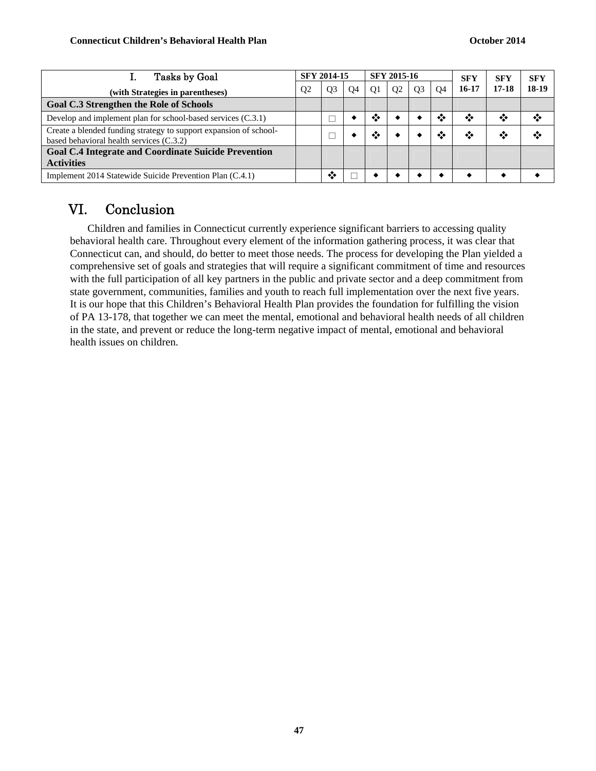| I. Tasks by Goal | SFY 2014-15 | | | SFY 2015-16 | | | | SFY | SFY | SFY |
|---|---|---|---|---|---|---|---|---|---|---|
| (with Strategies in parentheses) | Q2 | Q3 | Q4 | Q1 | Q2 | Q3 | Q4 | 16-17 | 17-18 | 18-19 |
| **Goal C.3 Strengthen the Role of Schools** | | | | | | | | | | |
| Develop and implement plan for school-based services (C.3.1) | | □ | ◆ | ❖ | ◆ | ◆ | ❖ | ❖ | ❖ | ❖ |
| Create a blended funding strategy to support expansion of school-based behavioral health services (C.3.2) | | □ | ◆ | ❖ | ◆ | ◆ | ❖ | ❖ | ❖ | ❖ |
| **Goal C.4 Integrate and Coordinate Suicide Prevention Activities** | | | | | | | | | | |
| Implement 2014 Statewide Suicide Prevention Plan (C.4.1) | | ❖ | □ | ◆ | ◆ | ◆ | ◆ | ◆ | ◆ | ◆ |

# VI. Conclusion

Children and families in Connecticut currently experience significant barriers to accessing quality behavioral health care. Throughout every element of the information gathering process, it was clear that Connecticut can, and should, do better to meet those needs. The process for developing the Plan yielded a comprehensive set of goals and strategies that will require a significant commitment of time and resources with the full participation of all key partners in the public and private sector and a deep commitment from state government, communities, families and youth to reach full implementation over the next five years. It is our hope that this Children's Behavioral Health Plan provides the foundation for fulfilling the vision of PA 13-178, that together we can meet the mental, emotional and behavioral health needs of all children in the state, and prevent or reduce the long-term negative impact of mental, emotional and behavioral health issues on children.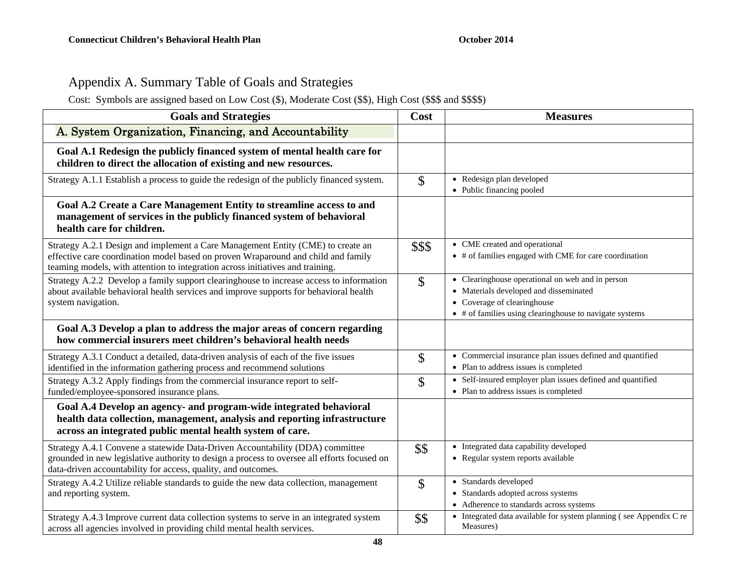## Appendix A. Summary Table of Goals and Strategies

Cost: Symbols are assigned based on Low Cost ($), Moderate Cost ($$), High Cost ($$$ and $$$$)

| Goals and Strategies | Cost | Measures |
|---|---|---|
| **A. System Organization, Financing, and Accountability** | | |
| **Goal A.1 Redesign the publicly financed system of mental health care for children to direct the allocation of existing and new resources.** | | |
| Strategy A.1.1 Establish a process to guide the redesign of the publicly financed system. | $ | • Redesign plan developed<br>• Public financing pooled |
| **Goal A.2 Create a Care Management Entity to streamline access to and management of services in the publicly financed system of behavioral health care for children.** | | |
| Strategy A.2.1 Design and implement a Care Management Entity (CME) to create an effective care coordination model based on proven Wraparound and child and family teaming models, with attention to integration across initiatives and training. | $$$ | • CME created and operational<br>• # of families engaged with CME for care coordination |
| Strategy A.2.2 Develop a family support clearinghouse to increase access to information about available behavioral health services and improve supports for behavioral health system navigation. | $ | • Clearinghouse operational on web and in person<br>• Materials developed and disseminated<br>• Coverage of clearinghouse<br>• # of families using clearinghouse to navigate systems |
| **Goal A.3 Develop a plan to address the major areas of concern regarding how commercial insurers meet children's behavioral health needs** | | |
| Strategy A.3.1 Conduct a detailed, data-driven analysis of each of the five issues identified in the information gathering process and recommend solutions | $ | • Commercial insurance plan issues defined and quantified<br>• Plan to address issues is completed |
| Strategy A.3.2 Apply findings from the commercial insurance report to self-funded/employee-sponsored insurance plans. | $ | • Self-insured employer plan issues defined and quantified<br>• Plan to address issues is completed |
| **Goal A.4 Develop an agency- and program-wide integrated behavioral health data collection, management, analysis and reporting infrastructure across an integrated public mental health system of care.** | | |
| Strategy A.4.1 Convene a statewide Data-Driven Accountability (DDA) committee grounded in new legislative authority to design a process to oversee all efforts focused on data-driven accountability for access, quality, and outcomes. | $$ | • Integrated data capability developed<br>• Regular system reports available |
| Strategy A.4.2 Utilize reliable standards to guide the new data collection, management and reporting system. | $ | • Standards developed<br>• Standards adopted across systems<br>• Adherence to standards across systems |
| Strategy A.4.3 Improve current data collection systems to serve in an integrated system across all agencies involved in providing child mental health services. | $$ | • Integrated data available for system planning ( see Appendix C re Measures) |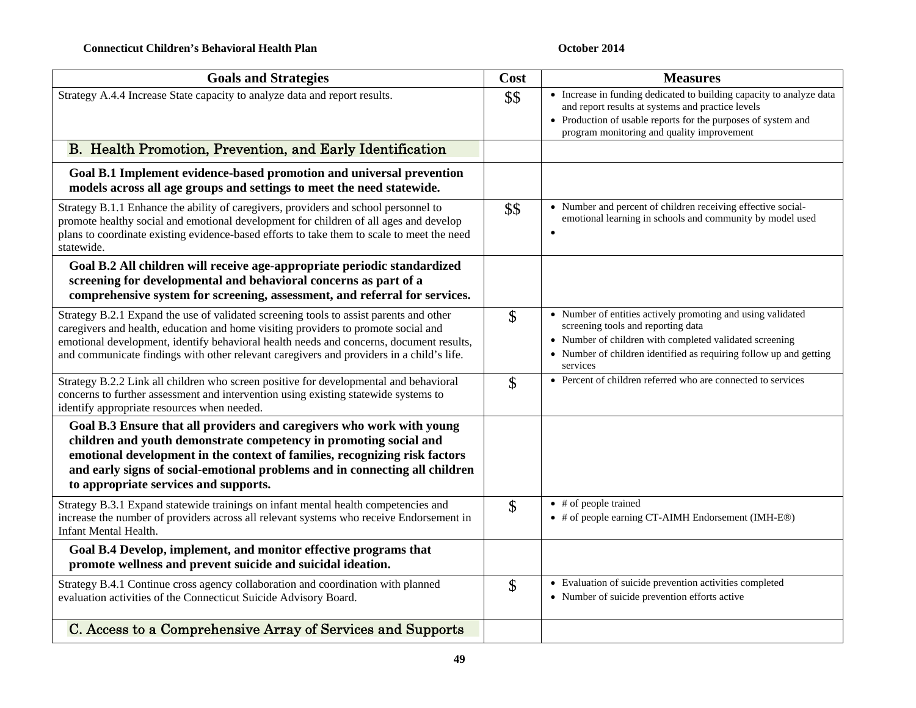| Goals and Strategies | Cost | Measures |
|---|---|---|
| Strategy A.4.4 Increase State capacity to analyze data and report results. | $$ | • Increase in funding dedicated to building capacity to analyze data and report results at systems and practice levels<br>• Production of usable reports for the purposes of system and program monitoring and quality improvement |
| **B. Health Promotion, Prevention, and Early Identification** | | |
| **Goal B.1 Implement evidence-based promotion and universal prevention models across all age groups and settings to meet the need statewide.** | | |
| Strategy B.1.1 Enhance the ability of caregivers, providers and school personnel to promote healthy social and emotional development for children of all ages and develop plans to coordinate existing evidence-based efforts to take them to scale to meet the need statewide. | $$ | • Number and percent of children receiving effective social-emotional learning in schools and community by model used<br>• |
| **Goal B.2 All children will receive age-appropriate periodic standardized screening for developmental and behavioral concerns as part of a comprehensive system for screening, assessment, and referral for services.** | | |
| Strategy B.2.1 Expand the use of validated screening tools to assist parents and other caregivers and health, education and home visiting providers to promote social and emotional development, identify behavioral health needs and concerns, document results, and communicate findings with other relevant caregivers and providers in a child's life. | $ | • Number of entities actively promoting and using validated screening tools and reporting data<br>• Number of children with completed validated screening<br>• Number of children identified as requiring follow up and getting services |
| Strategy B.2.2 Link all children who screen positive for developmental and behavioral concerns to further assessment and intervention using existing statewide systems to identify appropriate resources when needed. | $ | • Percent of children referred who are connected to services |
| **Goal B.3 Ensure that all providers and caregivers who work with young children and youth demonstrate competency in promoting social and emotional development in the context of families, recognizing risk factors and early signs of social-emotional problems and in connecting all children to appropriate services and supports.** | | |
| Strategy B.3.1 Expand statewide trainings on infant mental health competencies and increase the number of providers across all relevant systems who receive Endorsement in Infant Mental Health. | $ | • # of people trained<br>• # of people earning CT-AIMH Endorsement (IMH-E®) |
| **Goal B.4 Develop, implement, and monitor effective programs that promote wellness and prevent suicide and suicidal ideation.** | | |
| Strategy B.4.1 Continue cross agency collaboration and coordination with planned evaluation activities of the Connecticut Suicide Advisory Board. | $ | • Evaluation of suicide prevention activities completed<br>• Number of suicide prevention efforts active |
| **C. Access to a Comprehensive Array of Services and Supports** | | |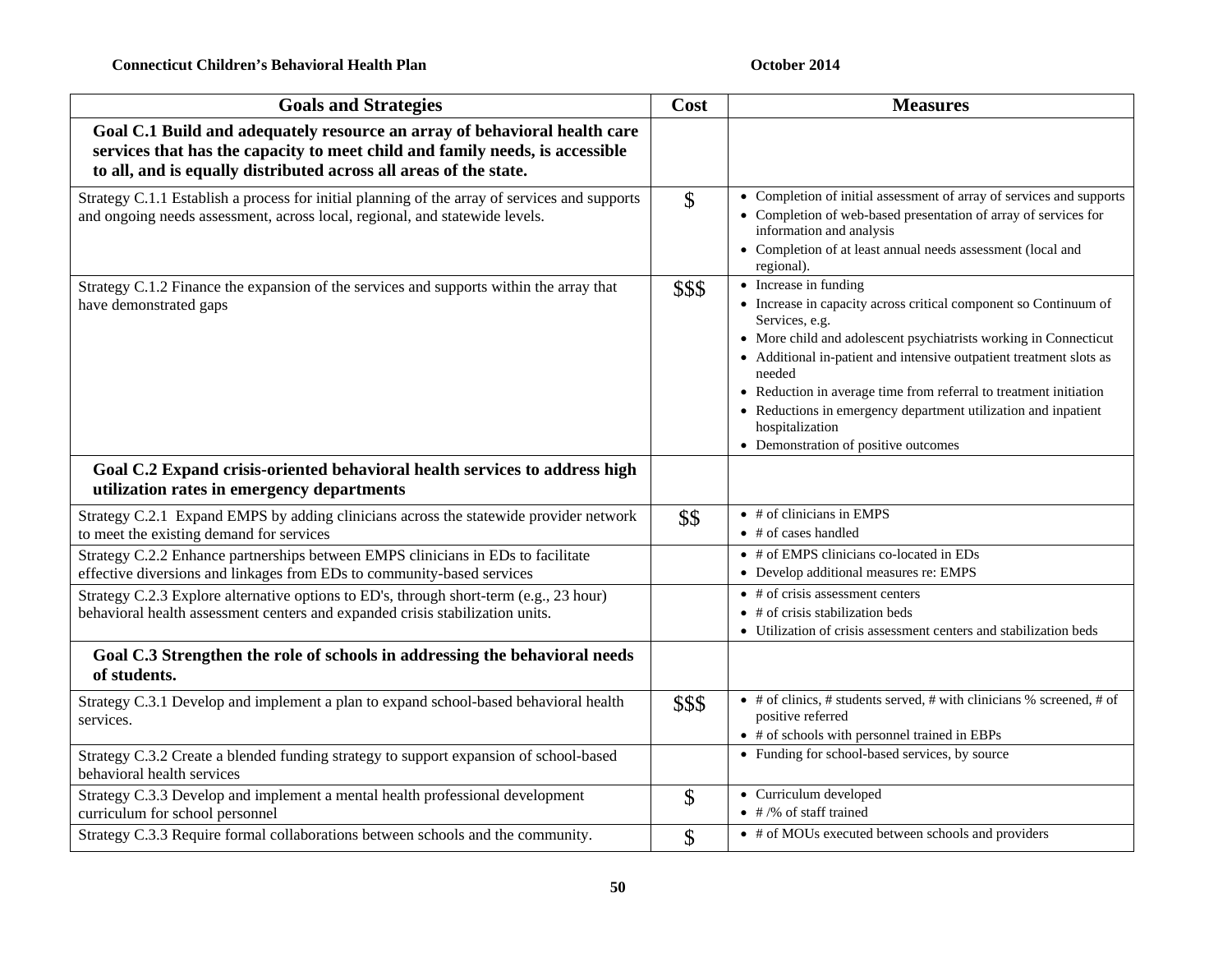| Goals and Strategies | Cost | Measures |
|---|---|---|
| **Goal C.1 Build and adequately resource an array of behavioral health care services that has the capacity to meet child and family needs, is accessible to all, and is equally distributed across all areas of the state.** | | |
| Strategy C.1.1 Establish a process for initial planning of the array of services and supports and ongoing needs assessment, across local, regional, and statewide levels. | $ | • Completion of initial assessment of array of services and supports<br>• Completion of web-based presentation of array of services for information and analysis<br>• Completion of at least annual needs assessment (local and regional). |
| Strategy C.1.2 Finance the expansion of the services and supports within the array that have demonstrated gaps | $$$ | • Increase in funding<br>• Increase in capacity across critical component so Continuum of Services, e.g.<br>• More child and adolescent psychiatrists working in Connecticut<br>• Additional in-patient and intensive outpatient treatment slots as needed<br>• Reduction in average time from referral to treatment initiation<br>• Reductions in emergency department utilization and inpatient hospitalization<br>• Demonstration of positive outcomes |
| **Goal C.2 Expand crisis-oriented behavioral health services to address high utilization rates in emergency departments** | | |
| Strategy C.2.1 Expand EMPS by adding clinicians across the statewide provider network to meet the existing demand for services | $$ | • # of clinicians in EMPS<br>• # of cases handled |
| Strategy C.2.2 Enhance partnerships between EMPS clinicians in EDs to facilitate effective diversions and linkages from EDs to community-based services | | • # of EMPS clinicians co-located in EDs<br>• Develop additional measures re: EMPS |
| Strategy C.2.3 Explore alternative options to ED's, through short-term (e.g., 23 hour) behavioral health assessment centers and expanded crisis stabilization units. | | • # of crisis assessment centers<br>• # of crisis stabilization beds<br>• Utilization of crisis assessment centers and stabilization beds |
| **Goal C.3 Strengthen the role of schools in addressing the behavioral needs of students.** | | |
| Strategy C.3.1 Develop and implement a plan to expand school-based behavioral health services. | $$$ | • # of clinics, # students served, # with clinicians % screened, # of positive referred<br>• # of schools with personnel trained in EBPs |
| Strategy C.3.2 Create a blended funding strategy to support expansion of school-based behavioral health services | | • Funding for school-based services, by source |
| Strategy C.3.3 Develop and implement a mental health professional development curriculum for school personnel | $ | • Curriculum developed<br>• # /% of staff trained |
| Strategy C.3.3 Require formal collaborations between schools and the community. | $ | • # of MOUs executed between schools and providers |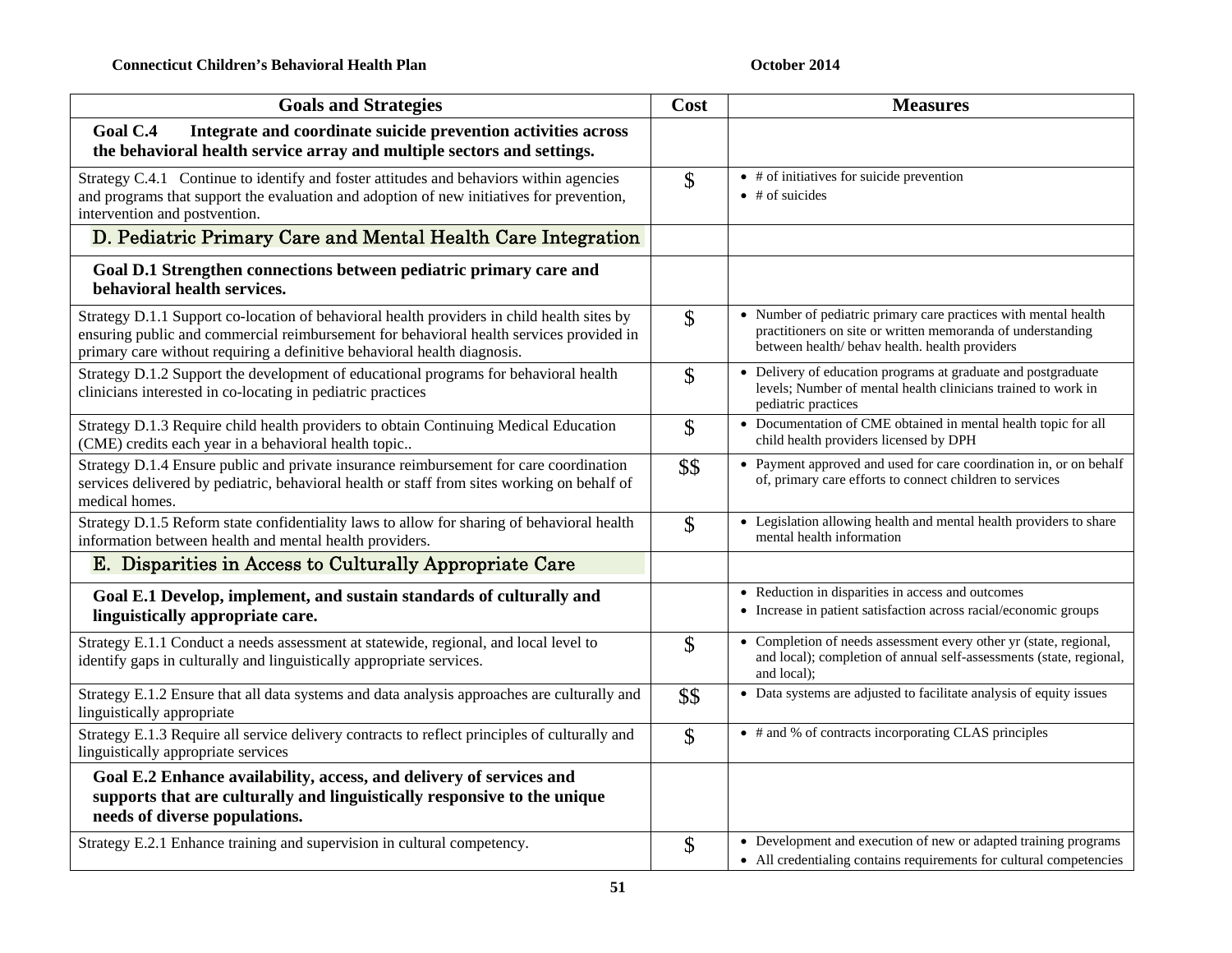| Goals and Strategies | Cost | Measures |
|---|---|---|
| **Goal C.4 Integrate and coordinate suicide prevention activities across the behavioral health service array and multiple sectors and settings.** | | |
| Strategy C.4.1 Continue to identify and foster attitudes and behaviors within agencies and programs that support the evaluation and adoption of new initiatives for prevention, intervention and postvention. | $ | • # of initiatives for suicide prevention<br>• # of suicides |
| **D. Pediatric Primary Care and Mental Health Care Integration** | | |
| **Goal D.1 Strengthen connections between pediatric primary care and behavioral health services.** | | |
| Strategy D.1.1 Support co-location of behavioral health providers in child health sites by ensuring public and commercial reimbursement for behavioral health services provided in primary care without requiring a definitive behavioral health diagnosis. | $ | • Number of pediatric primary care practices with mental health practitioners on site or written memoranda of understanding between health/ behav health. health providers |
| Strategy D.1.2 Support the development of educational programs for behavioral health clinicians interested in co-locating in pediatric practices | $ | • Delivery of education programs at graduate and postgraduate levels; Number of mental health clinicians trained to work in pediatric practices |
| Strategy D.1.3 Require child health providers to obtain Continuing Medical Education (CME) credits each year in a behavioral health topic.. | $ | • Documentation of CME obtained in mental health topic for all child health providers licensed by DPH |
| Strategy D.1.4 Ensure public and private insurance reimbursement for care coordination services delivered by pediatric, behavioral health or staff from sites working on behalf of medical homes. | $$ | • Payment approved and used for care coordination in, or on behalf of, primary care efforts to connect children to services |
| Strategy D.1.5 Reform state confidentiality laws to allow for sharing of behavioral health information between health and mental health providers. | $ | • Legislation allowing health and mental health providers to share mental health information |
| **E. Disparities in Access to Culturally Appropriate Care** | | |
| **Goal E.1 Develop, implement, and sustain standards of culturally and linguistically appropriate care.** | | • Reduction in disparities in access and outcomes<br>• Increase in patient satisfaction across racial/economic groups |
| Strategy E.1.1 Conduct a needs assessment at statewide, regional, and local level to identify gaps in culturally and linguistically appropriate services. | $ | • Completion of needs assessment every other yr (state, regional, and local); completion of annual self-assessments (state, regional, and local); |
| Strategy E.1.2 Ensure that all data systems and data analysis approaches are culturally and linguistically appropriate | $$ | • Data systems are adjusted to facilitate analysis of equity issues |
| Strategy E.1.3 Require all service delivery contracts to reflect principles of culturally and linguistically appropriate services | $ | • # and % of contracts incorporating CLAS principles |
| **Goal E.2 Enhance availability, access, and delivery of services and supports that are culturally and linguistically responsive to the unique needs of diverse populations.** | | |
| Strategy E.2.1 Enhance training and supervision in cultural competency. | $ | • Development and execution of new or adapted training programs<br>• All credentialing contains requirements for cultural competencies |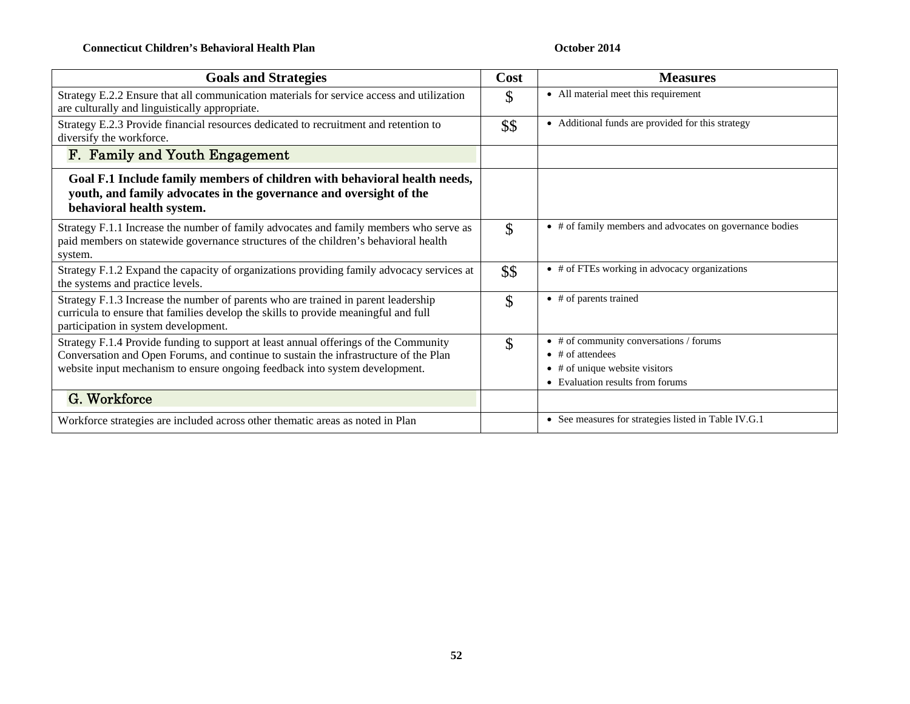| Goals and Strategies | Cost | Measures |
|---|---|---|
| Strategy E.2.2 Ensure that all communication materials for service access and utilization are culturally and linguistically appropriate. | $ | • All material meet this requirement |
| Strategy E.2.3 Provide financial resources dedicated to recruitment and retention to diversify the workforce. | $$ | • Additional funds are provided for this strategy |
| **F. Family and Youth Engagement** | | |
| **Goal F.1 Include family members of children with behavioral health needs, youth, and family advocates in the governance and oversight of the behavioral health system.** | | |
| Strategy F.1.1 Increase the number of family advocates and family members who serve as paid members on statewide governance structures of the children's behavioral health system. | $ | • # of family members and advocates on governance bodies |
| Strategy F.1.2 Expand the capacity of organizations providing family advocacy services at the systems and practice levels. | $$ | • # of FTEs working in advocacy organizations |
| Strategy F.1.3 Increase the number of parents who are trained in parent leadership curricula to ensure that families develop the skills to provide meaningful and full participation in system development. | $ | • # of parents trained |
| Strategy F.1.4 Provide funding to support at least annual offerings of the Community Conversation and Open Forums, and continue to sustain the infrastructure of the Plan website input mechanism to ensure ongoing feedback into system development. | $ | • # of community conversations / forums<br>• # of attendees<br>• # of unique website visitors<br>• Evaluation results from forums |
| **G. Workforce** | | |
| Workforce strategies are included across other thematic areas as noted in Plan | | • See measures for strategies listed in Table IV.G.1 |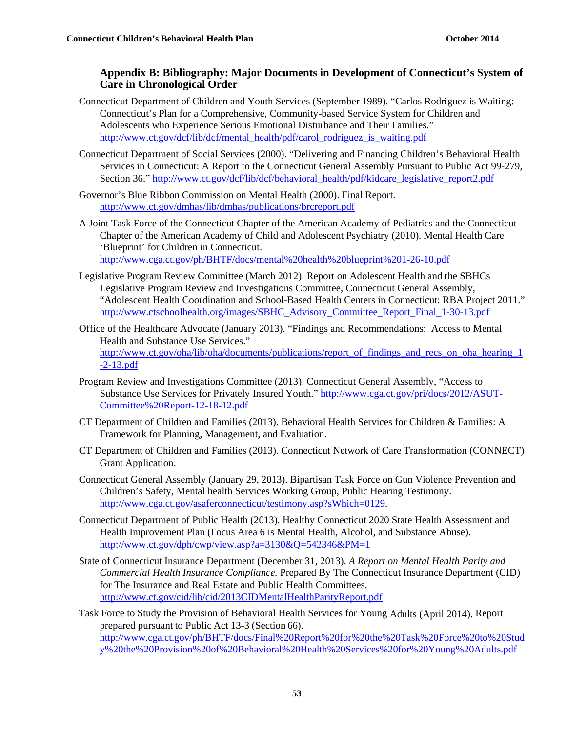## Appendix B: Bibliography: Major Documents in Development of Connecticut's System of Care in Chronological Order

Connecticut Department of Children and Youth Services (September 1989). "Carlos Rodriguez is Waiting: Connecticut's Plan for a Comprehensive, Community-based Service System for Children and Adolescents who Experience Serious Emotional Disturbance and Their Families." http://www.ct.gov/dcf/lib/dcf/mental_health/pdf/carol_rodriguez_is_waiting.pdf

Connecticut Department of Social Services (2000). "Delivering and Financing Children's Behavioral Health Services in Connecticut: A Report to the Connecticut General Assembly Pursuant to Public Act 99-279, Section 36." http://www.ct.gov/dcf/lib/dcf/behavioral_health/pdf/kidcare_legislative_report2.pdf

Governor's Blue Ribbon Commission on Mental Health (2000). Final Report. http://www.ct.gov/dmhas/lib/dmhas/publications/brcreport.pdf

A Joint Task Force of the Connecticut Chapter of the American Academy of Pediatrics and the Connecticut Chapter of the American Academy of Child and Adolescent Psychiatry (2010). Mental Health Care 'Blueprint' for Children in Connecticut. http://www.cga.ct.gov/ph/BHTF/docs/mental%20health%20blueprint%201-26-10.pdf

Legislative Program Review Committee (March 2012). Report on Adolescent Health and the SBHCs Legislative Program Review and Investigations Committee, Connecticut General Assembly, "Adolescent Health Coordination and School-Based Health Centers in Connecticut: RBA Project 2011." http://www.ctschoolhealth.org/images/SBHC_Advisory_Committee_Report_Final_1-30-13.pdf

Office of the Healthcare Advocate (January 2013). "Findings and Recommendations: Access to Mental Health and Substance Use Services." http://www.ct.gov/oha/lib/oha/documents/publications/report_of_findings_and_recs_on_oha_hearing_1-2-13.pdf

Program Review and Investigations Committee (2013). Connecticut General Assembly, "Access to Substance Use Services for Privately Insured Youth." http://www.cga.ct.gov/pri/docs/2012/ASUT-Committee%20Report-12-18-12.pdf

CT Department of Children and Families (2013). Behavioral Health Services for Children & Families: A Framework for Planning, Management, and Evaluation.

CT Department of Children and Families (2013). Connecticut Network of Care Transformation (CONNECT) Grant Application.

Connecticut General Assembly (January 29, 2013). Bipartisan Task Force on Gun Violence Prevention and Children's Safety, Mental health Services Working Group, Public Hearing Testimony. http://www.cga.ct.gov/asaferconnecticut/testimony.asp?sWhich=0129.

Connecticut Department of Public Health (2013). Healthy Connecticut 2020 State Health Assessment and Health Improvement Plan (Focus Area 6 is Mental Health, Alcohol, and Substance Abuse). http://www.ct.gov/dph/cwp/view.asp?a=3130&Q=542346&PM=1

State of Connecticut Insurance Department (December 31, 2013). *A Report on Mental Health Parity and Commercial Health Insurance Compliance.* Prepared By The Connecticut Insurance Department (CID) for The Insurance and Real Estate and Public Health Committees. http://www.ct.gov/cid/lib/cid/2013CIDMentalHealthParityReport.pdf

Task Force to Study the Provision of Behavioral Health Services for Young Adults (April 2014). Report prepared pursuant to Public Act 13-3 (Section 66). http://www.cga.ct.gov/ph/BHTF/docs/Final%20Report%20for%20the%20Task%20Force%20to%20Study%20the%20Provision%20of%20Behavioral%20Health%20Services%20for%20Young%20Adults.pdf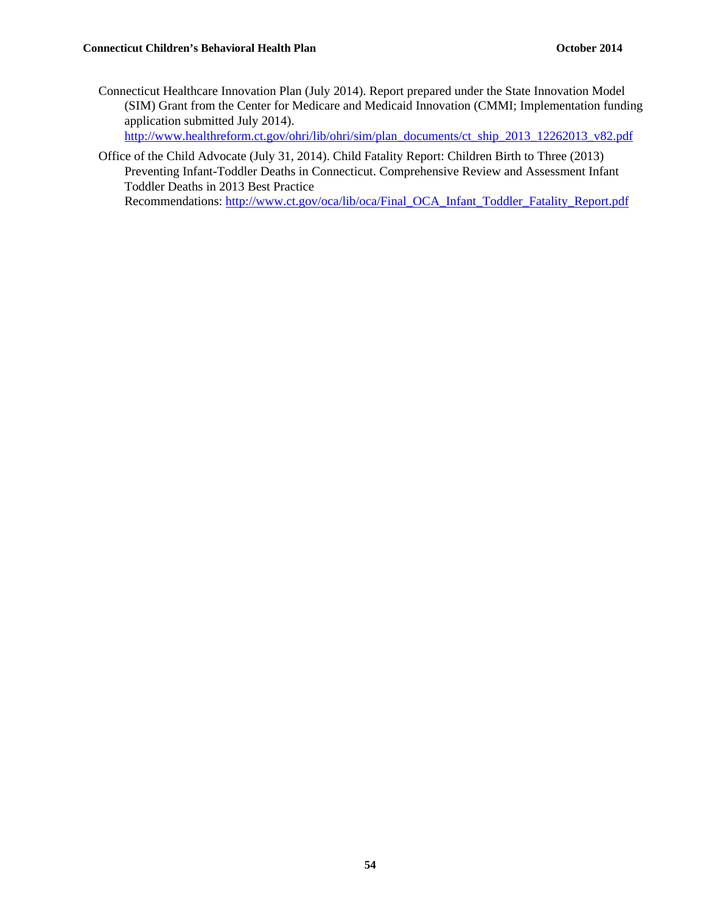Connecticut Healthcare Innovation Plan (July 2014). Report prepared under the State Innovation Model (SIM) Grant from the Center for Medicare and Medicaid Innovation (CMMI; Implementation funding application submitted July 2014). http://www.healthreform.ct.gov/ohri/lib/ohri/sim/plan_documents/ct_ship_2013_12262013_v82.pdf

Office of the Child Advocate (July 31, 2014). Child Fatality Report: Children Birth to Three (2013) Preventing Infant-Toddler Deaths in Connecticut. Comprehensive Review and Assessment Infant Toddler Deaths in 2013 Best Practice Recommendations: http://www.ct.gov/oca/lib/oca/Final_OCA_Infant_Toddler_Fatality_Report.pdf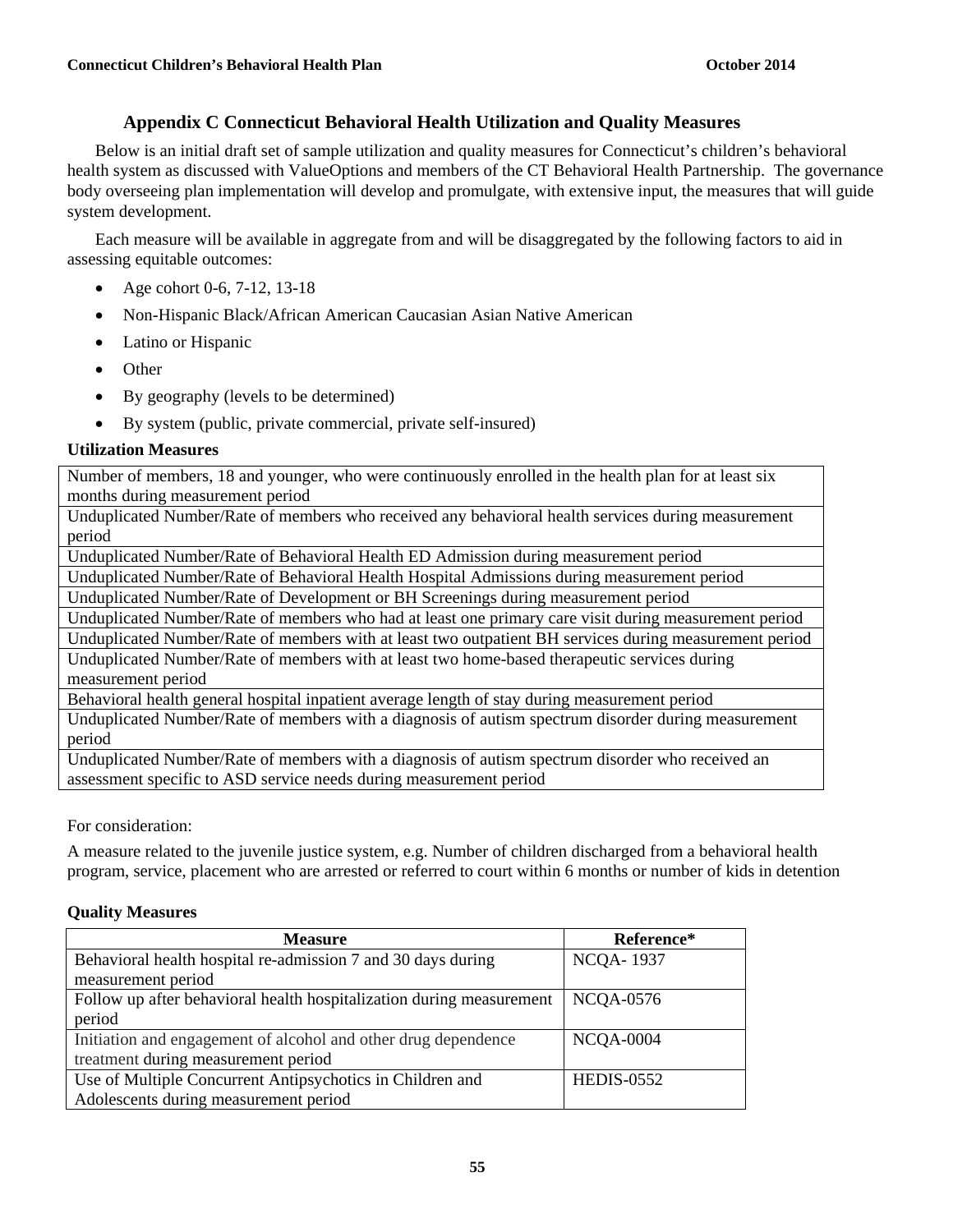# Appendix C Connecticut Behavioral Health Utilization and Quality Measures

Below is an initial draft set of sample utilization and quality measures for Connecticut's children's behavioral health system as discussed with ValueOptions and members of the CT Behavioral Health Partnership. The governance body overseeing plan implementation will develop and promulgate, with extensive input, the measures that will guide system development.

Each measure will be available in aggregate from and will be disaggregated by the following factors to aid in assessing equitable outcomes:

- Age cohort 0-6, 7-12, 13-18
- Non-Hispanic Black/African American Caucasian Asian Native American
- Latino or Hispanic
- Other
- By geography (levels to be determined)
- By system (public, private commercial, private self-insured)

**Utilization Measures**

| Utilization Measures |
|---|
| Number of members, 18 and younger, who were continuously enrolled in the health plan for at least six months during measurement period |
| Unduplicated Number/Rate of members who received any behavioral health services during measurement period |
| Unduplicated Number/Rate of Behavioral Health ED Admission during measurement period |
| Unduplicated Number/Rate of Behavioral Health Hospital Admissions during measurement period |
| Unduplicated Number/Rate of Development or BH Screenings during measurement period |
| Unduplicated Number/Rate of members who had at least one primary care visit during measurement period |
| Unduplicated Number/Rate of members with at least two outpatient BH services during measurement period |
| Unduplicated Number/Rate of members with at least two home-based therapeutic services during measurement period |
| Behavioral health general hospital inpatient average length of stay during measurement period |
| Unduplicated Number/Rate of members with a diagnosis of autism spectrum disorder during measurement period |
| Unduplicated Number/Rate of members with a diagnosis of autism spectrum disorder who received an assessment specific to ASD service needs during measurement period |

For consideration:

A measure related to the juvenile justice system, e.g. Number of children discharged from a behavioral health program, service, placement who are arrested or referred to court within 6 months or number of kids in detention

**Quality Measures**

| Measure | Reference* |
|---|---|
| Behavioral health hospital re-admission 7 and 30 days during measurement period | NCQA- 1937 |
| Follow up after behavioral health hospitalization during measurement period | NCQA-0576 |
| Initiation and engagement of alcohol and other drug dependence treatment during measurement period | NCQA-0004 |
| Use of Multiple Concurrent Antipsychotics in Children and Adolescents during measurement period | HEDIS-0552 |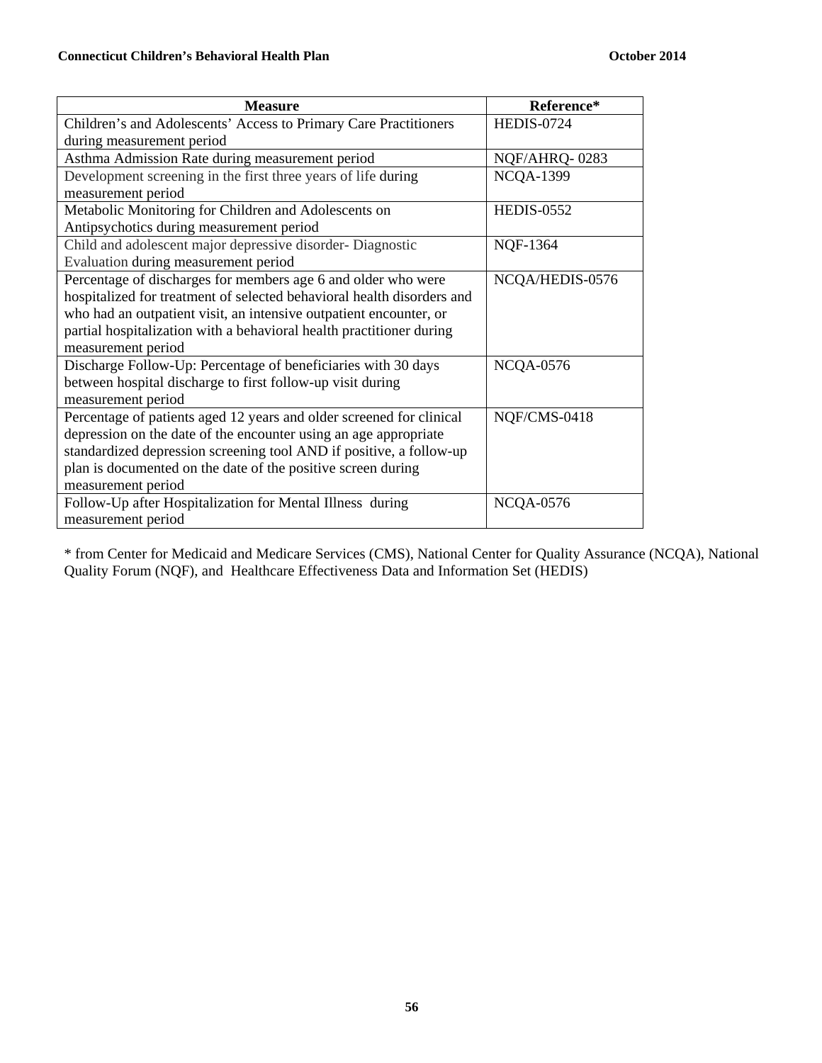| Measure | Reference* |
| --- | --- |
| Children's and Adolescents' Access to Primary Care Practitioners during measurement period | HEDIS-0724 |
| Asthma Admission Rate during measurement period | NQF/AHRQ- 0283 |
| Development screening in the first three years of life during measurement period | NCQA-1399 |
| Metabolic Monitoring for Children and Adolescents on Antipsychotics during measurement period | HEDIS-0552 |
| Child and adolescent major depressive disorder- Diagnostic Evaluation during measurement period | NQF-1364 |
| Percentage of discharges for members age 6 and older who were hospitalized for treatment of selected behavioral health disorders and who had an outpatient visit, an intensive outpatient encounter, or partial hospitalization with a behavioral health practitioner during measurement period | NCQA/HEDIS-0576 |
| Discharge Follow-Up: Percentage of beneficiaries with 30 days between hospital discharge to first follow-up visit during measurement period | NCQA-0576 |
| Percentage of patients aged 12 years and older screened for clinical depression on the date of the encounter using an age appropriate standardized depression screening tool AND if positive, a follow-up plan is documented on the date of the positive screen during measurement period | NQF/CMS-0418 |
| Follow-Up after Hospitalization for Mental Illness during measurement period | NCQA-0576 |

* from Center for Medicaid and Medicare Services (CMS), National Center for Quality Assurance (NCQA), National Quality Forum (NQF), and Healthcare Effectiveness Data and Information Set (HEDIS)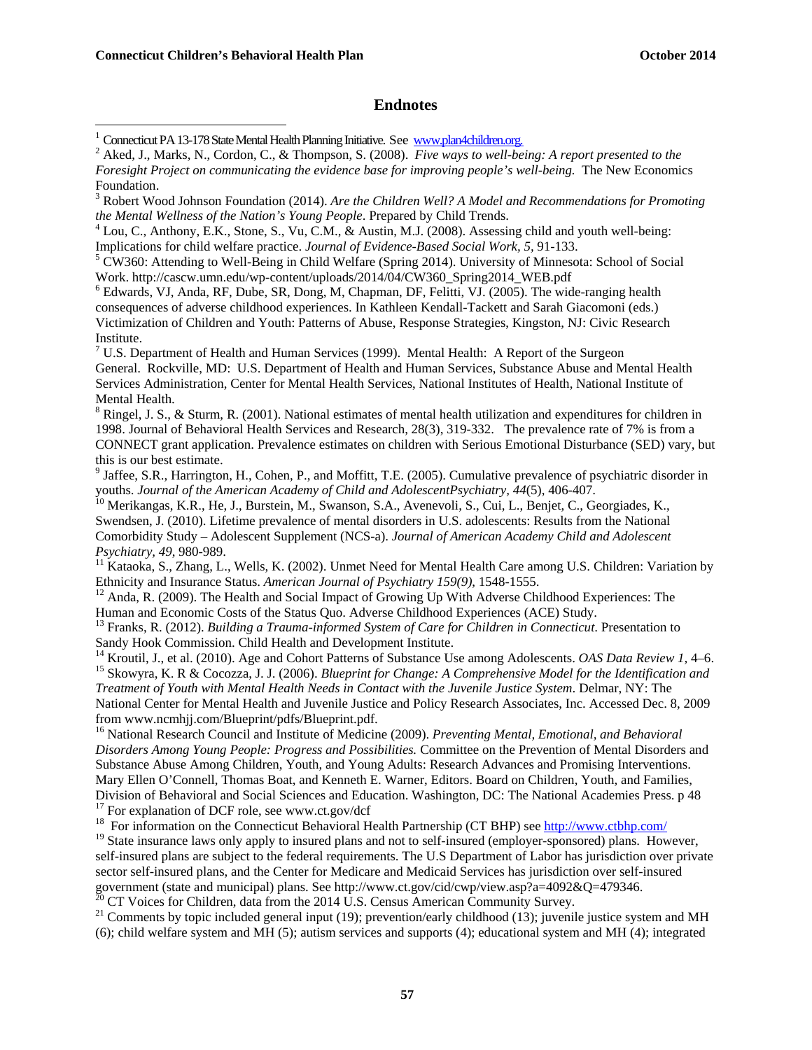## Endnotes

[1] Connecticut PA 13-178 State Mental Health Planning Initiative. See www.plan4children.org.

[2] Aked, J., Marks, N., Cordon, C., & Thompson, S. (2008). *Five ways to well-being: A report presented to the Foresight Project on communicating the evidence base for improving people's well-being.* The New Economics Foundation.

[3] Robert Wood Johnson Foundation (2014). *Are the Children Well? A Model and Recommendations for Promoting the Mental Wellness of the Nation's Young People*. Prepared by Child Trends.

[4] Lou, C., Anthony, E.K., Stone, S., Vu, C.M., & Austin, M.J. (2008). Assessing child and youth well-being: Implications for child welfare practice. *Journal of Evidence-Based Social Work, 5,* 91-133.

[5] CW360: Attending to Well-Being in Child Welfare (Spring 2014). University of Minnesota: School of Social Work. http://cascw.umn.edu/wp-content/uploads/2014/04/CW360_Spring2014_WEB.pdf

[6] Edwards, VJ, Anda, RF, Dube, SR, Dong, M, Chapman, DF, Felitti, VJ. (2005). The wide-ranging health consequences of adverse childhood experiences. In Kathleen Kendall-Tackett and Sarah Giacomoni (eds.) Victimization of Children and Youth: Patterns of Abuse, Response Strategies, Kingston, NJ: Civic Research Institute.

[7] U.S. Department of Health and Human Services (1999). Mental Health: A Report of the Surgeon General. Rockville, MD: U.S. Department of Health and Human Services, Substance Abuse and Mental Health Services Administration, Center for Mental Health Services, National Institutes of Health, National Institute of Mental Health.

[8] Ringel, J. S., & Sturm, R. (2001). National estimates of mental health utilization and expenditures for children in 1998. Journal of Behavioral Health Services and Research, 28(3), 319-332. The prevalence rate of 7% is from a CONNECT grant application. Prevalence estimates on children with Serious Emotional Disturbance (SED) vary, but this is our best estimate.

[9] Jaffee, S.R., Harrington, H., Cohen, P., and Moffitt, T.E. (2005). Cumulative prevalence of psychiatric disorder in youths. *Journal of the American Academy of Child and AdolescentPsychiatry, 44*(5), 406-407.

[10] Merikangas, K.R., He, J., Burstein, M., Swanson, S.A., Avenevoli, S., Cui, L., Benjet, C., Georgiades, K., Swendsen, J. (2010). Lifetime prevalence of mental disorders in U.S. adolescents: Results from the National Comorbidity Study – Adolescent Supplement (NCS-a). *Journal of American Academy Child and Adolescent Psychiatry, 49*, 980-989.

[11] Kataoka, S., Zhang, L., Wells, K. (2002). Unmet Need for Mental Health Care among U.S. Children: Variation by Ethnicity and Insurance Status. *American Journal of Psychiatry 159(9)*, 1548-1555.

[12] Anda, R. (2009). The Health and Social Impact of Growing Up With Adverse Childhood Experiences: The Human and Economic Costs of the Status Quo. Adverse Childhood Experiences (ACE) Study.

[13] Franks, R. (2012). *Building a Trauma-informed System of Care for Children in Connecticut*. Presentation to Sandy Hook Commission. Child Health and Development Institute.

[14] Kroutil, J., et al. (2010). Age and Cohort Patterns of Substance Use among Adolescents. *OAS Data Review 1,* 4–6.

[15] Skowyra, K. R & Cocozza, J. J. (2006). *Blueprint for Change: A Comprehensive Model for the Identification and Treatment of Youth with Mental Health Needs in Contact with the Juvenile Justice System*. Delmar, NY: The National Center for Mental Health and Juvenile Justice and Policy Research Associates, Inc. Accessed Dec. 8, 2009 from www.ncmhjj.com/Blueprint/pdfs/Blueprint.pdf.

[16] National Research Council and Institute of Medicine (2009). *Preventing Mental, Emotional, and Behavioral Disorders Among Young People: Progress and Possibilities.* Committee on the Prevention of Mental Disorders and Substance Abuse Among Children, Youth, and Young Adults: Research Advances and Promising Interventions. Mary Ellen O'Connell, Thomas Boat, and Kenneth E. Warner, Editors. Board on Children, Youth, and Families, Division of Behavioral and Social Sciences and Education. Washington, DC: The National Academies Press. p 48

[17] For explanation of DCF role, see www.ct.gov/dcf

[18] For information on the Connecticut Behavioral Health Partnership (CT BHP) see http://www.ctbhp.com/

[19] State insurance laws only apply to insured plans and not to self-insured (employer-sponsored) plans. However, self-insured plans are subject to the federal requirements. The U.S Department of Labor has jurisdiction over private sector self-insured plans, and the Center for Medicare and Medicaid Services has jurisdiction over self-insured government (state and municipal) plans. See http://www.ct.gov/cid/cwp/view.asp?a=4092&Q=479346.

[20] CT Voices for Children, data from the 2014 U.S. Census American Community Survey.

[21] Comments by topic included general input (19); prevention/early childhood (13); juvenile justice system and MH (6); child welfare system and MH (5); autism services and supports (4); educational system and MH (4); integrated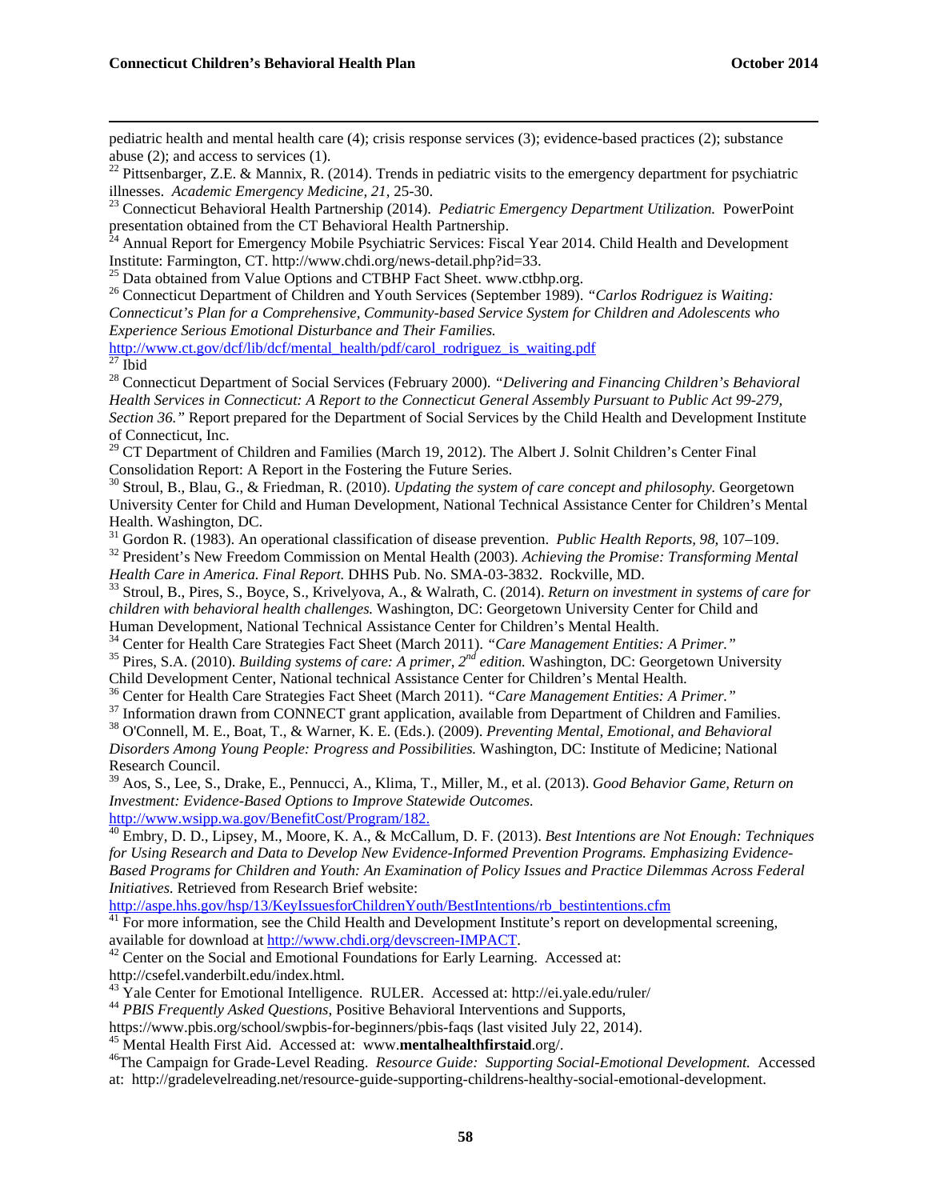pediatric health and mental health care (4); crisis response services (3); evidence-based practices (2); substance abuse (2); and access to services (1).

[22] Pittsenbarger, Z.E. & Mannix, R. (2014). Trends in pediatric visits to the emergency department for psychiatric illnesses. *Academic Emergency Medicine, 21*, 25-30.

[23] Connecticut Behavioral Health Partnership (2014). *Pediatric Emergency Department Utilization.* PowerPoint presentation obtained from the CT Behavioral Health Partnership.

[24] Annual Report for Emergency Mobile Psychiatric Services: Fiscal Year 2014. Child Health and Development Institute: Farmington, CT. http://www.chdi.org/news-detail.php?id=33.

[25] Data obtained from Value Options and CTBHP Fact Sheet. www.ctbhp.org.

[26] Connecticut Department of Children and Youth Services (September 1989). *"Carlos Rodriguez is Waiting: Connecticut's Plan for a Comprehensive, Community-based Service System for Children and Adolescents who Experience Serious Emotional Disturbance and Their Families.* http://www.ct.gov/dcf/lib/dcf/mental_health/pdf/carol_rodriguez_is_waiting.pdf

[27] Ibid

[28] Connecticut Department of Social Services (February 2000). *"Delivering and Financing Children's Behavioral Health Services in Connecticut: A Report to the Connecticut General Assembly Pursuant to Public Act 99-279, Section 36."* Report prepared for the Department of Social Services by the Child Health and Development Institute of Connecticut, Inc.

[29] CT Department of Children and Families (March 19, 2012). The Albert J. Solnit Children's Center Final Consolidation Report: A Report in the Fostering the Future Series.

[30] Stroul, B., Blau, G., & Friedman, R. (2010). *Updating the system of care concept and philosophy.* Georgetown University Center for Child and Human Development, National Technical Assistance Center for Children's Mental Health. Washington, DC.

[31] Gordon R. (1983). An operational classification of disease prevention. *Public Health Reports, 98,* 107–109.

[32] President's New Freedom Commission on Mental Health (2003). *Achieving the Promise: Transforming Mental Health Care in America. Final Report.* DHHS Pub. No. SMA-03-3832. Rockville, MD.

[33] Stroul, B., Pires, S., Boyce, S., Krivelyova, A., & Walrath, C. (2014). *Return on investment in systems of care for children with behavioral health challenges.* Washington, DC: Georgetown University Center for Child and Human Development, National Technical Assistance Center for Children's Mental Health.

[34] Center for Health Care Strategies Fact Sheet (March 2011). *"Care Management Entities: A Primer."*

[35] Pires, S.A. (2010). *Building systems of care: A primer, 2nd edition.* Washington, DC: Georgetown University Child Development Center, National technical Assistance Center for Children's Mental Health.

[36] Center for Health Care Strategies Fact Sheet (March 2011). *"Care Management Entities: A Primer."*

[37] Information drawn from CONNECT grant application, available from Department of Children and Families.

[38] O'Connell, M. E., Boat, T., & Warner, K. E. (Eds.). (2009). *Preventing Mental, Emotional, and Behavioral Disorders Among Young People: Progress and Possibilities.* Washington, DC: Institute of Medicine; National Research Council.

[39] Aos, S., Lee, S., Drake, E., Pennucci, A., Klima, T., Miller, M., et al. (2013). *Good Behavior Game, Return on Investment: Evidence-Based Options to Improve Statewide Outcomes.* http://www.wsipp.wa.gov/BenefitCost/Program/182.

[40] Embry, D. D., Lipsey, M., Moore, K. A., & McCallum, D. F. (2013). *Best Intentions are Not Enough: Techniques for Using Research and Data to Develop New Evidence-Informed Prevention Programs. Emphasizing Evidence-Based Programs for Children and Youth: An Examination of Policy Issues and Practice Dilemmas Across Federal Initiatives.* Retrieved from Research Brief website: http://aspe.hhs.gov/hsp/13/KeyIssuesforChildrenYouth/BestIntentions/rb_bestintentions.cfm

[41] For more information, see the Child Health and Development Institute's report on developmental screening, available for download at http://www.chdi.org/devscreen-IMPACT.

[42] Center on the Social and Emotional Foundations for Early Learning. Accessed at: http://csefel.vanderbilt.edu/index.html.

[43] Yale Center for Emotional Intelligence. RULER. Accessed at: http://ei.yale.edu/ruler/

[44] *PBIS Frequently Asked Questions*, Positive Behavioral Interventions and Supports, https://www.pbis.org/school/swpbis-for-beginners/pbis-faqs (last visited July 22, 2014).

[45] Mental Health First Aid. Accessed at: www.**mentalhealthfirstaid**.org/.

[46] The Campaign for Grade-Level Reading. *Resource Guide: Supporting Social-Emotional Development.* Accessed at: http://gradelevelreading.net/resource-guide-supporting-childrens-healthy-social-emotional-development.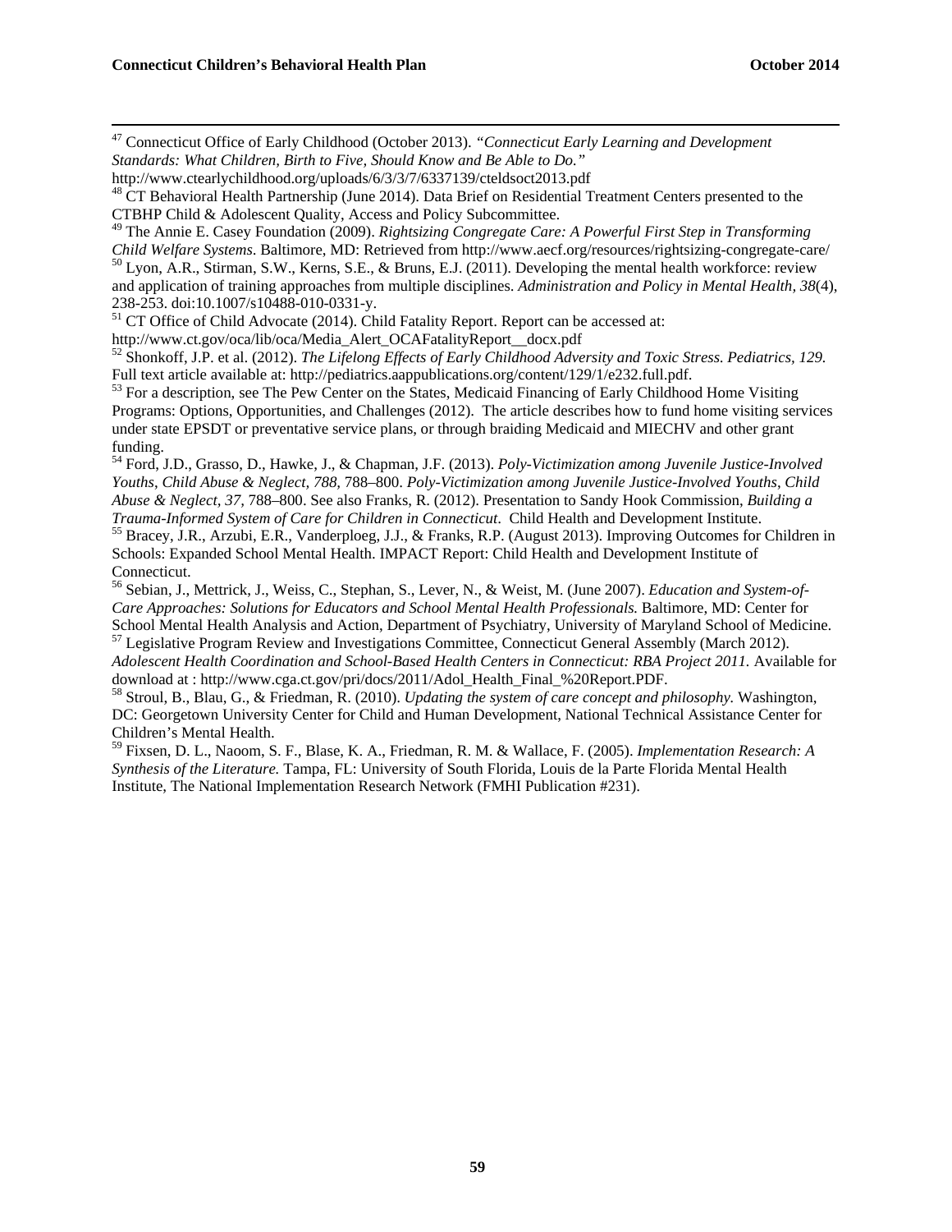[47] Connecticut Office of Early Childhood (October 2013). *"Connecticut Early Learning and Development Standards: What Children, Birth to Five, Should Know and Be Able to Do."* http://www.ctearlychildhood.org/uploads/6/3/3/7/6337139/cteldsoct2013.pdf

[48] CT Behavioral Health Partnership (June 2014). Data Brief on Residential Treatment Centers presented to the CTBHP Child & Adolescent Quality, Access and Policy Subcommittee.

[49] The Annie E. Casey Foundation (2009). *Rightsizing Congregate Care: A Powerful First Step in Transforming Child Welfare Systems.* Baltimore, MD: Retrieved from http://www.aecf.org/resources/rightsizing-congregate-care/

[50] Lyon, A.R., Stirman, S.W., Kerns, S.E., & Bruns, E.J. (2011). Developing the mental health workforce: review and application of training approaches from multiple disciplines. *Administration and Policy in Mental Health, 38*(4), 238-253. doi:10.1007/s10488-010-0331-y.

[51] CT Office of Child Advocate (2014). Child Fatality Report. Report can be accessed at: http://www.ct.gov/oca/lib/oca/Media_Alert_OCAFatalityReport__docx.pdf

[52] Shonkoff, J.P. et al. (2012). *The Lifelong Effects of Early Childhood Adversity and Toxic Stress. Pediatrics, 129.* Full text article available at: http://pediatrics.aappublications.org/content/129/1/e232.full.pdf.

[53] For a description, see The Pew Center on the States, Medicaid Financing of Early Childhood Home Visiting Programs: Options, Opportunities, and Challenges (2012). The article describes how to fund home visiting services under state EPSDT or preventative service plans, or through braiding Medicaid and MIECHV and other grant funding.

[54] Ford, J.D., Grasso, D., Hawke, J., & Chapman, J.F. (2013). *Poly-Victimization among Juvenile Justice-Involved Youths, Child Abuse & Neglect, 788,* 788–800. *Poly-Victimization among Juvenile Justice-Involved Youths, Child Abuse & Neglect, 37,* 788–800. See also Franks, R. (2012). Presentation to Sandy Hook Commission, *Building a Trauma-Informed System of Care for Children in Connecticut*. Child Health and Development Institute.

[55] Bracey, J.R., Arzubi, E.R., Vanderploeg, J.J., & Franks, R.P. (August 2013). Improving Outcomes for Children in Schools: Expanded School Mental Health. IMPACT Report: Child Health and Development Institute of Connecticut.

[56] Sebian, J., Mettrick, J., Weiss, C., Stephan, S., Lever, N., & Weist, M. (June 2007). *Education and System-of-Care Approaches: Solutions for Educators and School Mental Health Professionals.* Baltimore, MD: Center for School Mental Health Analysis and Action, Department of Psychiatry, University of Maryland School of Medicine.

[57] Legislative Program Review and Investigations Committee, Connecticut General Assembly (March 2012). *Adolescent Health Coordination and School-Based Health Centers in Connecticut: RBA Project 2011.* Available for download at : http://www.cga.ct.gov/pri/docs/2011/Adol_Health_Final_%20Report.PDF.

[58] Stroul, B., Blau, G., & Friedman, R. (2010). *Updating the system of care concept and philosophy.* Washington, DC: Georgetown University Center for Child and Human Development, National Technical Assistance Center for Children's Mental Health.

[59] Fixsen, D. L., Naoom, S. F., Blase, K. A., Friedman, R. M. & Wallace, F. (2005). *Implementation Research: A Synthesis of the Literature.* Tampa, FL: University of South Florida, Louis de la Parte Florida Mental Health Institute, The National Implementation Research Network (FMHI Publication #231).